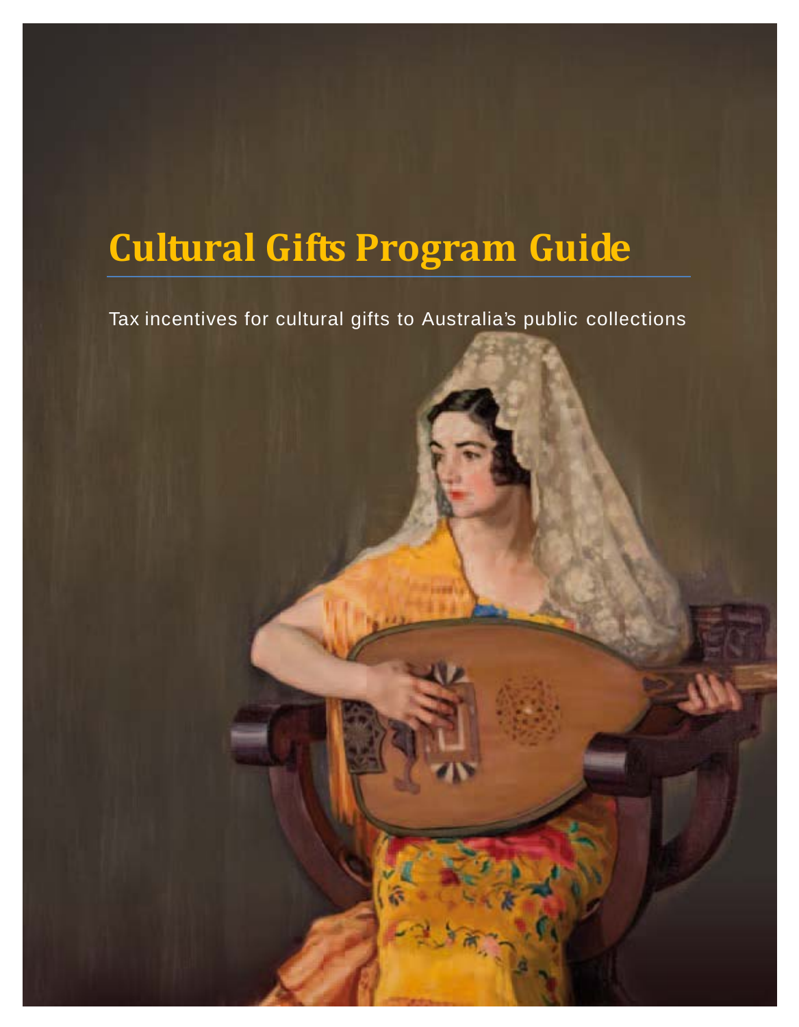# Cultural Gifts Program Guide

Tax incentives for cultural gifts to Australia's public collections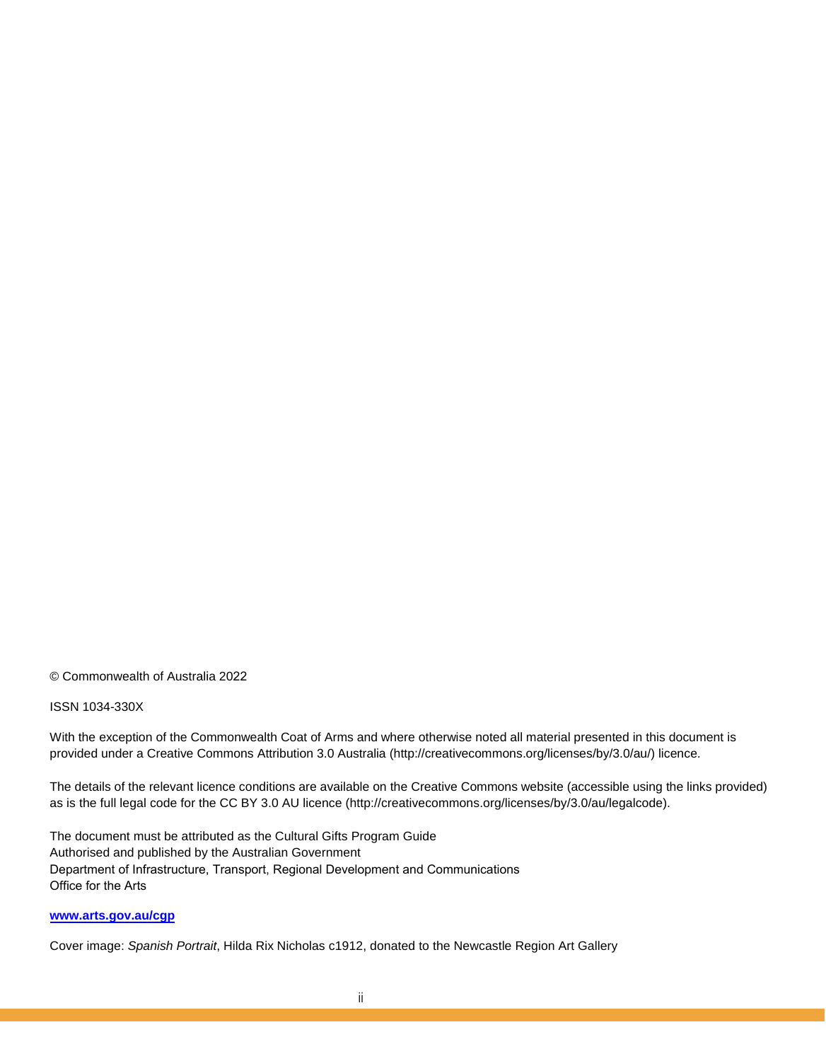© Commonwealth of Australia 2022

ISSN 1034-330X

With the exception of the Commonwealth Coat of Arms and where otherwise noted all material presented in this document is provided under a Creative Commons Attribution 3.0 Australia (http://creativecommons.org/licenses/by/3.0/au/) licence.

The details of the relevant licence conditions are available on the Creative Commons website (accessible using the links provided) as is the full legal code for the CC BY 3.0 AU licence (http://creativecommons.org/licenses/by/3.0/au/legalcode).

The document must be attributed as the Cultural Gifts Program Guide
Authorised and published by the Australian Government
Department of Infrastructure, Transport, Regional Development and Communications
Office for the Arts

**www.arts.gov.au/cgp**

Cover image: *Spanish Portrait*, Hilda Rix Nicholas c1912, donated to the Newcastle Region Art Gallery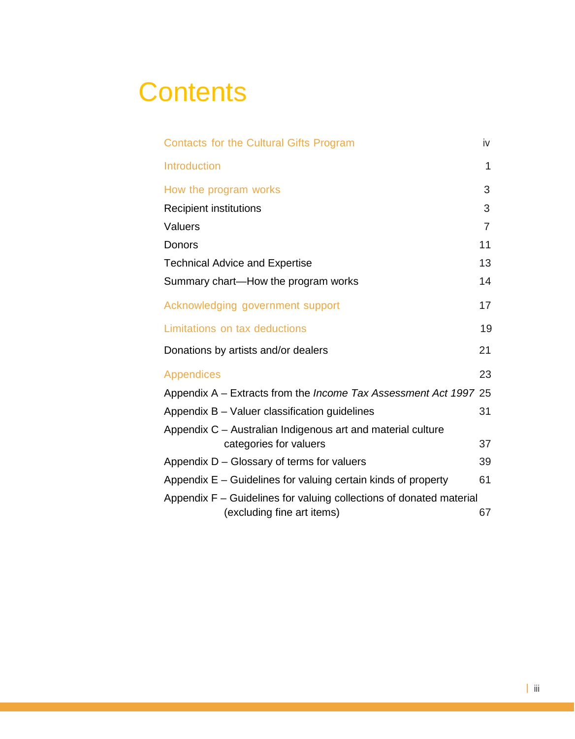# Contents

| | |
|---|---|
| Contacts for the Cultural Gifts Program | iv |
| Introduction | 1 |
| How the program works | 3 |
| Recipient institutions | 3 |
| Valuers | 7 |
| Donors | 11 |
| Technical Advice and Expertise | 13 |
| Summary chart—How the program works | 14 |
| Acknowledging government support | 17 |
| Limitations on tax deductions | 19 |
| Donations by artists and/or dealers | 21 |
| Appendices | 23 |
| Appendix A – Extracts from the *Income Tax Assessment Act 1997* | 25 |
| Appendix B – Valuer classification guidelines | 31 |
| Appendix C – Australian Indigenous art and material culture categories for valuers | 37 |
| Appendix D – Glossary of terms for valuers | 39 |
| Appendix E – Guidelines for valuing certain kinds of property | 61 |
| Appendix F – Guidelines for valuing collections of donated material (excluding fine art items) | 67 |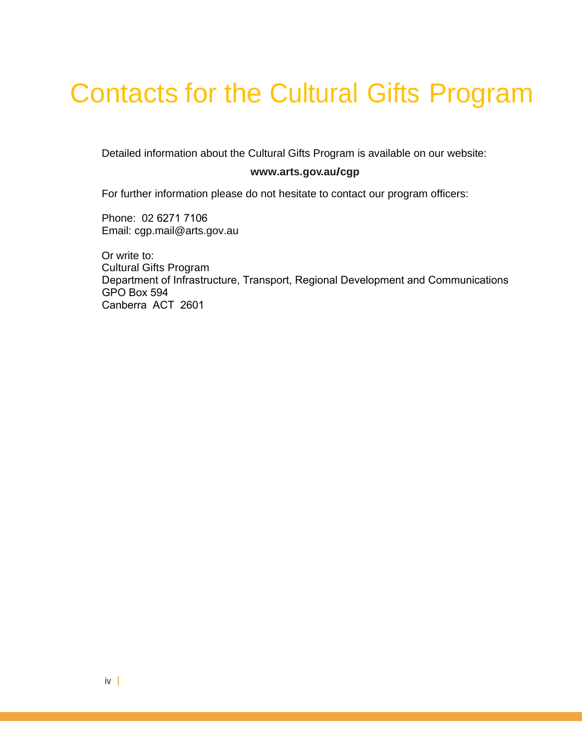# Contacts for the Cultural Gifts Program

Detailed information about the Cultural Gifts Program is available on our website:

**www.arts.gov.au/cgp**

For further information please do not hesitate to contact our program officers:

Phone: 02 6271 7106
Email: cgp.mail@arts.gov.au

Or write to:
Cultural Gifts Program
Department of Infrastructure, Transport, Regional Development and Communications
GPO Box 594
Canberra ACT 2601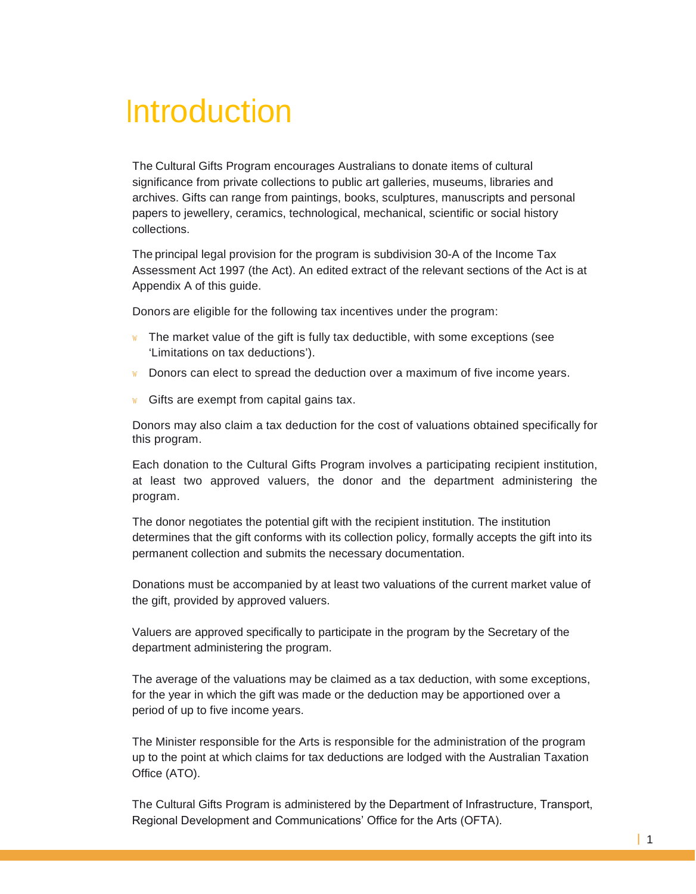# Introduction

The Cultural Gifts Program encourages Australians to donate items of cultural significance from private collections to public art galleries, museums, libraries and archives. Gifts can range from paintings, books, sculptures, manuscripts and personal papers to jewellery, ceramics, technological, mechanical, scientific or social history collections.

The principal legal provision for the program is subdivision 30-A of the Income Tax Assessment Act 1997 (the Act). An edited extract of the relevant sections of the Act is at Appendix A of this guide.

Donors are eligible for the following tax incentives under the program:

- The market value of the gift is fully tax deductible, with some exceptions (see 'Limitations on tax deductions').
- Donors can elect to spread the deduction over a maximum of five income years.
- Gifts are exempt from capital gains tax.

Donors may also claim a tax deduction for the cost of valuations obtained specifically for this program.

Each donation to the Cultural Gifts Program involves a participating recipient institution, at least two approved valuers, the donor and the department administering the program.

The donor negotiates the potential gift with the recipient institution. The institution determines that the gift conforms with its collection policy, formally accepts the gift into its permanent collection and submits the necessary documentation.

Donations must be accompanied by at least two valuations of the current market value of the gift, provided by approved valuers.

Valuers are approved specifically to participate in the program by the Secretary of the department administering the program.

The average of the valuations may be claimed as a tax deduction, with some exceptions, for the year in which the gift was made or the deduction may be apportioned over a period of up to five income years.

The Minister responsible for the Arts is responsible for the administration of the program up to the point at which claims for tax deductions are lodged with the Australian Taxation Office (ATO).

The Cultural Gifts Program is administered by the Department of Infrastructure, Transport, Regional Development and Communications' Office for the Arts (OFTA).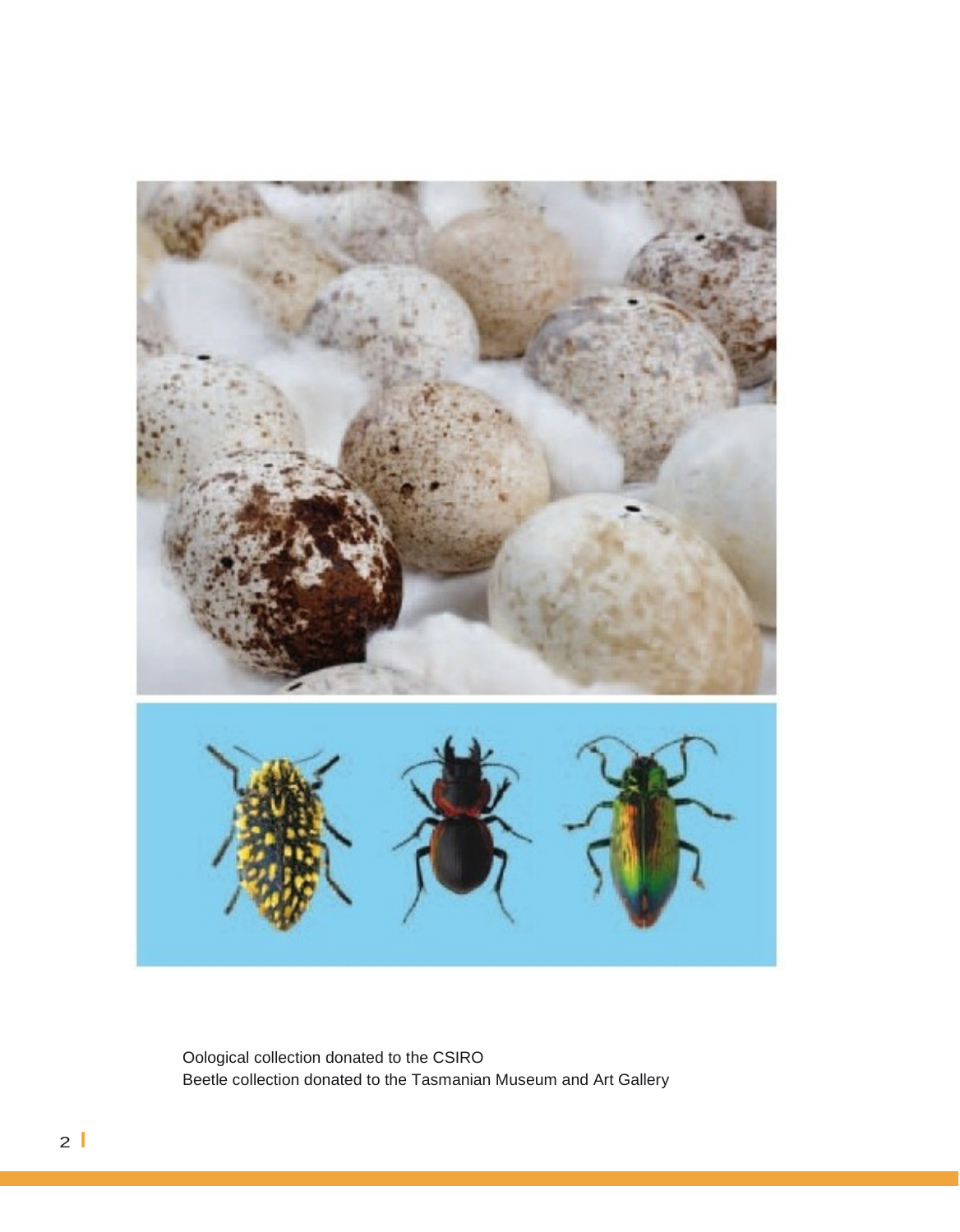Oological collection donated to the CSIRO
Beetle collection donated to the Tasmanian Museum and Art Gallery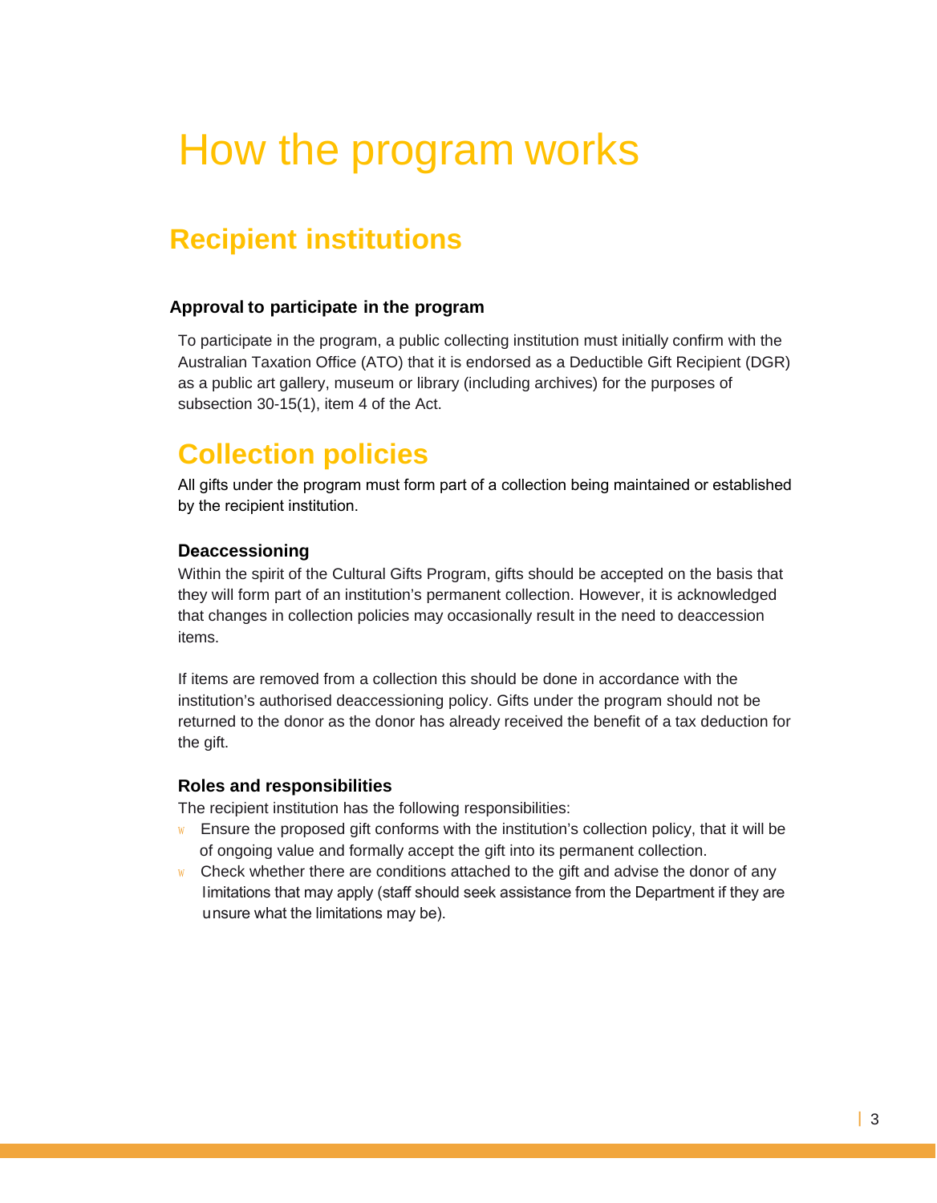# How the program works

## Recipient institutions

#### Approval to participate in the program

To participate in the program, a public collecting institution must initially confirm with the Australian Taxation Office (ATO) that it is endorsed as a Deductible Gift Recipient (DGR) as a public art gallery, museum or library (including archives) for the purposes of subsection 30-15(1), item 4 of the Act.

## Collection policies

All gifts under the program must form part of a collection being maintained or established by the recipient institution.

#### Deaccessioning

Within the spirit of the Cultural Gifts Program, gifts should be accepted on the basis that they will form part of an institution's permanent collection. However, it is acknowledged that changes in collection policies may occasionally result in the need to deaccession items.

If items are removed from a collection this should be done in accordance with the institution's authorised deaccessioning policy. Gifts under the program should not be returned to the donor as the donor has already received the benefit of a tax deduction for the gift.

#### Roles and responsibilities

The recipient institution has the following responsibilities:

- Ensure the proposed gift conforms with the institution's collection policy, that it will be of ongoing value and formally accept the gift into its permanent collection.
- Check whether there are conditions attached to the gift and advise the donor of any limitations that may apply (staff should seek assistance from the Department if they are unsure what the limitations may be).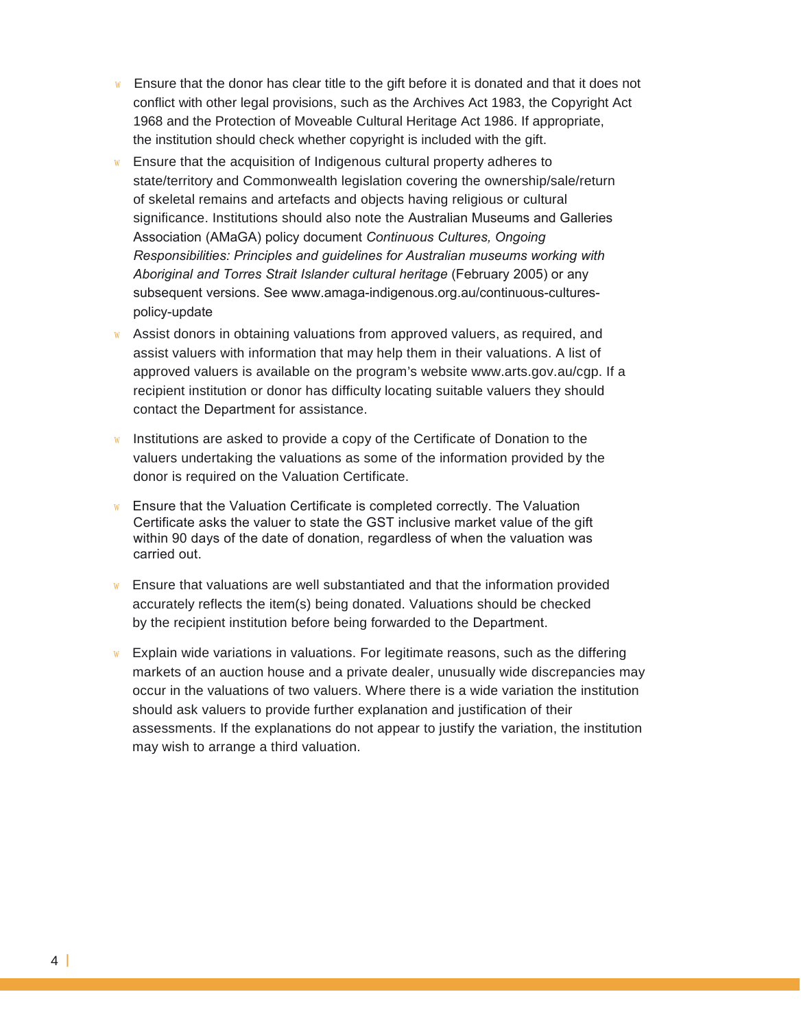- Ensure that the donor has clear title to the gift before it is donated and that it does not conflict with other legal provisions, such as the Archives Act 1983, the Copyright Act 1968 and the Protection of Moveable Cultural Heritage Act 1986. If appropriate, the institution should check whether copyright is included with the gift.
- Ensure that the acquisition of Indigenous cultural property adheres to state/territory and Commonwealth legislation covering the ownership/sale/return of skeletal remains and artefacts and objects having religious or cultural significance. Institutions should also note the Australian Museums and Galleries Association (AMaGA) policy document *Continuous Cultures, Ongoing Responsibilities: Principles and guidelines for Australian museums working with Aboriginal and Torres Strait Islander cultural heritage* (February 2005) or any subsequent versions. See www.amaga-indigenous.org.au/continuous-cultures-policy-update
- Assist donors in obtaining valuations from approved valuers, as required, and assist valuers with information that may help them in their valuations. A list of approved valuers is available on the program's website www.arts.gov.au/cgp. If a recipient institution or donor has difficulty locating suitable valuers they should contact the Department for assistance.
- Institutions are asked to provide a copy of the Certificate of Donation to the valuers undertaking the valuations as some of the information provided by the donor is required on the Valuation Certificate.
- Ensure that the Valuation Certificate is completed correctly. The Valuation Certificate asks the valuer to state the GST inclusive market value of the gift within 90 days of the date of donation, regardless of when the valuation was carried out.
- Ensure that valuations are well substantiated and that the information provided accurately reflects the item(s) being donated. Valuations should be checked by the recipient institution before being forwarded to the Department.
- Explain wide variations in valuations. For legitimate reasons, such as the differing markets of an auction house and a private dealer, unusually wide discrepancies may occur in the valuations of two valuers. Where there is a wide variation the institution should ask valuers to provide further explanation and justification of their assessments. If the explanations do not appear to justify the variation, the institution may wish to arrange a third valuation.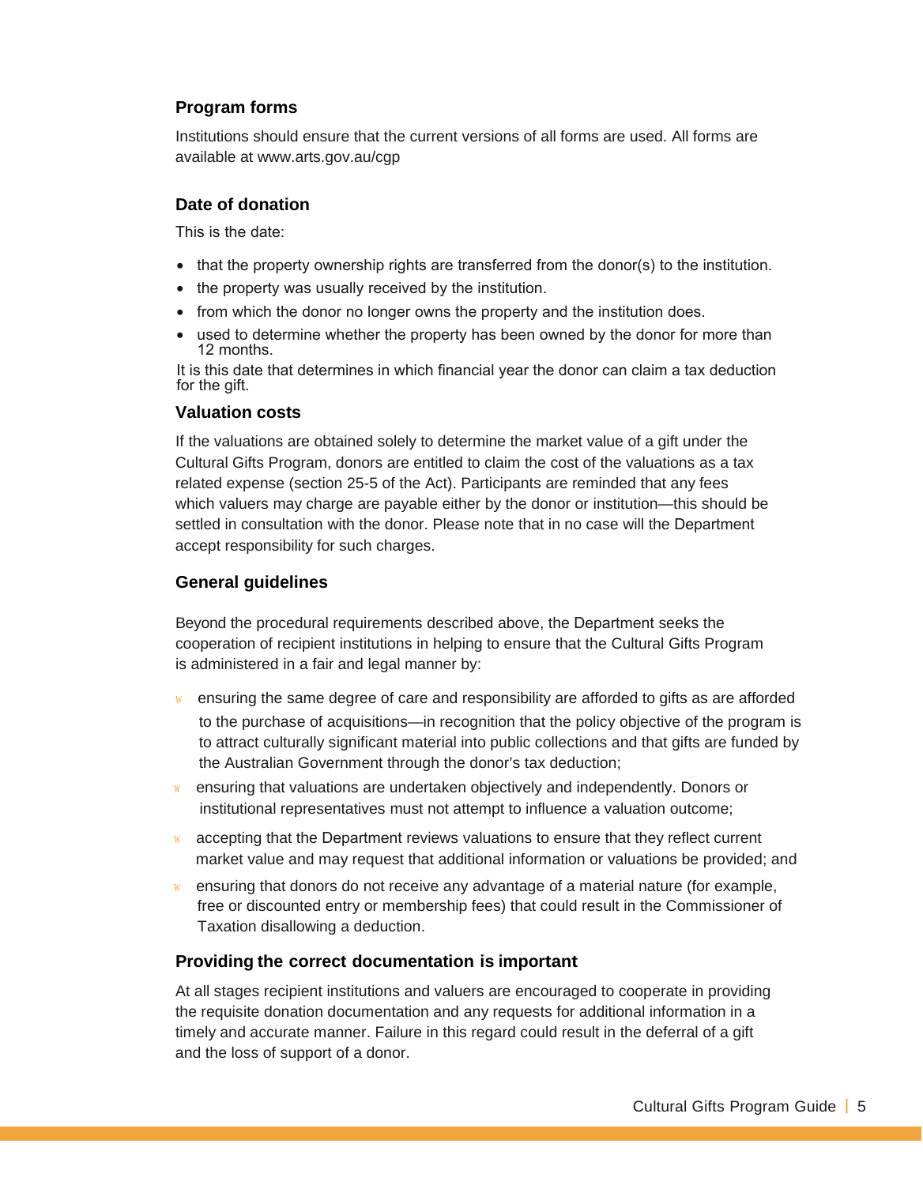### Program forms

Institutions should ensure that the current versions of all forms are used. All forms are available at www.arts.gov.au/cgp

### Date of donation

This is the date:

- that the property ownership rights are transferred from the donor(s) to the institution.
- the property was usually received by the institution.
- from which the donor no longer owns the property and the institution does.
- used to determine whether the property has been owned by the donor for more than 12 months.

It is this date that determines in which financial year the donor can claim a tax deduction for the gift.

### Valuation costs

If the valuations are obtained solely to determine the market value of a gift under the Cultural Gifts Program, donors are entitled to claim the cost of the valuations as a tax related expense (section 25-5 of the Act). Participants are reminded that any fees which valuers may charge are payable either by the donor or institution—this should be settled in consultation with the donor. Please note that in no case will the Department accept responsibility for such charges.

### General guidelines

Beyond the procedural requirements described above, the Department seeks the cooperation of recipient institutions in helping to ensure that the Cultural Gifts Program is administered in a fair and legal manner by:

- ensuring the same degree of care and responsibility are afforded to gifts as are afforded to the purchase of acquisitions—in recognition that the policy objective of the program is to attract culturally significant material into public collections and that gifts are funded by the Australian Government through the donor's tax deduction;
- ensuring that valuations are undertaken objectively and independently. Donors or institutional representatives must not attempt to influence a valuation outcome;
- accepting that the Department reviews valuations to ensure that they reflect current market value and may request that additional information or valuations be provided; and
- ensuring that donors do not receive any advantage of a material nature (for example, free or discounted entry or membership fees) that could result in the Commissioner of Taxation disallowing a deduction.

### Providing the correct documentation is important

At all stages recipient institutions and valuers are encouraged to cooperate in providing the requisite donation documentation and any requests for additional information in a timely and accurate manner. Failure in this regard could result in the deferral of a gift and the loss of support of a donor.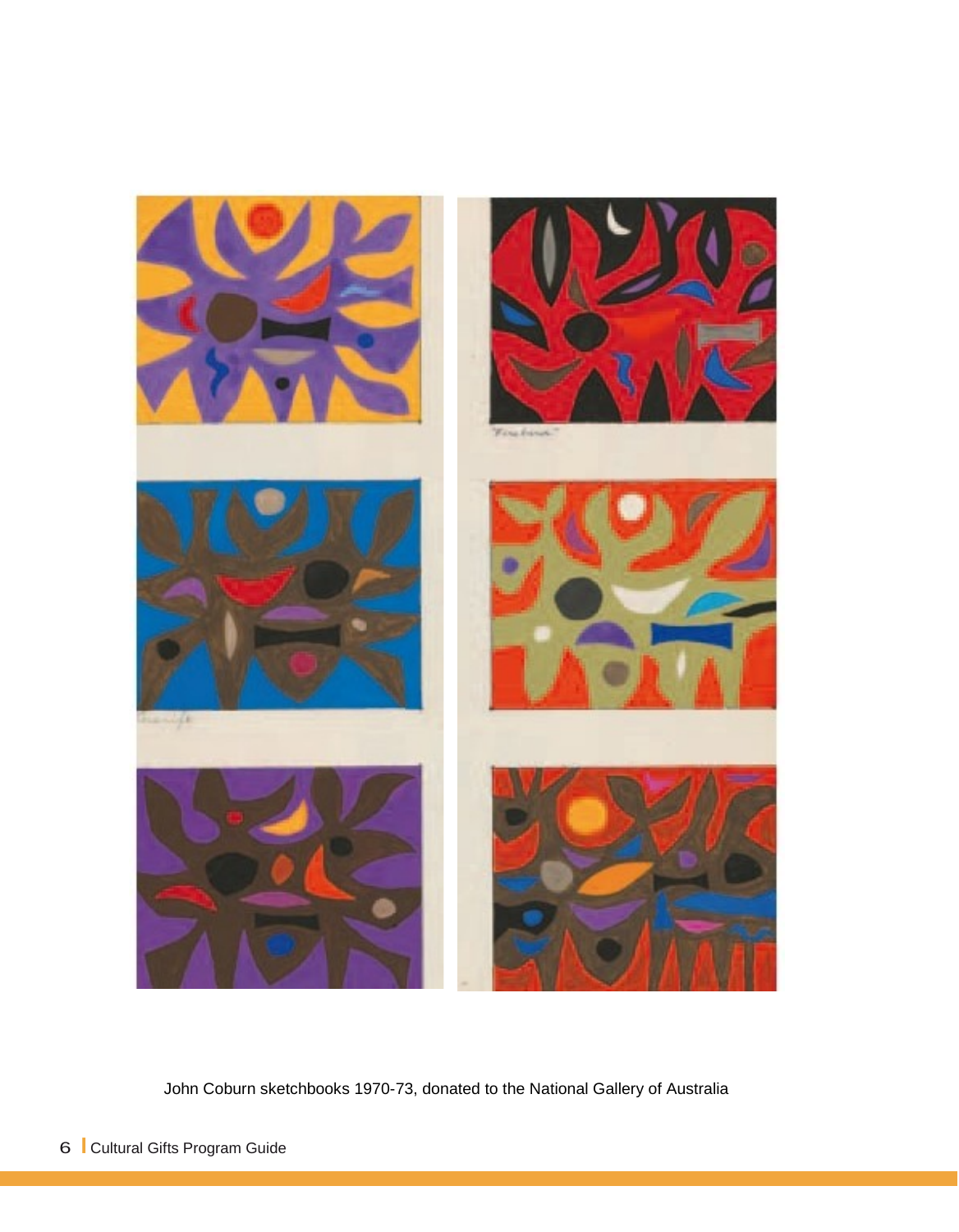John Coburn sketchbooks 1970-73, donated to the National Gallery of Australia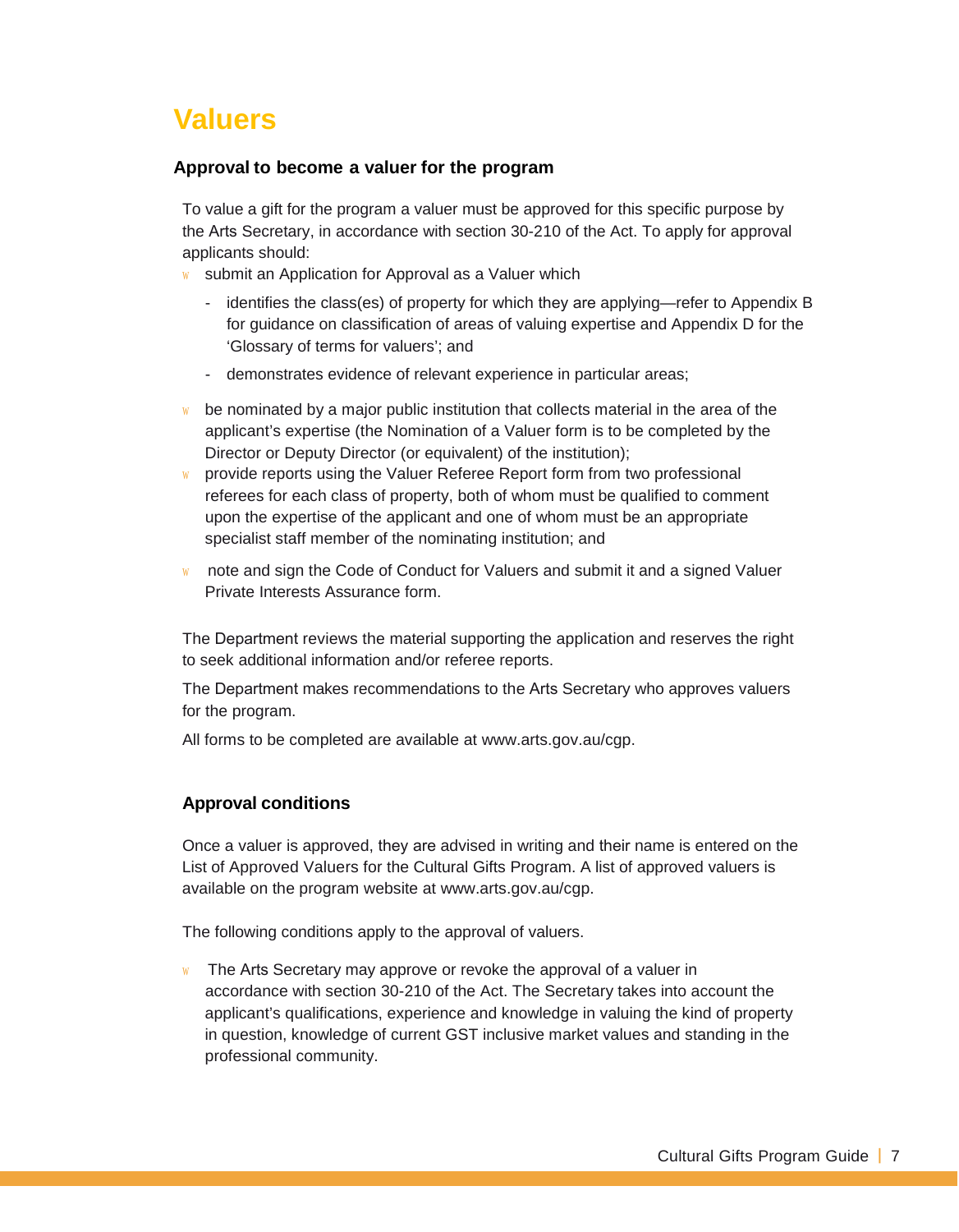# Valuers

### Approval to become a valuer for the program

To value a gift for the program a valuer must be approved for this specific purpose by the Arts Secretary, in accordance with section 30-210 of the Act. To apply for approval applicants should:

- submit an Application for Approval as a Valuer which
  - identifies the class(es) of property for which they are applying—refer to Appendix B for guidance on classification of areas of valuing expertise and Appendix D for the 'Glossary of terms for valuers'; and
  - demonstrates evidence of relevant experience in particular areas;
- be nominated by a major public institution that collects material in the area of the applicant's expertise (the Nomination of a Valuer form is to be completed by the Director or Deputy Director (or equivalent) of the institution);
- provide reports using the Valuer Referee Report form from two professional referees for each class of property, both of whom must be qualified to comment upon the expertise of the applicant and one of whom must be an appropriate specialist staff member of the nominating institution; and
- note and sign the Code of Conduct for Valuers and submit it and a signed Valuer Private Interests Assurance form.

The Department reviews the material supporting the application and reserves the right to seek additional information and/or referee reports.

The Department makes recommendations to the Arts Secretary who approves valuers for the program.

All forms to be completed are available at www.arts.gov.au/cgp.

### Approval conditions

Once a valuer is approved, they are advised in writing and their name is entered on the List of Approved Valuers for the Cultural Gifts Program. A list of approved valuers is available on the program website at www.arts.gov.au/cgp.

The following conditions apply to the approval of valuers.

- The Arts Secretary may approve or revoke the approval of a valuer in accordance with section 30-210 of the Act. The Secretary takes into account the applicant's qualifications, experience and knowledge in valuing the kind of property in question, knowledge of current GST inclusive market values and standing in the professional community.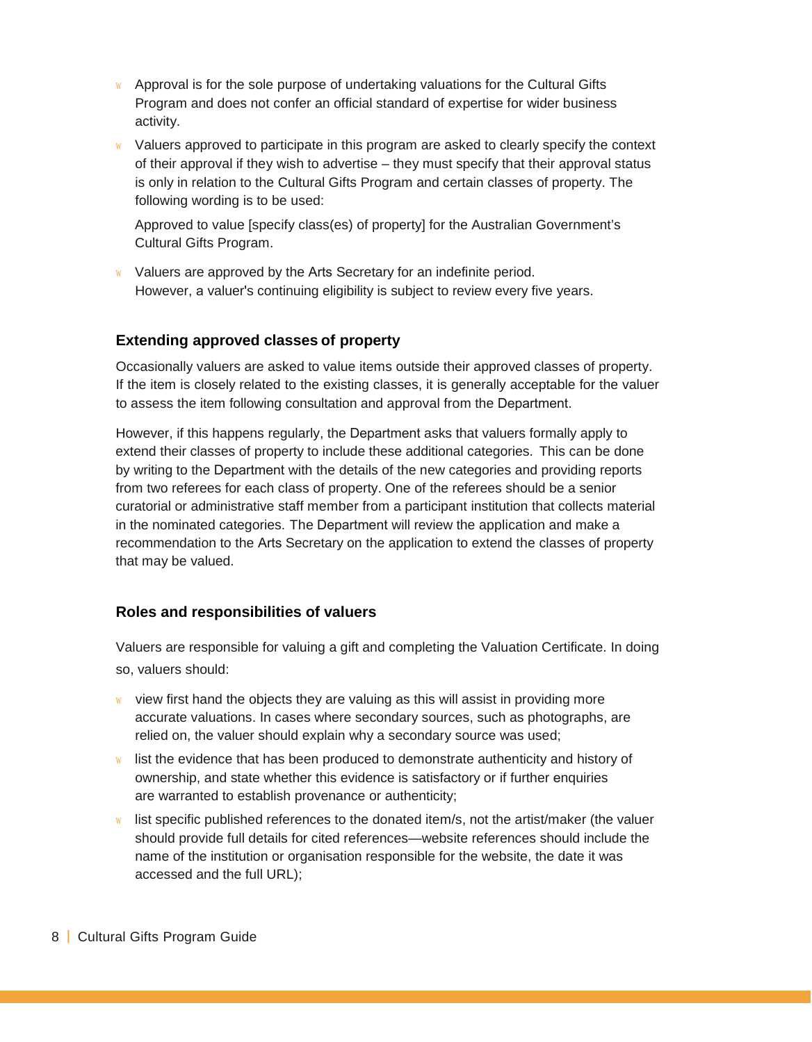- Approval is for the sole purpose of undertaking valuations for the Cultural Gifts Program and does not confer an official standard of expertise for wider business activity.
- Valuers approved to participate in this program are asked to clearly specify the context of their approval if they wish to advertise – they must specify that their approval status is only in relation to the Cultural Gifts Program and certain classes of property. The following wording is to be used:

  Approved to value [specify class(es) of property] for the Australian Government's Cultural Gifts Program.

- Valuers are approved by the Arts Secretary for an indefinite period. However, a valuer's continuing eligibility is subject to review every five years.

### Extending approved classes of property

Occasionally valuers are asked to value items outside their approved classes of property. If the item is closely related to the existing classes, it is generally acceptable for the valuer to assess the item following consultation and approval from the Department.

However, if this happens regularly, the Department asks that valuers formally apply to extend their classes of property to include these additional categories. This can be done by writing to the Department with the details of the new categories and providing reports from two referees for each class of property. One of the referees should be a senior curatorial or administrative staff member from a participant institution that collects material in the nominated categories. The Department will review the application and make a recommendation to the Arts Secretary on the application to extend the classes of property that may be valued.

### Roles and responsibilities of valuers

Valuers are responsible for valuing a gift and completing the Valuation Certificate. In doing so, valuers should:

- view first hand the objects they are valuing as this will assist in providing more accurate valuations. In cases where secondary sources, such as photographs, are relied on, the valuer should explain why a secondary source was used;
- list the evidence that has been produced to demonstrate authenticity and history of ownership, and state whether this evidence is satisfactory or if further enquiries are warranted to establish provenance or authenticity;
- list specific published references to the donated item/s, not the artist/maker (the valuer should provide full details for cited references—website references should include the name of the institution or organisation responsible for the website, the date it was accessed and the full URL);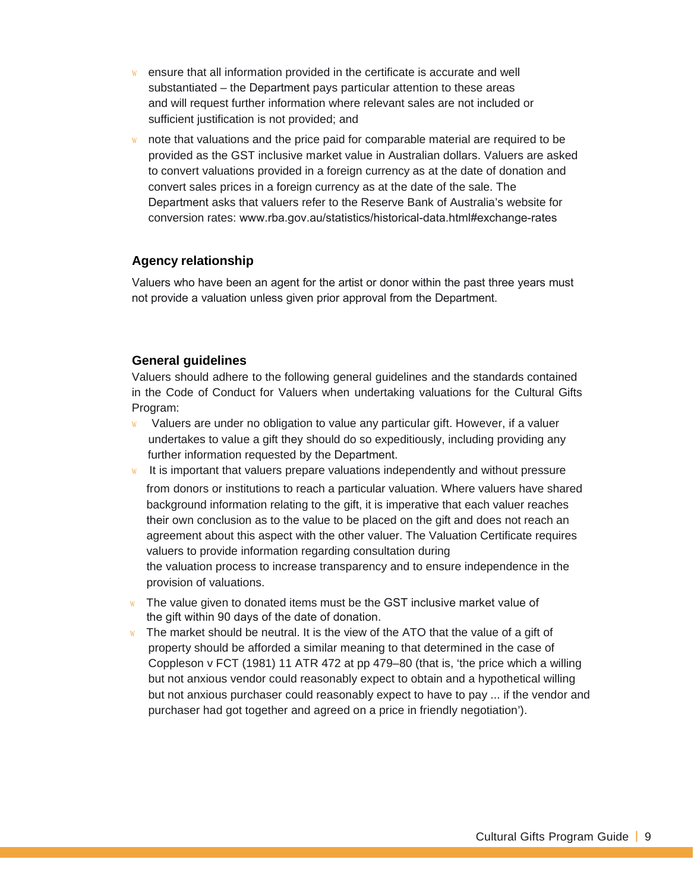- ensure that all information provided in the certificate is accurate and well substantiated – the Department pays particular attention to these areas and will request further information where relevant sales are not included or sufficient justification is not provided; and
- note that valuations and the price paid for comparable material are required to be provided as the GST inclusive market value in Australian dollars. Valuers are asked to convert valuations provided in a foreign currency as at the date of donation and convert sales prices in a foreign currency as at the date of the sale. The Department asks that valuers refer to the Reserve Bank of Australia's website for conversion rates: www.rba.gov.au/statistics/historical-data.html#exchange-rates

### Agency relationship

Valuers who have been an agent for the artist or donor within the past three years must not provide a valuation unless given prior approval from the Department.

### General guidelines

Valuers should adhere to the following general guidelines and the standards contained in the Code of Conduct for Valuers when undertaking valuations for the Cultural Gifts Program:

- Valuers are under no obligation to value any particular gift. However, if a valuer undertakes to value a gift they should do so expeditiously, including providing any further information requested by the Department.
- It is important that valuers prepare valuations independently and without pressure from donors or institutions to reach a particular valuation. Where valuers have shared background information relating to the gift, it is imperative that each valuer reaches their own conclusion as to the value to be placed on the gift and does not reach an agreement about this aspect with the other valuer. The Valuation Certificate requires valuers to provide information regarding consultation during the valuation process to increase transparency and to ensure independence in the provision of valuations.
- The value given to donated items must be the GST inclusive market value of the gift within 90 days of the date of donation.
- The market should be neutral. It is the view of the ATO that the value of a gift of property should be afforded a similar meaning to that determined in the case of Coppleson v FCT (1981) 11 ATR 472 at pp 479–80 (that is, 'the price which a willing but not anxious vendor could reasonably expect to obtain and a hypothetical willing but not anxious purchaser could reasonably expect to have to pay ... if the vendor and purchaser had got together and agreed on a price in friendly negotiation').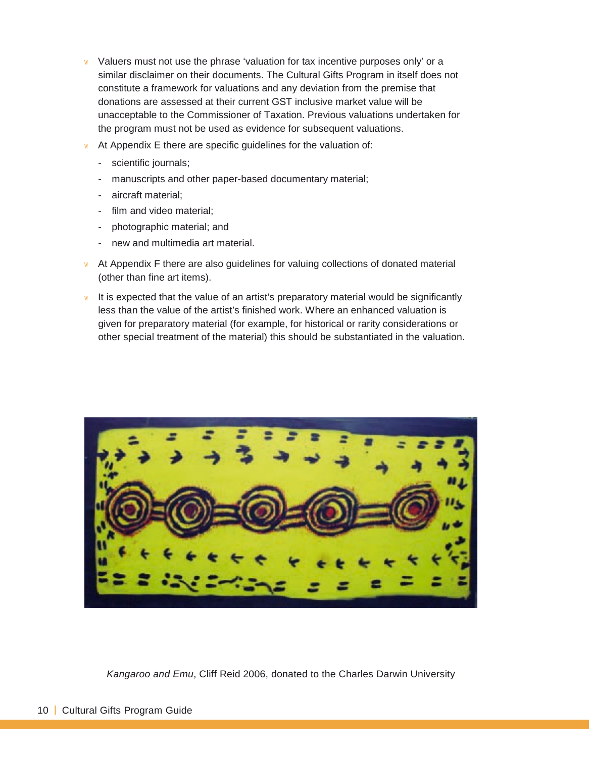- Valuers must not use the phrase 'valuation for tax incentive purposes only' or a similar disclaimer on their documents. The Cultural Gifts Program in itself does not constitute a framework for valuations and any deviation from the premise that donations are assessed at their current GST inclusive market value will be unacceptable to the Commissioner of Taxation. Previous valuations undertaken for the program must not be used as evidence for subsequent valuations.
- At Appendix E there are specific guidelines for the valuation of:
  - scientific journals;
  - manuscripts and other paper-based documentary material;
  - aircraft material;
  - film and video material;
  - photographic material; and
  - new and multimedia art material.
- At Appendix F there are also guidelines for valuing collections of donated material (other than fine art items).
- It is expected that the value of an artist's preparatory material would be significantly less than the value of the artist's finished work. Where an enhanced valuation is given for preparatory material (for example, for historical or rarity considerations or other special treatment of the material) this should be substantiated in the valuation.

*Kangaroo and Emu*, Cliff Reid 2006, donated to the Charles Darwin University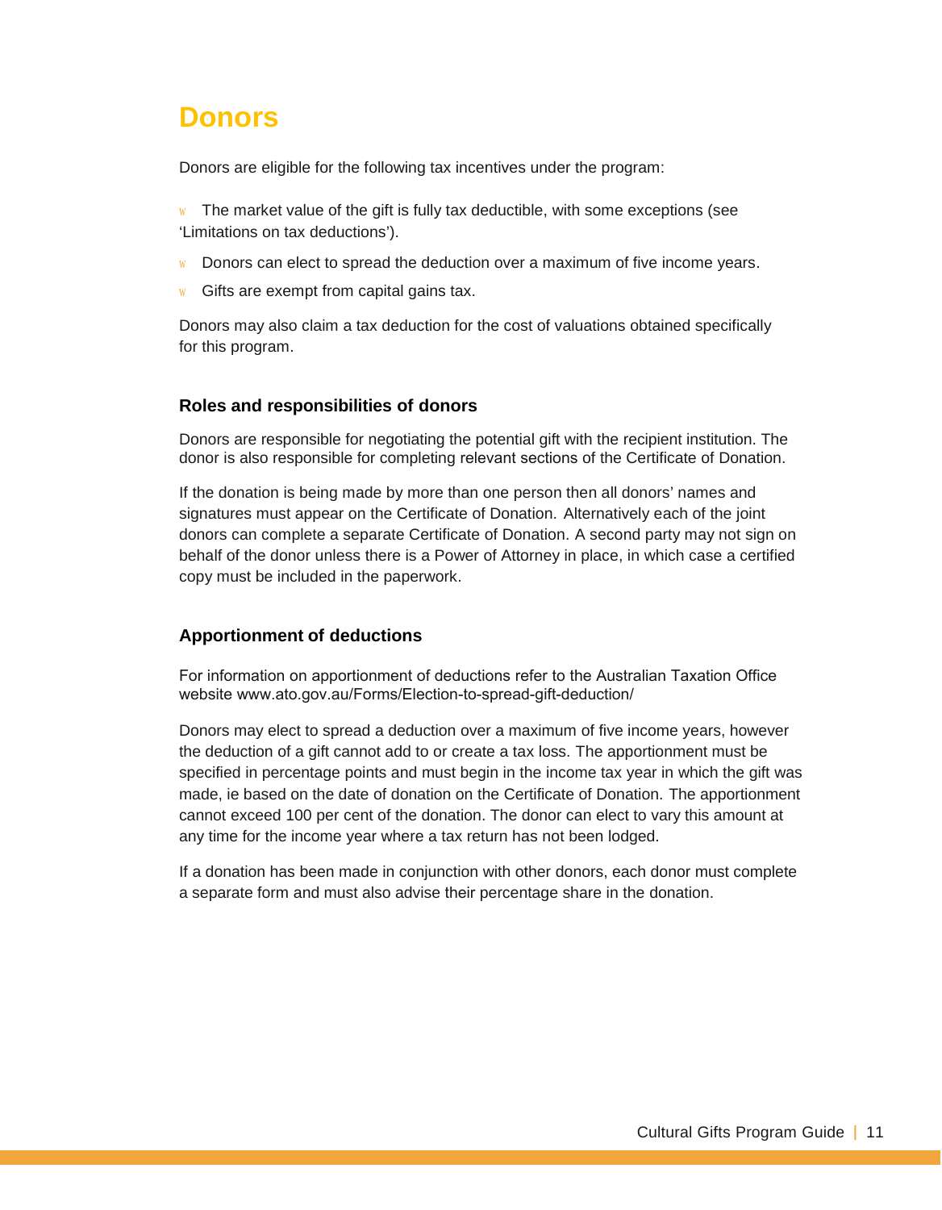# Donors

Donors are eligible for the following tax incentives under the program:

- The market value of the gift is fully tax deductible, with some exceptions (see 'Limitations on tax deductions').
- Donors can elect to spread the deduction over a maximum of five income years.
- Gifts are exempt from capital gains tax.

Donors may also claim a tax deduction for the cost of valuations obtained specifically for this program.

### Roles and responsibilities of donors

Donors are responsible for negotiating the potential gift with the recipient institution. The donor is also responsible for completing relevant sections of the Certificate of Donation.

If the donation is being made by more than one person then all donors' names and signatures must appear on the Certificate of Donation. Alternatively each of the joint donors can complete a separate Certificate of Donation. A second party may not sign on behalf of the donor unless there is a Power of Attorney in place, in which case a certified copy must be included in the paperwork.

### Apportionment of deductions

For information on apportionment of deductions refer to the Australian Taxation Office website www.ato.gov.au/Forms/Election-to-spread-gift-deduction/

Donors may elect to spread a deduction over a maximum of five income years, however the deduction of a gift cannot add to or create a tax loss. The apportionment must be specified in percentage points and must begin in the income tax year in which the gift was made, ie based on the date of donation on the Certificate of Donation. The apportionment cannot exceed 100 per cent of the donation. The donor can elect to vary this amount at any time for the income year where a tax return has not been lodged.

If a donation has been made in conjunction with other donors, each donor must complete a separate form and must also advise their percentage share in the donation.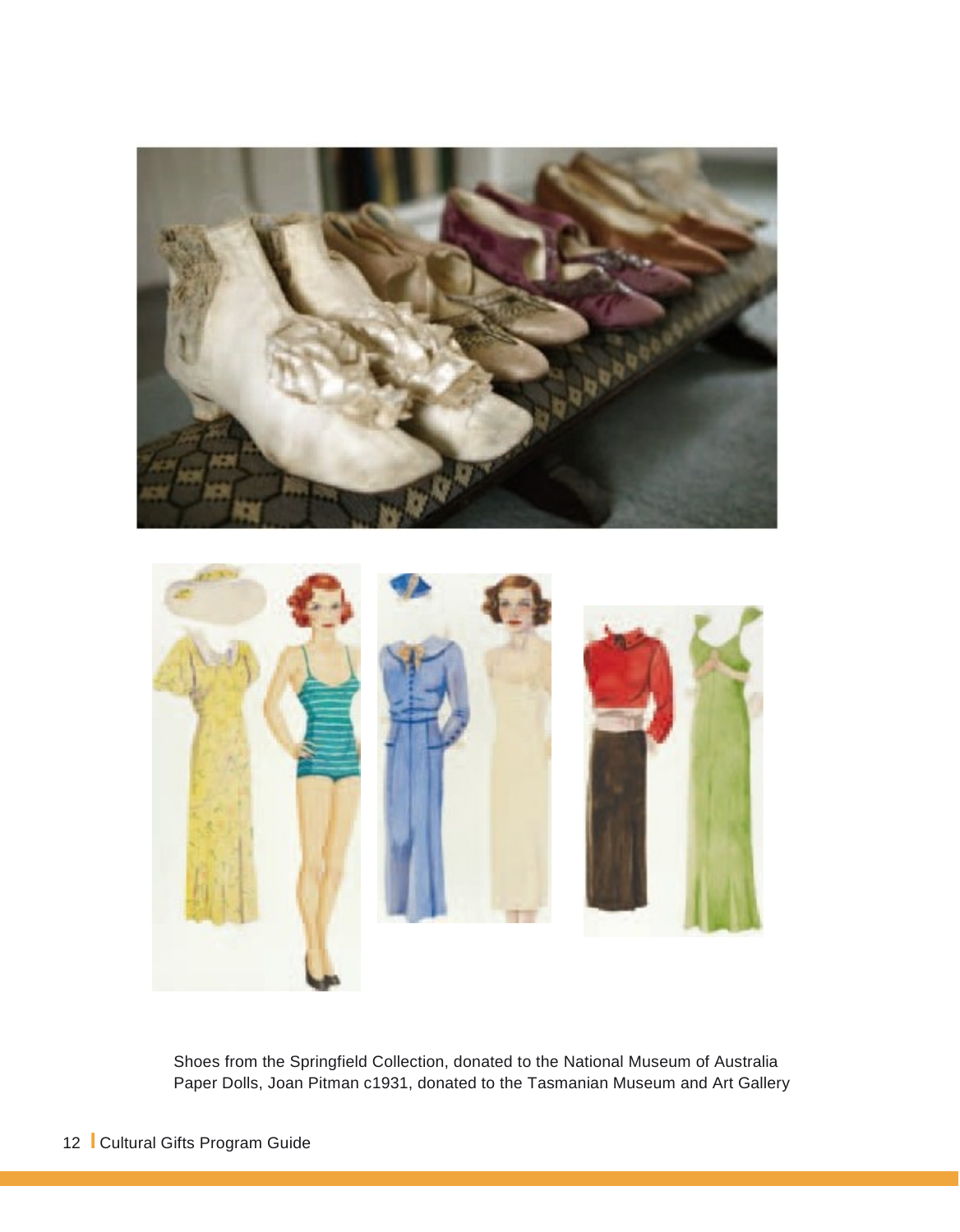Shoes from the Springfield Collection, donated to the National Museum of Australia
Paper Dolls, Joan Pitman c1931, donated to the Tasmanian Museum and Art Gallery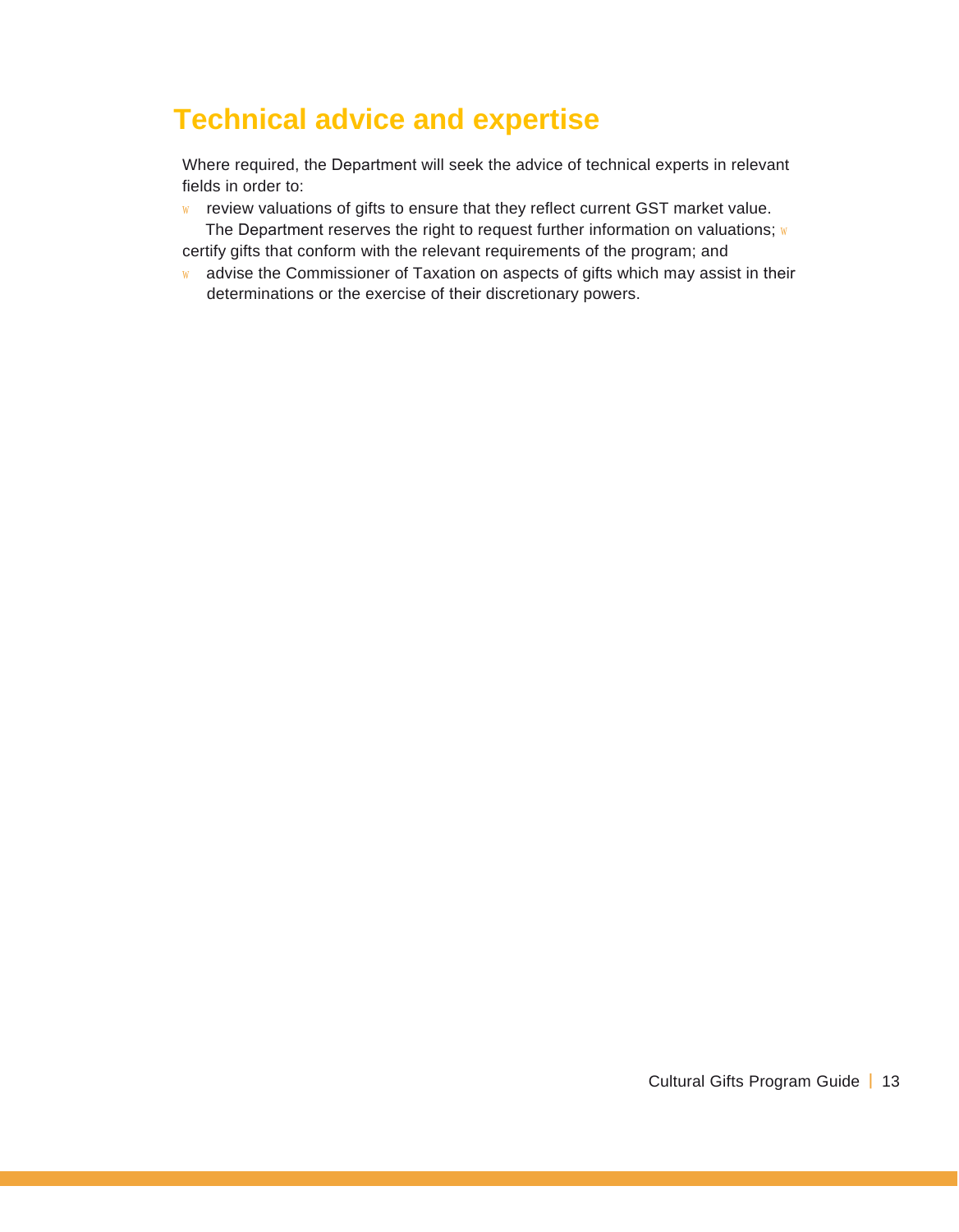## Technical advice and expertise

Where required, the Department will seek the advice of technical experts in relevant fields in order to:

- review valuations of gifts to ensure that they reflect current GST market value. The Department reserves the right to request further information on valuations;
- certify gifts that conform with the relevant requirements of the program; and
- advise the Commissioner of Taxation on aspects of gifts which may assist in their determinations or the exercise of their discretionary powers.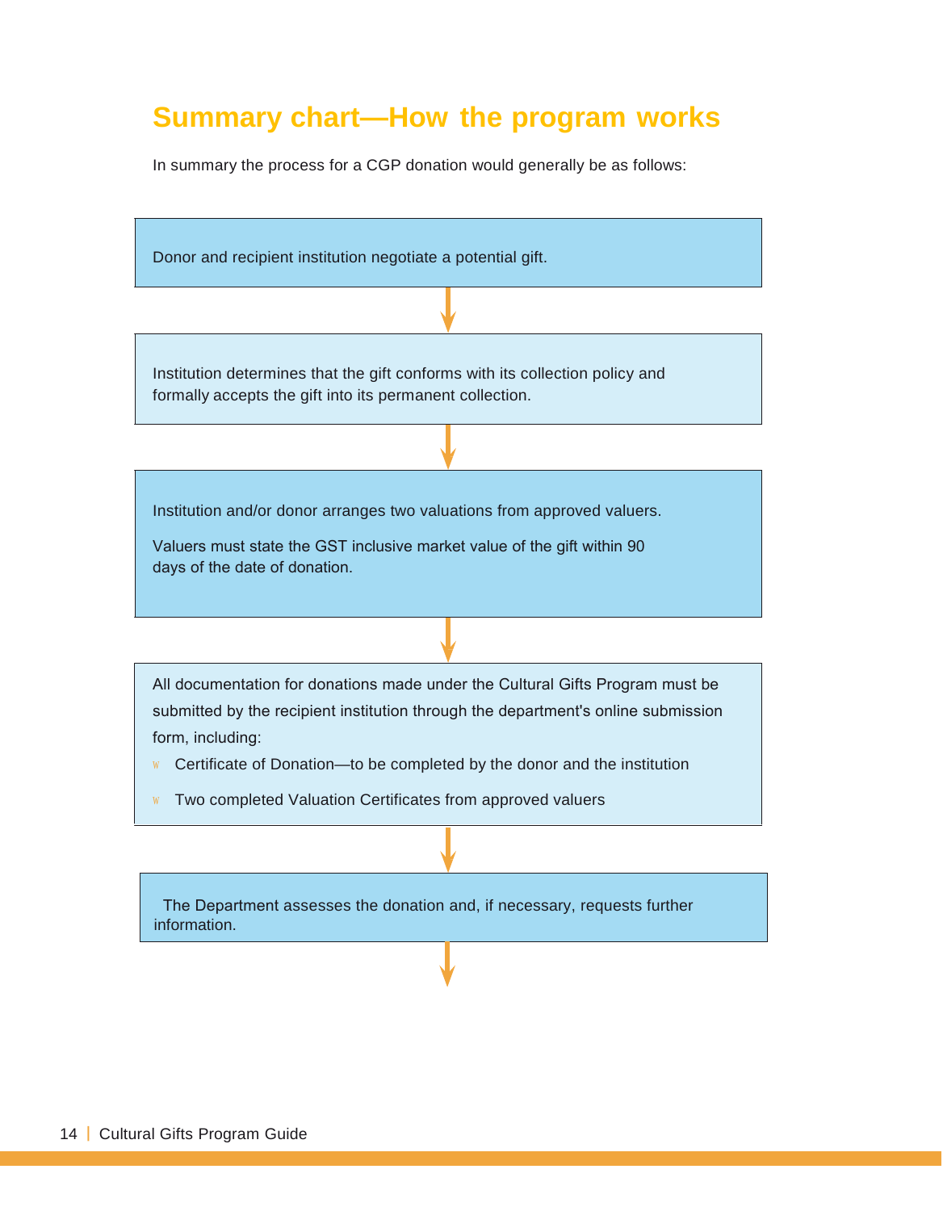## Summary chart—How the program works

In summary the process for a CGP donation would generally be as follows:

Donor and recipient institution negotiate a potential gift.

↓

Institution determines that the gift conforms with its collection policy and formally accepts the gift into its permanent collection.

↓

Institution and/or donor arranges two valuations from approved valuers.

Valuers must state the GST inclusive market value of the gift within 90 days of the date of donation.

↓

All documentation for donations made under the Cultural Gifts Program must be submitted by the recipient institution through the department's online submission form, including:

- Certificate of Donation—to be completed by the donor and the institution
- Two completed Valuation Certificates from approved valuers

↓

The Department assesses the donation and, if necessary, requests further information.

↓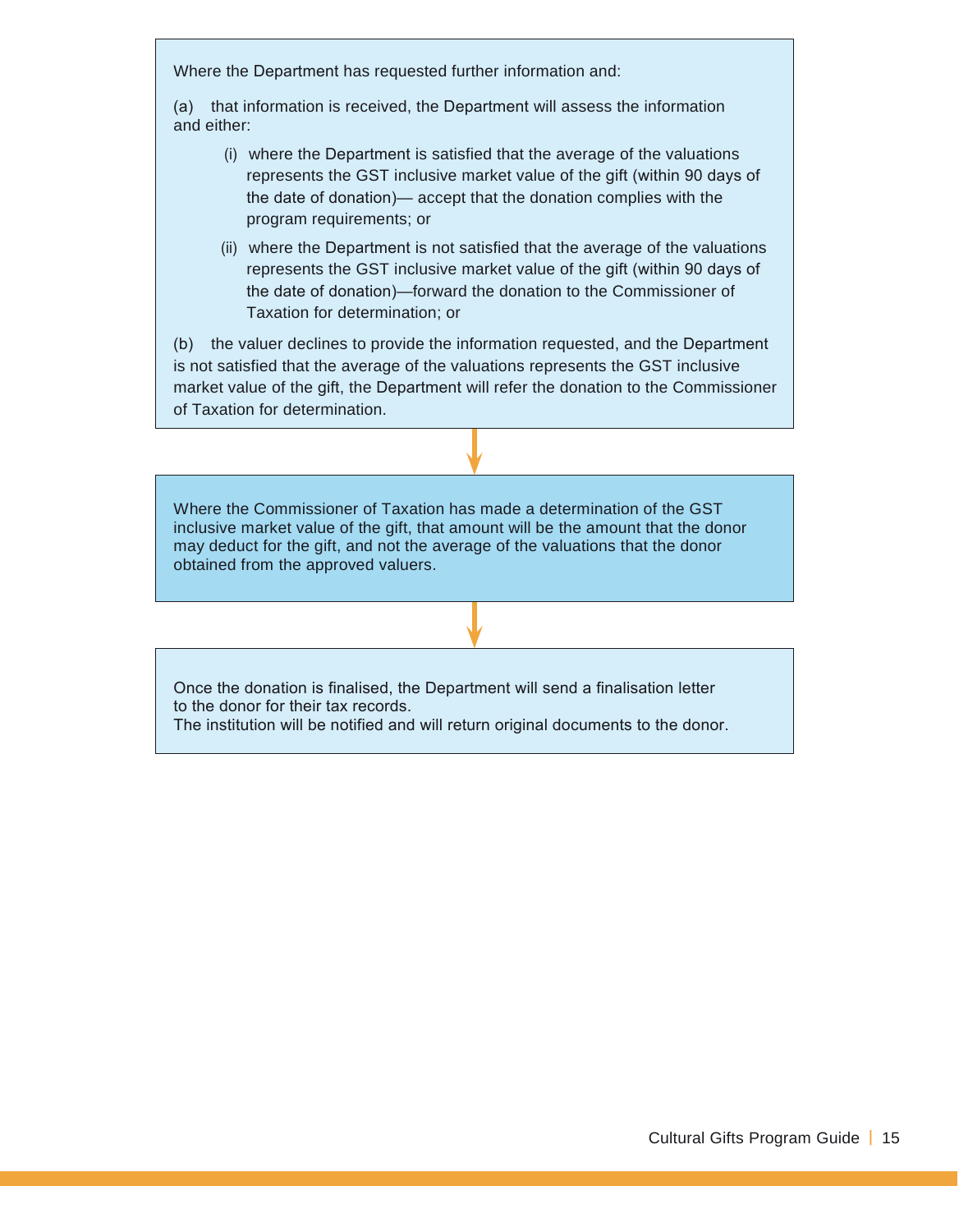Where the Department has requested further information and:

(a) that information is received, the Department will assess the information and either:

- (i) where the Department is satisfied that the average of the valuations represents the GST inclusive market value of the gift (within 90 days of the date of donation)— accept that the donation complies with the program requirements; or
- (ii) where the Department is not satisfied that the average of the valuations represents the GST inclusive market value of the gift (within 90 days of the date of donation)—forward the donation to the Commissioner of Taxation for determination; or

(b) the valuer declines to provide the information requested, and the Department is not satisfied that the average of the valuations represents the GST inclusive market value of the gift, the Department will refer the donation to the Commissioner of Taxation for determination.

↓

Where the Commissioner of Taxation has made a determination of the GST inclusive market value of the gift, that amount will be the amount that the donor may deduct for the gift, and not the average of the valuations that the donor obtained from the approved valuers.

↓

Once the donation is finalised, the Department will send a finalisation letter to the donor for their tax records.
The institution will be notified and will return original documents to the donor.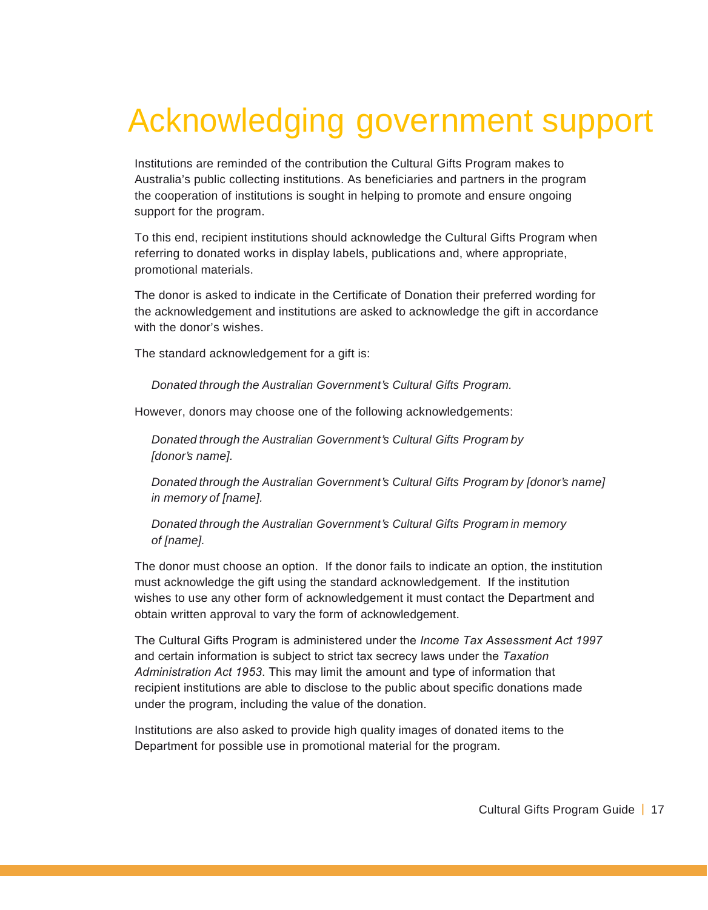# Acknowledging government support

Institutions are reminded of the contribution the Cultural Gifts Program makes to Australia's public collecting institutions. As beneficiaries and partners in the program the cooperation of institutions is sought in helping to promote and ensure ongoing support for the program.

To this end, recipient institutions should acknowledge the Cultural Gifts Program when referring to donated works in display labels, publications and, where appropriate, promotional materials.

The donor is asked to indicate in the Certificate of Donation their preferred wording for the acknowledgement and institutions are asked to acknowledge the gift in accordance with the donor's wishes.

The standard acknowledgement for a gift is:

> *Donated through the Australian Government's Cultural Gifts Program.*

However, donors may choose one of the following acknowledgements:

> *Donated through the Australian Government's Cultural Gifts Program by [donor's name].*
>
> *Donated through the Australian Government's Cultural Gifts Program by [donor's name] in memory of [name].*
>
> *Donated through the Australian Government's Cultural Gifts Program in memory of [name].*

The donor must choose an option. If the donor fails to indicate an option, the institution must acknowledge the gift using the standard acknowledgement. If the institution wishes to use any other form of acknowledgement it must contact the Department and obtain written approval to vary the form of acknowledgement.

The Cultural Gifts Program is administered under the *Income Tax Assessment Act 1997* and certain information is subject to strict tax secrecy laws under the *Taxation Administration Act 1953*. This may limit the amount and type of information that recipient institutions are able to disclose to the public about specific donations made under the program, including the value of the donation.

Institutions are also asked to provide high quality images of donated items to the Department for possible use in promotional material for the program.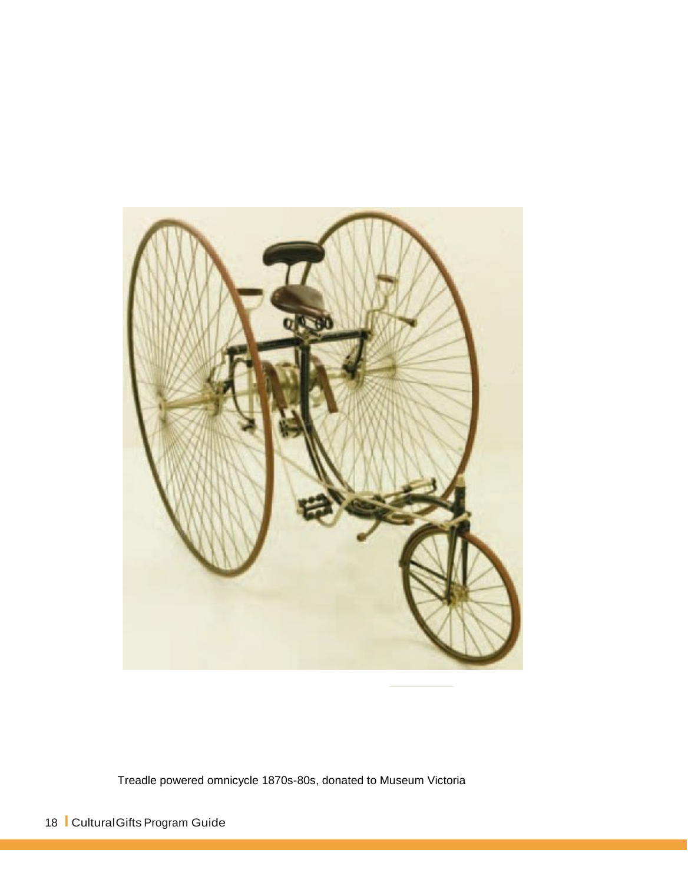Treadle powered omnicycle 1870s-80s, donated to Museum Victoria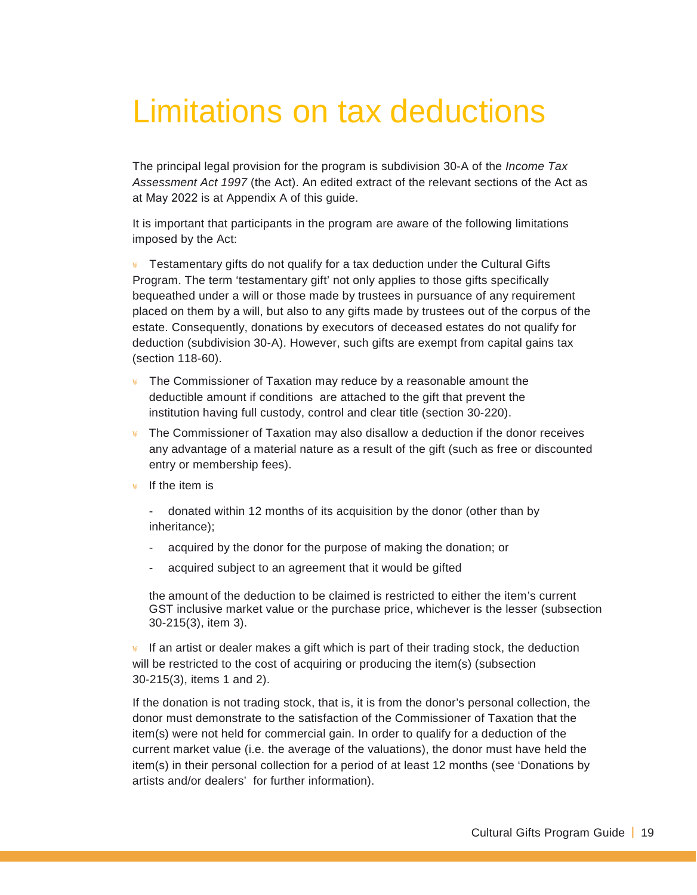# Limitations on tax deductions

The principal legal provision for the program is subdivision 30-A of the *Income Tax Assessment Act 1997* (the Act). An edited extract of the relevant sections of the Act as at May 2022 is at Appendix A of this guide.

It is important that participants in the program are aware of the following limitations imposed by the Act:

- Testamentary gifts do not qualify for a tax deduction under the Cultural Gifts Program. The term 'testamentary gift' not only applies to those gifts specifically bequeathed under a will or those made by trustees in pursuance of any requirement placed on them by a will, but also to any gifts made by trustees out of the corpus of the estate. Consequently, donations by executors of deceased estates do not qualify for deduction (subdivision 30-A). However, such gifts are exempt from capital gains tax (section 118-60).
- The Commissioner of Taxation may reduce by a reasonable amount the deductible amount if conditions are attached to the gift that prevent the institution having full custody, control and clear title (section 30-220).
- The Commissioner of Taxation may also disallow a deduction if the donor receives any advantage of a material nature as a result of the gift (such as free or discounted entry or membership fees).
- If the item is
  - donated within 12 months of its acquisition by the donor (other than by inheritance);
  - acquired by the donor for the purpose of making the donation; or
  - acquired subject to an agreement that it would be gifted

  the amount of the deduction to be claimed is restricted to either the item's current GST inclusive market value or the purchase price, whichever is the lesser (subsection 30-215(3), item 3).
- If an artist or dealer makes a gift which is part of their trading stock, the deduction will be restricted to the cost of acquiring or producing the item(s) (subsection 30-215(3), items 1 and 2).

If the donation is not trading stock, that is, it is from the donor's personal collection, the donor must demonstrate to the satisfaction of the Commissioner of Taxation that the item(s) were not held for commercial gain. In order to qualify for a deduction of the current market value (i.e. the average of the valuations), the donor must have held the item(s) in their personal collection for a period of at least 12 months (see 'Donations by artists and/or dealers' for further information).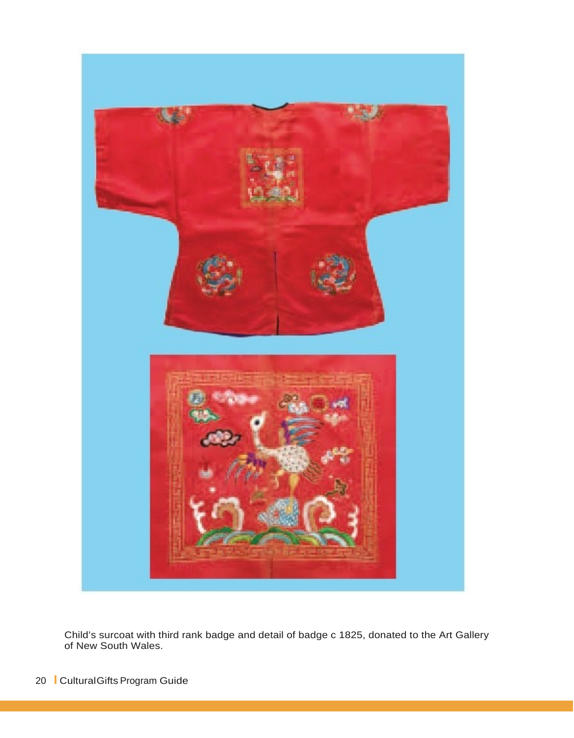Child's surcoat with third rank badge and detail of badge c 1825, donated to the Art Gallery of New South Wales.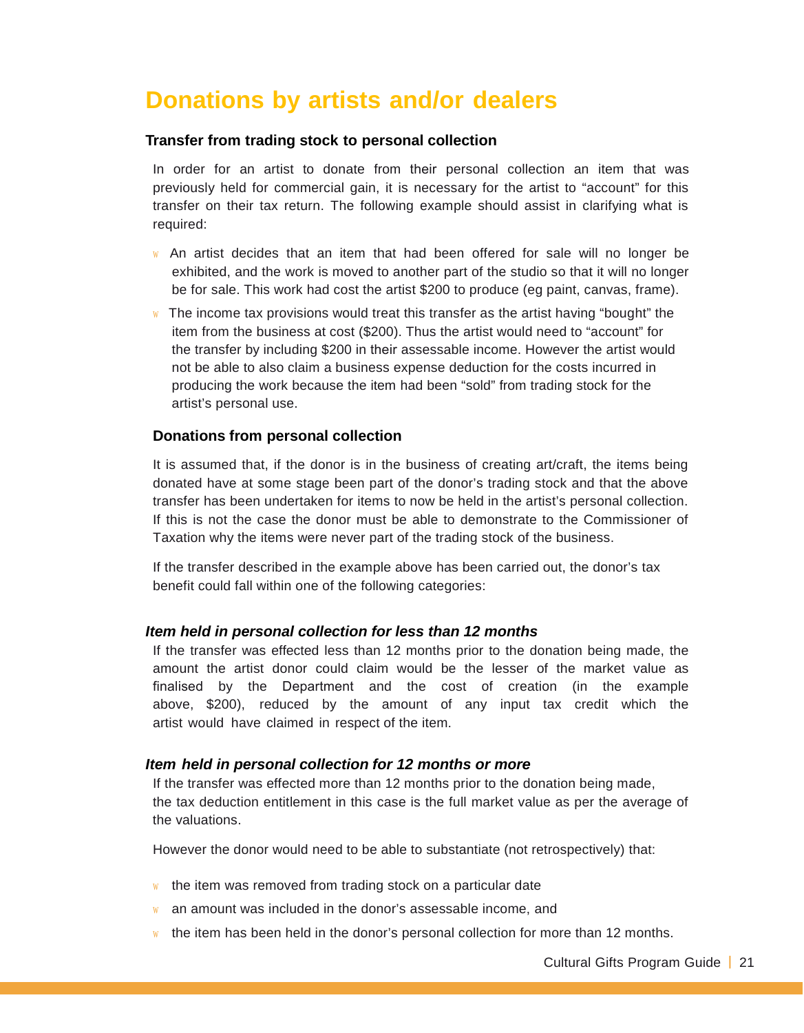# Donations by artists and/or dealers

### Transfer from trading stock to personal collection

In order for an artist to donate from their personal collection an item that was previously held for commercial gain, it is necessary for the artist to "account" for this transfer on their tax return. The following example should assist in clarifying what is required:

- An artist decides that an item that had been offered for sale will no longer be exhibited, and the work is moved to another part of the studio so that it will no longer be for sale. This work had cost the artist $200 to produce (eg paint, canvas, frame).
- The income tax provisions would treat this transfer as the artist having "bought" the item from the business at cost ($200). Thus the artist would need to "account" for the transfer by including $200 in their assessable income. However the artist would not be able to also claim a business expense deduction for the costs incurred in producing the work because the item had been "sold" from trading stock for the artist's personal use.

### Donations from personal collection

It is assumed that, if the donor is in the business of creating art/craft, the items being donated have at some stage been part of the donor's trading stock and that the above transfer has been undertaken for items to now be held in the artist's personal collection. If this is not the case the donor must be able to demonstrate to the Commissioner of Taxation why the items were never part of the trading stock of the business.

If the transfer described in the example above has been carried out, the donor's tax benefit could fall within one of the following categories:

#### *Item held in personal collection for less than 12 months*

If the transfer was effected less than 12 months prior to the donation being made, the amount the artist donor could claim would be the lesser of the market value as finalised by the Department and the cost of creation (in the example above, $200), reduced by the amount of any input tax credit which the artist would have claimed in respect of the item.

#### *Item held in personal collection for 12 months or more*

If the transfer was effected more than 12 months prior to the donation being made, the tax deduction entitlement in this case is the full market value as per the average of the valuations.

However the donor would need to be able to substantiate (not retrospectively) that:

- the item was removed from trading stock on a particular date
- an amount was included in the donor's assessable income, and
- the item has been held in the donor's personal collection for more than 12 months.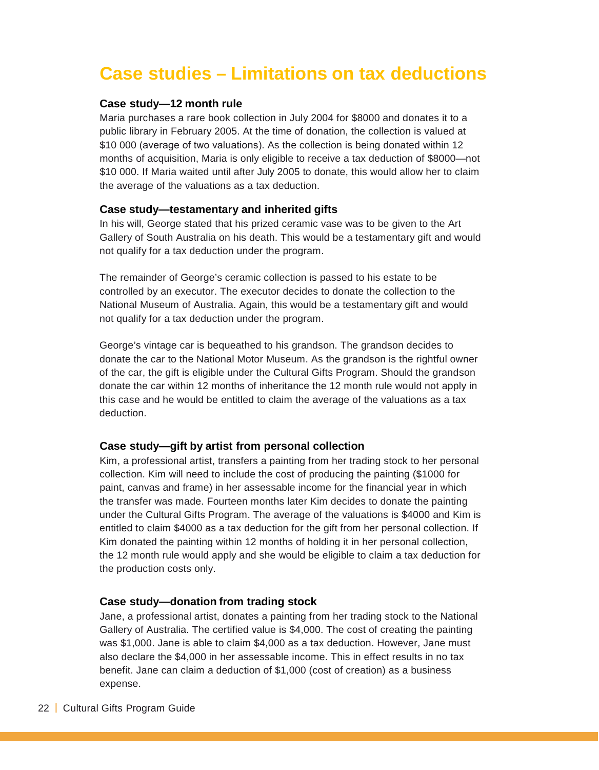# Case studies – Limitations on tax deductions

### Case study—12 month rule

Maria purchases a rare book collection in July 2004 for $8000 and donates it to a public library in February 2005. At the time of donation, the collection is valued at $10 000 (average of two valuations). As the collection is being donated within 12 months of acquisition, Maria is only eligible to receive a tax deduction of $8000—not $10 000. If Maria waited until after July 2005 to donate, this would allow her to claim the average of the valuations as a tax deduction.

### Case study—testamentary and inherited gifts

In his will, George stated that his prized ceramic vase was to be given to the Art Gallery of South Australia on his death. This would be a testamentary gift and would not qualify for a tax deduction under the program.

The remainder of George's ceramic collection is passed to his estate to be controlled by an executor. The executor decides to donate the collection to the National Museum of Australia. Again, this would be a testamentary gift and would not qualify for a tax deduction under the program.

George's vintage car is bequeathed to his grandson. The grandson decides to donate the car to the National Motor Museum. As the grandson is the rightful owner of the car, the gift is eligible under the Cultural Gifts Program. Should the grandson donate the car within 12 months of inheritance the 12 month rule would not apply in this case and he would be entitled to claim the average of the valuations as a tax deduction.

### Case study—gift by artist from personal collection

Kim, a professional artist, transfers a painting from her trading stock to her personal collection. Kim will need to include the cost of producing the painting ($1000 for paint, canvas and frame) in her assessable income for the financial year in which the transfer was made. Fourteen months later Kim decides to donate the painting under the Cultural Gifts Program. The average of the valuations is $4000 and Kim is entitled to claim $4000 as a tax deduction for the gift from her personal collection. If Kim donated the painting within 12 months of holding it in her personal collection, the 12 month rule would apply and she would be eligible to claim a tax deduction for the production costs only.

### Case study—donation from trading stock

Jane, a professional artist, donates a painting from her trading stock to the National Gallery of Australia. The certified value is $4,000. The cost of creating the painting was $1,000. Jane is able to claim $4,000 as a tax deduction. However, Jane must also declare the $4,000 in her assessable income. This in effect results in no tax benefit. Jane can claim a deduction of $1,000 (cost of creation) as a business expense.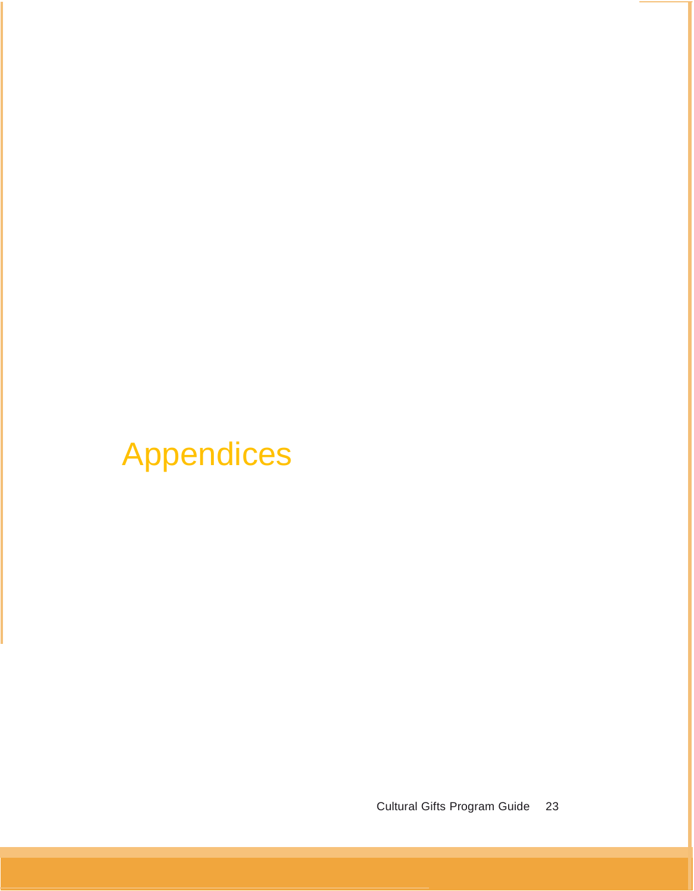# Appendices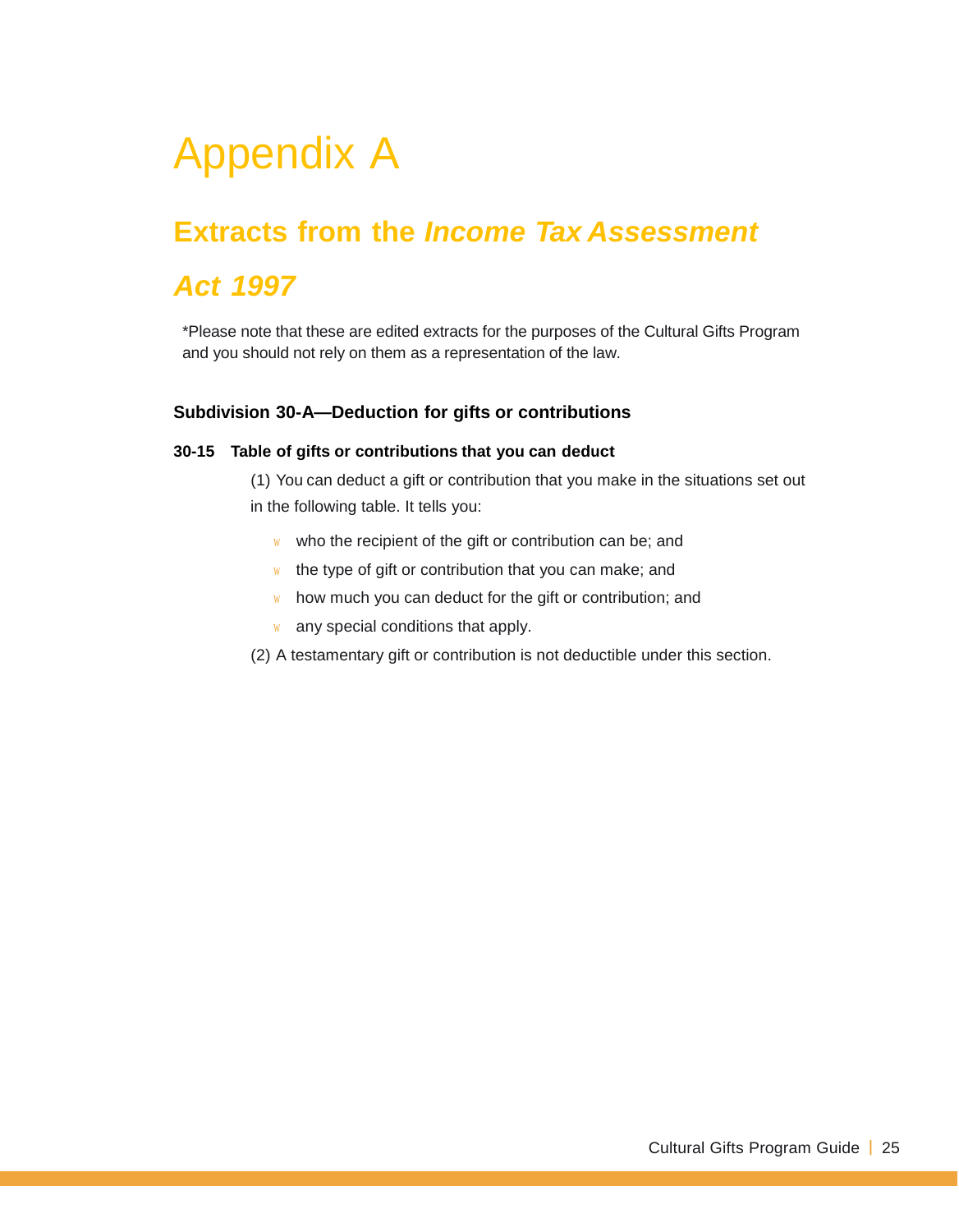# Appendix A

## Extracts from the *Income Tax Assessment Act 1997*

*Please note that these are edited extracts for the purposes of the Cultural Gifts Program and you should not rely on them as a representation of the law.

### Subdivision 30-A—Deduction for gifts or contributions

#### 30-15 Table of gifts or contributions that you can deduct

(1) You can deduct a gift or contribution that you make in the situations set out in the following table. It tells you:

- who the recipient of the gift or contribution can be; and
- the type of gift or contribution that you can make; and
- how much you can deduct for the gift or contribution; and
- any special conditions that apply.

(2) A testamentary gift or contribution is not deductible under this section.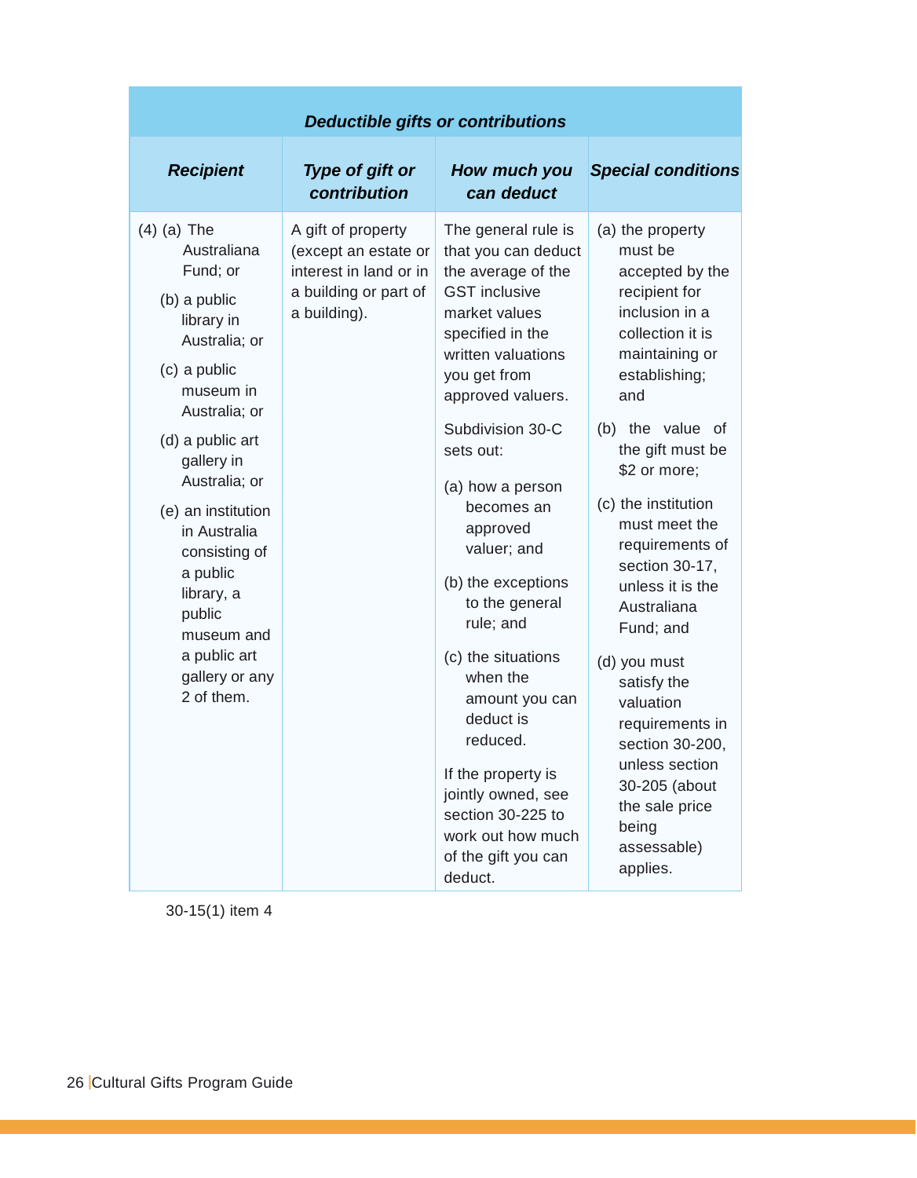| ***Deductible gifts or contributions*** | | | |
|---|---|---|---|
| ***Recipient*** | ***Type of gift or contribution*** | ***How much you can deduct*** | ***Special conditions*** |
| (4) (a) The Australiana Fund; or<br>(b) a public library in Australia; or<br>(c) a public museum in Australia; or<br>(d) a public art gallery in Australia; or<br>(e) an institution in Australia consisting of a public library, a public museum and a public art gallery or any 2 of them. | A gift of property (except an estate or interest in land or in a building or part of a building). | The general rule is that you can deduct the average of the GST inclusive market values specified in the written valuations you get from approved valuers.<br>Subdivision 30-C sets out:<br>(a) how a person becomes an approved valuer; and<br>(b) the exceptions to the general rule; and<br>(c) the situations when the amount you can deduct is reduced.<br>If the property is jointly owned, see section 30-225 to work out how much of the gift you can deduct. | (a) the property must be accepted by the recipient for inclusion in a collection it is maintaining or establishing; and<br>(b) the value of the gift must be $2 or more;<br>(c) the institution must meet the requirements of section 30-17, unless it is the Australiana Fund; and<br>(d) you must satisfy the valuation requirements in section 30-200, unless section 30-205 (about the sale price being assessable) applies. |

30-15(1) item 4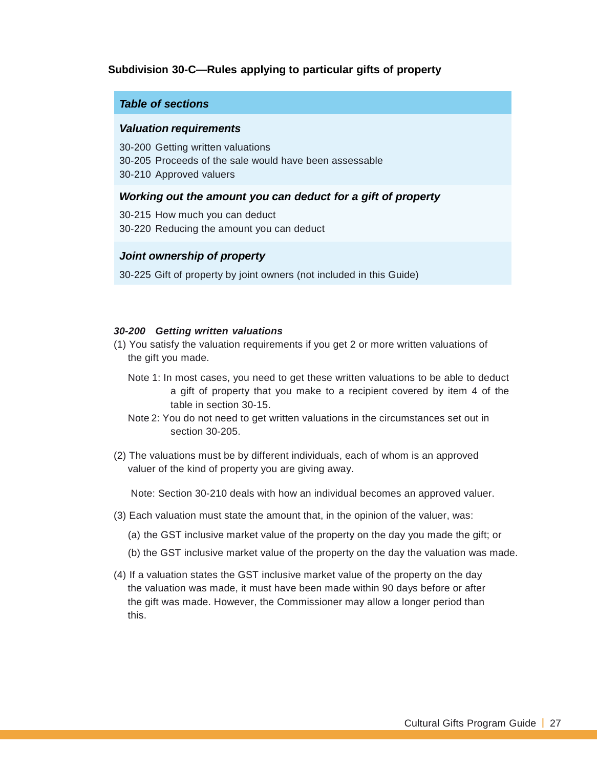## Subdivision 30-C—Rules applying to particular gifts of property

***Table of sections***

***Valuation requirements***

30-200 Getting written valuations
30-205 Proceeds of the sale would have been assessable
30-210 Approved valuers

***Working out the amount you can deduct for a gift of property***

30-215 How much you can deduct
30-220 Reducing the amount you can deduct

***Joint ownership of property***

30-225 Gift of property by joint owners (not included in this Guide)

***30-200 Getting written valuations***

(1) You satisfy the valuation requirements if you get 2 or more written valuations of the gift you made.

Note 1: In most cases, you need to get these written valuations to be able to deduct a gift of property that you make to a recipient covered by item 4 of the table in section 30-15.

Note 2: You do not need to get written valuations in the circumstances set out in section 30-205.

(2) The valuations must be by different individuals, each of whom is an approved valuer of the kind of property you are giving away.

Note: Section 30-210 deals with how an individual becomes an approved valuer.

(3) Each valuation must state the amount that, in the opinion of the valuer, was:

(a) the GST inclusive market value of the property on the day you made the gift; or

(b) the GST inclusive market value of the property on the day the valuation was made.

(4) If a valuation states the GST inclusive market value of the property on the day the valuation was made, it must have been made within 90 days before or after the gift was made. However, the Commissioner may allow a longer period than this.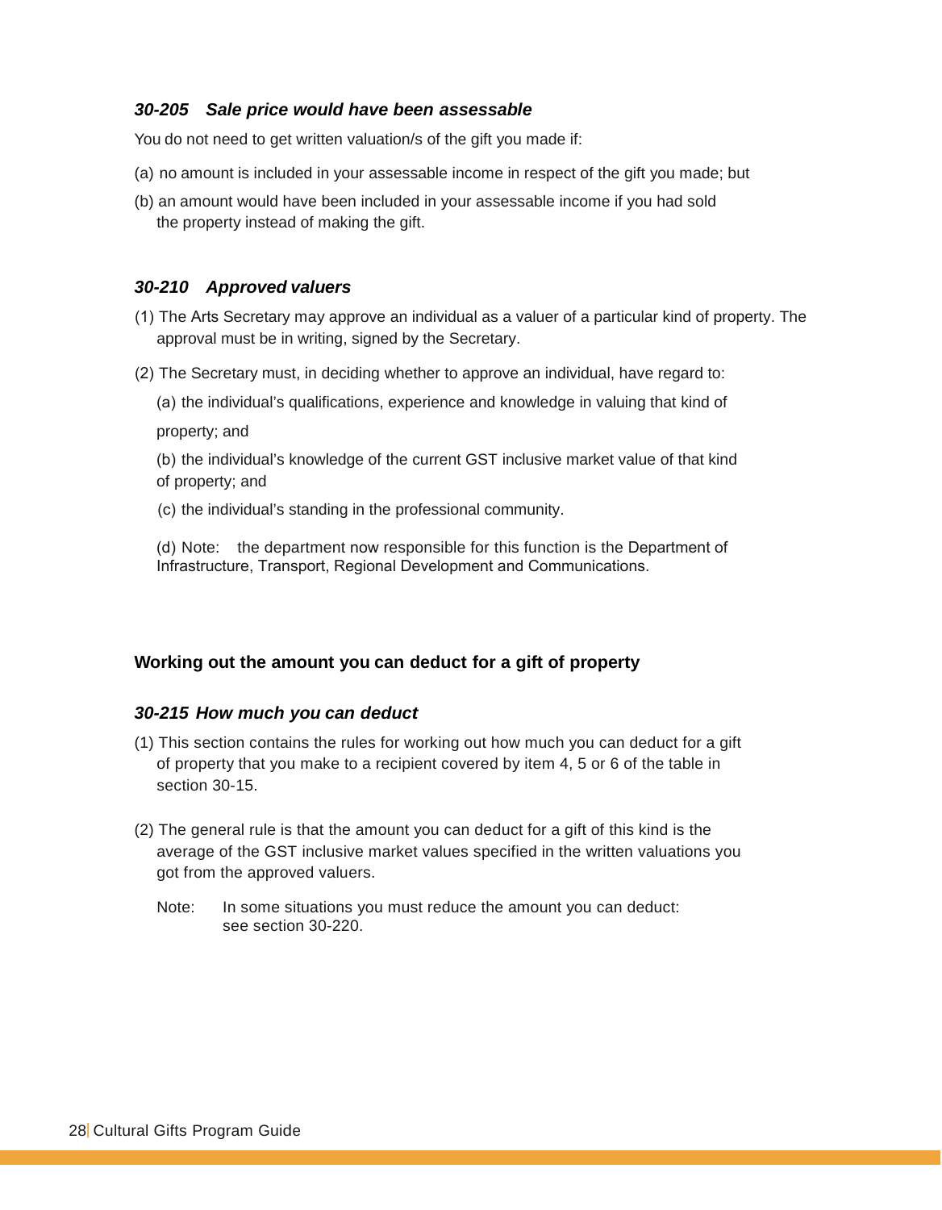### *30-205 Sale price would have been assessable*

You do not need to get written valuation/s of the gift you made if:

(a) no amount is included in your assessable income in respect of the gift you made; but

(b) an amount would have been included in your assessable income if you had sold the property instead of making the gift.

### *30-210 Approved valuers*

(1) The Arts Secretary may approve an individual as a valuer of a particular kind of property. The approval must be in writing, signed by the Secretary.

(2) The Secretary must, in deciding whether to approve an individual, have regard to:

(a) the individual's qualifications, experience and knowledge in valuing that kind of property; and

(b) the individual's knowledge of the current GST inclusive market value of that kind of property; and

(c) the individual's standing in the professional community.

(d) Note: the department now responsible for this function is the Department of Infrastructure, Transport, Regional Development and Communications.

## Working out the amount you can deduct for a gift of property

### *30-215 How much you can deduct*

(1) This section contains the rules for working out how much you can deduct for a gift of property that you make to a recipient covered by item 4, 5 or 6 of the table in section 30-15.

(2) The general rule is that the amount you can deduct for a gift of this kind is the average of the GST inclusive market values specified in the written valuations you got from the approved valuers.

Note: In some situations you must reduce the amount you can deduct: see section 30-220.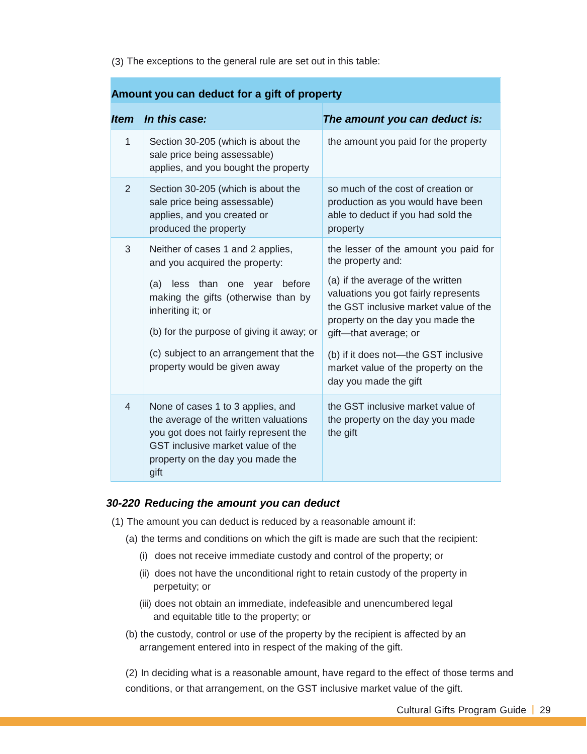(3) The exceptions to the general rule are set out in this table:

| **Amount you can deduct for a gift of property** | | |
|---|---|---|
| ***Item*** | ***In this case:*** | ***The amount you can deduct is:*** |
| 1 | Section 30-205 (which is about the sale price being assessable) applies, and you bought the property | the amount you paid for the property |
| 2 | Section 30-205 (which is about the sale price being assessable) applies, and you created or produced the property | so much of the cost of creation or production as you would have been able to deduct if you had sold the property |
| 3 | Neither of cases 1 and 2 applies, and you acquired the property:<br><br>(a) less than one year before making the gifts (otherwise than by inheriting it; or<br><br>(b) for the purpose of giving it away; or<br><br>(c) subject to an arrangement that the property would be given away | the lesser of the amount you paid for the property and:<br><br>(a) if the average of the written valuations you got fairly represents the GST inclusive market value of the property on the day you made the gift—that average; or<br><br>(b) if it does not—the GST inclusive market value of the property on the day you made the gift |
| 4 | None of cases 1 to 3 applies, and the average of the written valuations you got does not fairly represent the GST inclusive market value of the property on the day you made the gift | the GST inclusive market value of the property on the day you made the gift |

### *30-220 Reducing the amount you can deduct*

(1) The amount you can deduct is reduced by a reasonable amount if:

(a) the terms and conditions on which the gift is made are such that the recipient:

(i) does not receive immediate custody and control of the property; or

(ii) does not have the unconditional right to retain custody of the property in perpetuity; or

(iii) does not obtain an immediate, indefeasible and unencumbered legal and equitable title to the property; or

(b) the custody, control or use of the property by the recipient is affected by an arrangement entered into in respect of the making of the gift.

(2) In deciding what is a reasonable amount, have regard to the effect of those terms and conditions, or that arrangement, on the GST inclusive market value of the gift.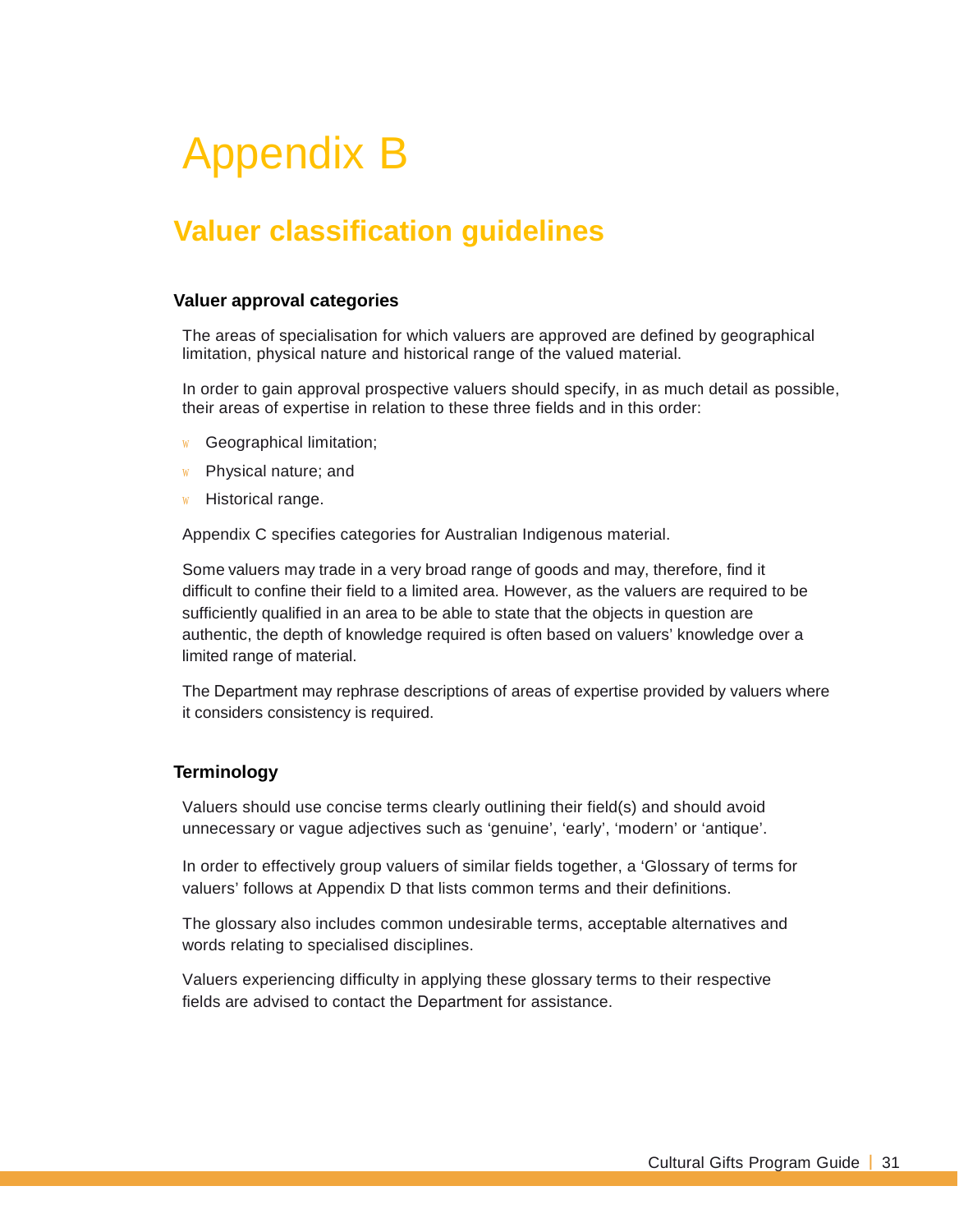# Appendix B

## Valuer classification guidelines

### Valuer approval categories

The areas of specialisation for which valuers are approved are defined by geographical limitation, physical nature and historical range of the valued material.

In order to gain approval prospective valuers should specify, in as much detail as possible, their areas of expertise in relation to these three fields and in this order:

- Geographical limitation;
- Physical nature; and
- Historical range.

Appendix C specifies categories for Australian Indigenous material.

Some valuers may trade in a very broad range of goods and may, therefore, find it difficult to confine their field to a limited area. However, as the valuers are required to be sufficiently qualified in an area to be able to state that the objects in question are authentic, the depth of knowledge required is often based on valuers' knowledge over a limited range of material.

The Department may rephrase descriptions of areas of expertise provided by valuers where it considers consistency is required.

### Terminology

Valuers should use concise terms clearly outlining their field(s) and should avoid unnecessary or vague adjectives such as 'genuine', 'early', 'modern' or 'antique'.

In order to effectively group valuers of similar fields together, a 'Glossary of terms for valuers' follows at Appendix D that lists common terms and their definitions.

The glossary also includes common undesirable terms, acceptable alternatives and words relating to specialised disciplines.

Valuers experiencing difficulty in applying these glossary terms to their respective fields are advised to contact the Department for assistance.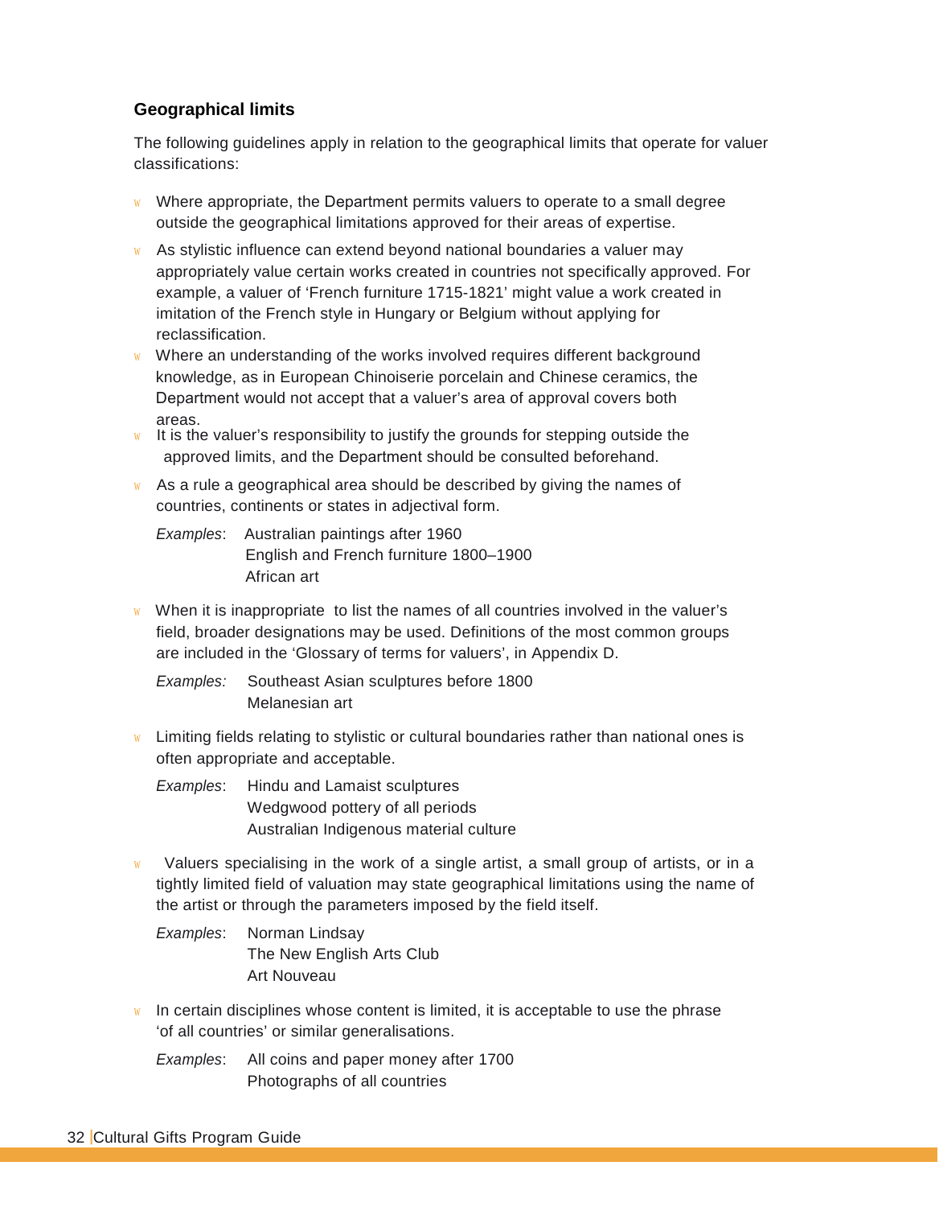### Geographical limits

The following guidelines apply in relation to the geographical limits that operate for valuer classifications:

- Where appropriate, the Department permits valuers to operate to a small degree outside the geographical limitations approved for their areas of expertise.
- As stylistic influence can extend beyond national boundaries a valuer may appropriately value certain works created in countries not specifically approved. For example, a valuer of 'French furniture 1715-1821' might value a work created in imitation of the French style in Hungary or Belgium without applying for reclassification.
- Where an understanding of the works involved requires different background knowledge, as in European Chinoiserie porcelain and Chinese ceramics, the Department would not accept that a valuer's area of approval covers both areas.
- It is the valuer's responsibility to justify the grounds for stepping outside the approved limits, and the Department should be consulted beforehand.
- As a rule a geographical area should be described by giving the names of countries, continents or states in adjectival form.

  *Examples*: Australian paintings after 1960
  English and French furniture 1800–1900
  African art

- When it is inappropriate to list the names of all countries involved in the valuer's field, broader designations may be used. Definitions of the most common groups are included in the 'Glossary of terms for valuers', in Appendix D.

  *Examples:* Southeast Asian sculptures before 1800
  Melanesian art

- Limiting fields relating to stylistic or cultural boundaries rather than national ones is often appropriate and acceptable.

  *Examples*: Hindu and Lamaist sculptures
  Wedgwood pottery of all periods
  Australian Indigenous material culture

- Valuers specialising in the work of a single artist, a small group of artists, or in a tightly limited field of valuation may state geographical limitations using the name of the artist or through the parameters imposed by the field itself.

  *Examples*: Norman Lindsay
  The New English Arts Club
  Art Nouveau

- In certain disciplines whose content is limited, it is acceptable to use the phrase 'of all countries' or similar generalisations.

  *Examples*: All coins and paper money after 1700
  Photographs of all countries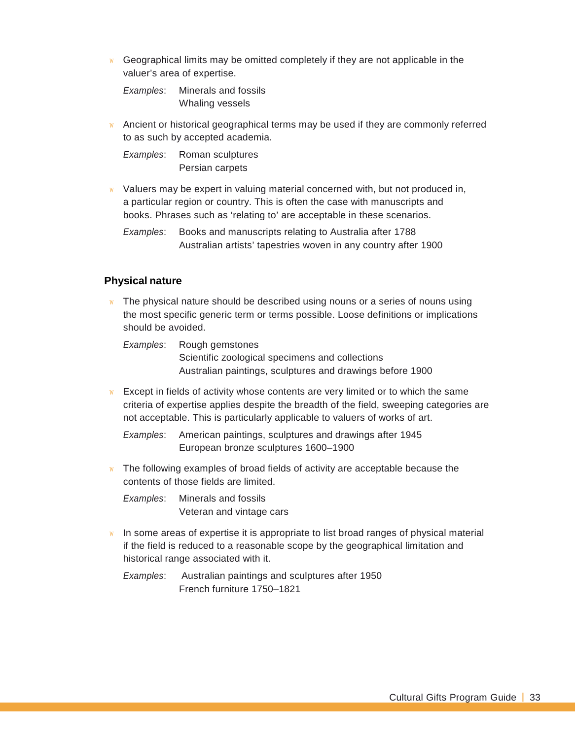- Geographical limits may be omitted completely if they are not applicable in the valuer's area of expertise.

  *Examples*: Minerals and fossils
  Whaling vessels

- Ancient or historical geographical terms may be used if they are commonly referred to as such by accepted academia.

  *Examples*: Roman sculptures
  Persian carpets

- Valuers may be expert in valuing material concerned with, but not produced in, a particular region or country. This is often the case with manuscripts and books. Phrases such as 'relating to' are acceptable in these scenarios.

  *Examples*: Books and manuscripts relating to Australia after 1788
  Australian artists' tapestries woven in any country after 1900

### Physical nature

- The physical nature should be described using nouns or a series of nouns using the most specific generic term or terms possible. Loose definitions or implications should be avoided.

  *Examples*: Rough gemstones
  Scientific zoological specimens and collections
  Australian paintings, sculptures and drawings before 1900

- Except in fields of activity whose contents are very limited or to which the same criteria of expertise applies despite the breadth of the field, sweeping categories are not acceptable. This is particularly applicable to valuers of works of art.

  *Examples*: American paintings, sculptures and drawings after 1945
  European bronze sculptures 1600–1900

- The following examples of broad fields of activity are acceptable because the contents of those fields are limited.

  *Examples*: Minerals and fossils
  Veteran and vintage cars

- In some areas of expertise it is appropriate to list broad ranges of physical material if the field is reduced to a reasonable scope by the geographical limitation and historical range associated with it.

  *Examples*: Australian paintings and sculptures after 1950
  French furniture 1750–1821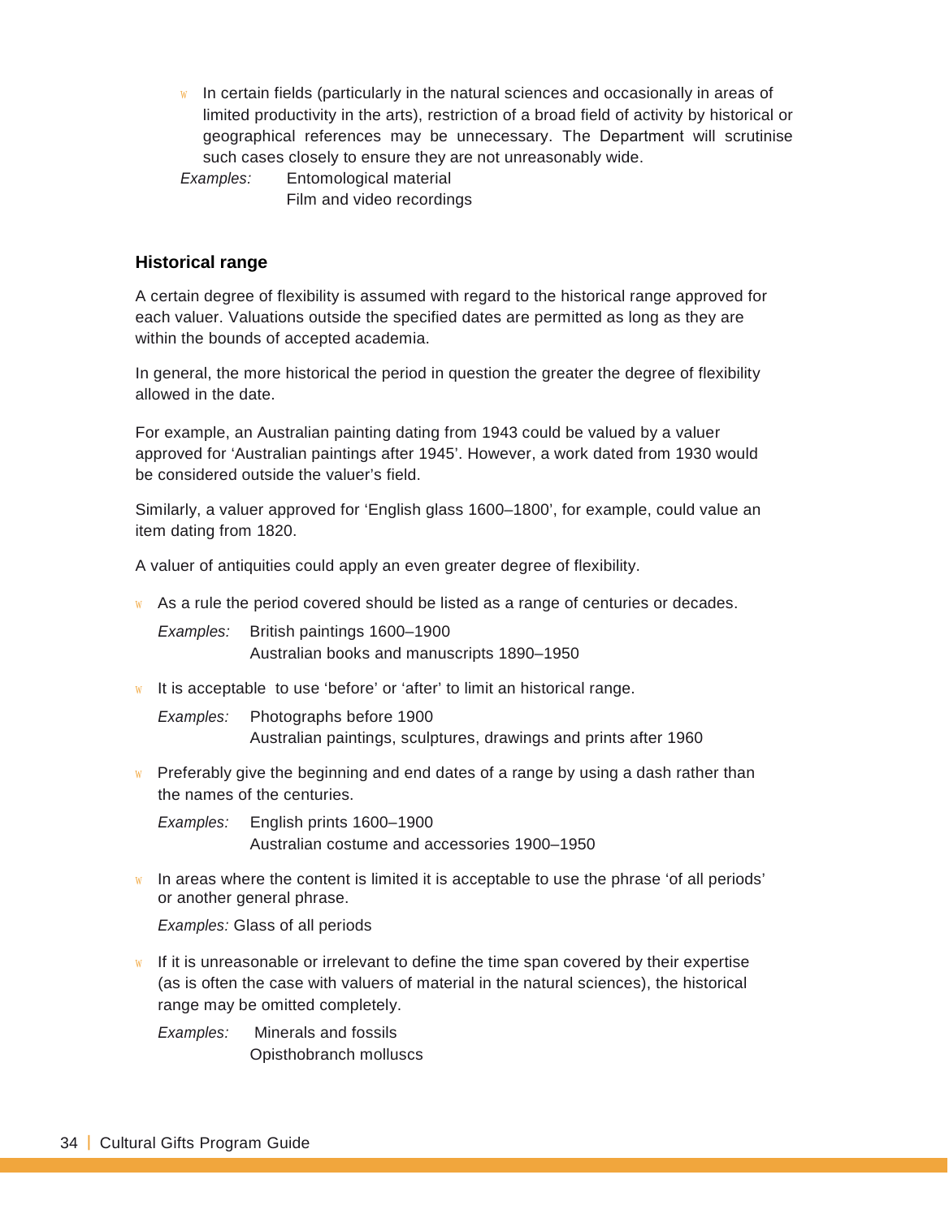- In certain fields (particularly in the natural sciences and occasionally in areas of limited productivity in the arts), restriction of a broad field of activity by historical or geographical references may be unnecessary. The Department will scrutinise such cases closely to ensure they are not unreasonably wide.

*Examples:* Entomological material
Film and video recordings

### Historical range

A certain degree of flexibility is assumed with regard to the historical range approved for each valuer. Valuations outside the specified dates are permitted as long as they are within the bounds of accepted academia.

In general, the more historical the period in question the greater the degree of flexibility allowed in the date.

For example, an Australian painting dating from 1943 could be valued by a valuer approved for 'Australian paintings after 1945'. However, a work dated from 1930 would be considered outside the valuer's field.

Similarly, a valuer approved for 'English glass 1600–1800', for example, could value an item dating from 1820.

A valuer of antiquities could apply an even greater degree of flexibility.

- As a rule the period covered should be listed as a range of centuries or decades.

  *Examples:* British paintings 1600–1900
  Australian books and manuscripts 1890–1950

- It is acceptable to use 'before' or 'after' to limit an historical range.

  *Examples:* Photographs before 1900
  Australian paintings, sculptures, drawings and prints after 1960

- Preferably give the beginning and end dates of a range by using a dash rather than the names of the centuries.

  *Examples:* English prints 1600–1900
  Australian costume and accessories 1900–1950

- In areas where the content is limited it is acceptable to use the phrase 'of all periods' or another general phrase.

  *Examples:* Glass of all periods

- If it is unreasonable or irrelevant to define the time span covered by their expertise (as is often the case with valuers of material in the natural sciences), the historical range may be omitted completely.

  *Examples:* Minerals and fossils
  Opisthobranch molluscs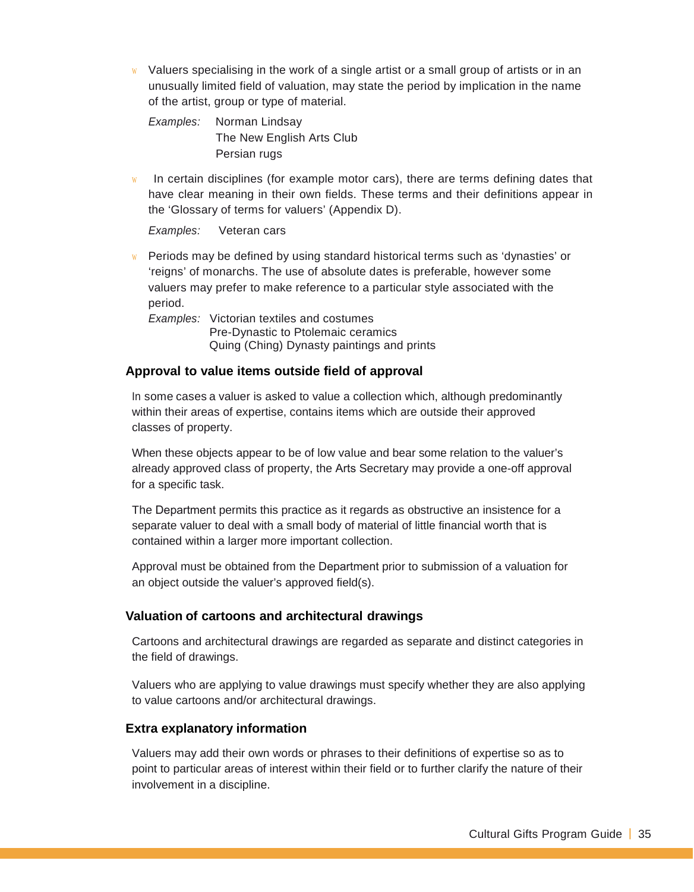- Valuers specialising in the work of a single artist or a small group of artists or in an unusually limited field of valuation, may state the period by implication in the name of the artist, group or type of material.

  *Examples:* Norman Lindsay
  The New English Arts Club
  Persian rugs

- In certain disciplines (for example motor cars), there are terms defining dates that have clear meaning in their own fields. These terms and their definitions appear in the 'Glossary of terms for valuers' (Appendix D).

  *Examples:* Veteran cars

- Periods may be defined by using standard historical terms such as 'dynasties' or 'reigns' of monarchs. The use of absolute dates is preferable, however some valuers may prefer to make reference to a particular style associated with the period.

  *Examples:* Victorian textiles and costumes
  Pre-Dynastic to Ptolemaic ceramics
  Quing (Ching) Dynasty paintings and prints

### Approval to value items outside field of approval

In some cases a valuer is asked to value a collection which, although predominantly within their areas of expertise, contains items which are outside their approved classes of property.

When these objects appear to be of low value and bear some relation to the valuer's already approved class of property, the Arts Secretary may provide a one-off approval for a specific task.

The Department permits this practice as it regards as obstructive an insistence for a separate valuer to deal with a small body of material of little financial worth that is contained within a larger more important collection.

Approval must be obtained from the Department prior to submission of a valuation for an object outside the valuer's approved field(s).

### Valuation of cartoons and architectural drawings

Cartoons and architectural drawings are regarded as separate and distinct categories in the field of drawings.

Valuers who are applying to value drawings must specify whether they are also applying to value cartoons and/or architectural drawings.

### Extra explanatory information

Valuers may add their own words or phrases to their definitions of expertise so as to point to particular areas of interest within their field or to further clarify the nature of their involvement in a discipline.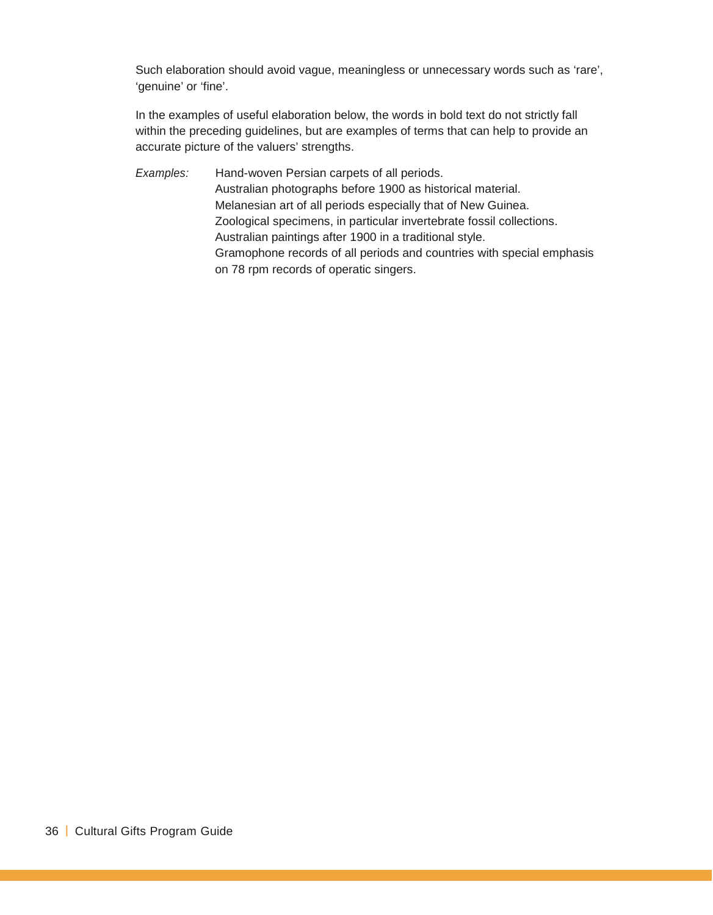Such elaboration should avoid vague, meaningless or unnecessary words such as 'rare', 'genuine' or 'fine'.

In the examples of useful elaboration below, the words in bold text do not strictly fall within the preceding guidelines, but are examples of terms that can help to provide an accurate picture of the valuers' strengths.

*Examples:*

Hand-woven Persian carpets of all periods.
Australian photographs before 1900 as historical material.
Melanesian art of all periods especially that of New Guinea.
Zoological specimens, in particular invertebrate fossil collections.
Australian paintings after 1900 in a traditional style.
Gramophone records of all periods and countries with special emphasis on 78 rpm records of operatic singers.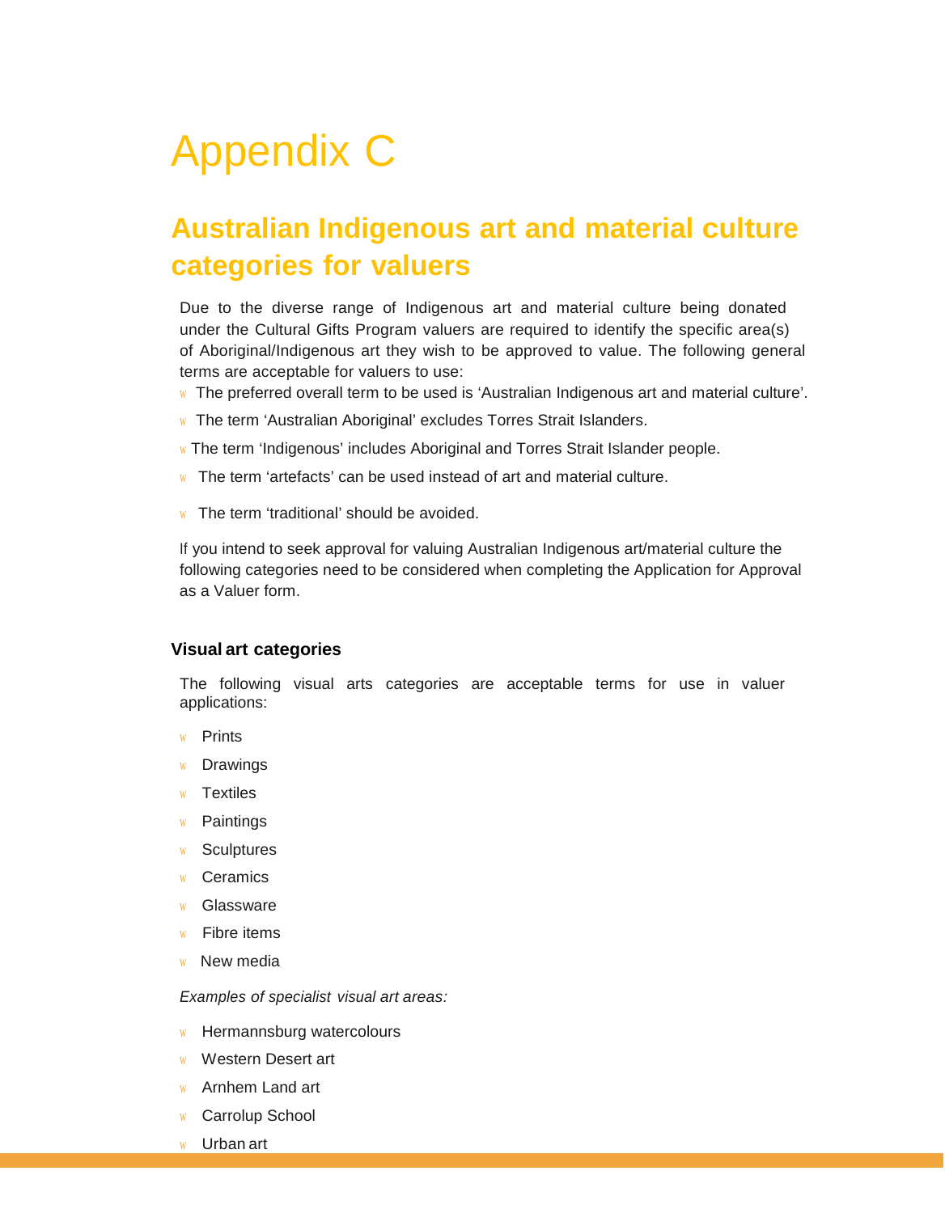# Appendix C

## Australian Indigenous art and material culture categories for valuers

Due to the diverse range of Indigenous art and material culture being donated under the Cultural Gifts Program valuers are required to identify the specific area(s) of Aboriginal/Indigenous art they wish to be approved to value. The following general terms are acceptable for valuers to use:

- The preferred overall term to be used is 'Australian Indigenous art and material culture'.
- The term 'Australian Aboriginal' excludes Torres Strait Islanders.
- The term 'Indigenous' includes Aboriginal and Torres Strait Islander people.
- The term 'artefacts' can be used instead of art and material culture.
- The term 'traditional' should be avoided.

If you intend to seek approval for valuing Australian Indigenous art/material culture the following categories need to be considered when completing the Application for Approval as a Valuer form.

### Visual art categories

The following visual arts categories are acceptable terms for use in valuer applications:

- Prints
- Drawings
- Textiles
- Paintings
- Sculptures
- Ceramics
- Glassware
- Fibre items
- New media

*Examples of specialist visual art areas:*

- Hermannsburg watercolours
- Western Desert art
- Arnhem Land art
- Carrolup School
- Urban art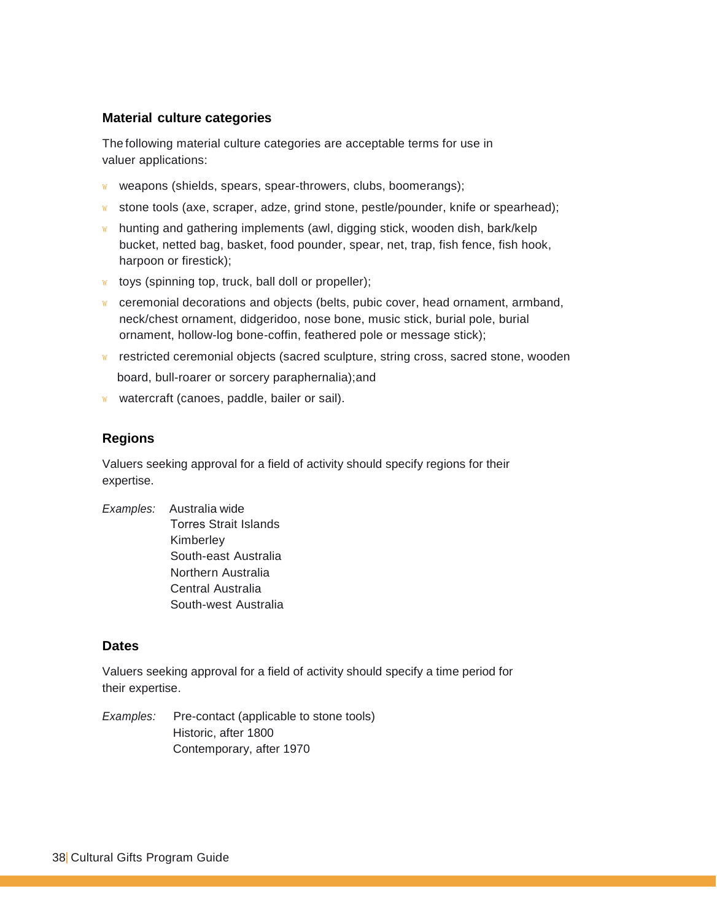### Material culture categories

The following material culture categories are acceptable terms for use in valuer applications:

- weapons (shields, spears, spear-throwers, clubs, boomerangs);
- stone tools (axe, scraper, adze, grind stone, pestle/pounder, knife or spearhead);
- hunting and gathering implements (awl, digging stick, wooden dish, bark/kelp bucket, netted bag, basket, food pounder, spear, net, trap, fish fence, fish hook, harpoon or firestick);
- toys (spinning top, truck, ball doll or propeller);
- ceremonial decorations and objects (belts, pubic cover, head ornament, armband, neck/chest ornament, didgeridoo, nose bone, music stick, burial pole, burial ornament, hollow-log bone-coffin, feathered pole or message stick);
- restricted ceremonial objects (sacred sculpture, string cross, sacred stone, wooden board, bull-roarer or sorcery paraphernalia);and
- watercraft (canoes, paddle, bailer or sail).

### Regions

Valuers seeking approval for a field of activity should specify regions for their expertise.

*Examples:* Australia wide
Torres Strait Islands
Kimberley
South-east Australia
Northern Australia
Central Australia
South-west Australia

### Dates

Valuers seeking approval for a field of activity should specify a time period for their expertise.

*Examples:* Pre-contact (applicable to stone tools)
Historic, after 1800
Contemporary, after 1970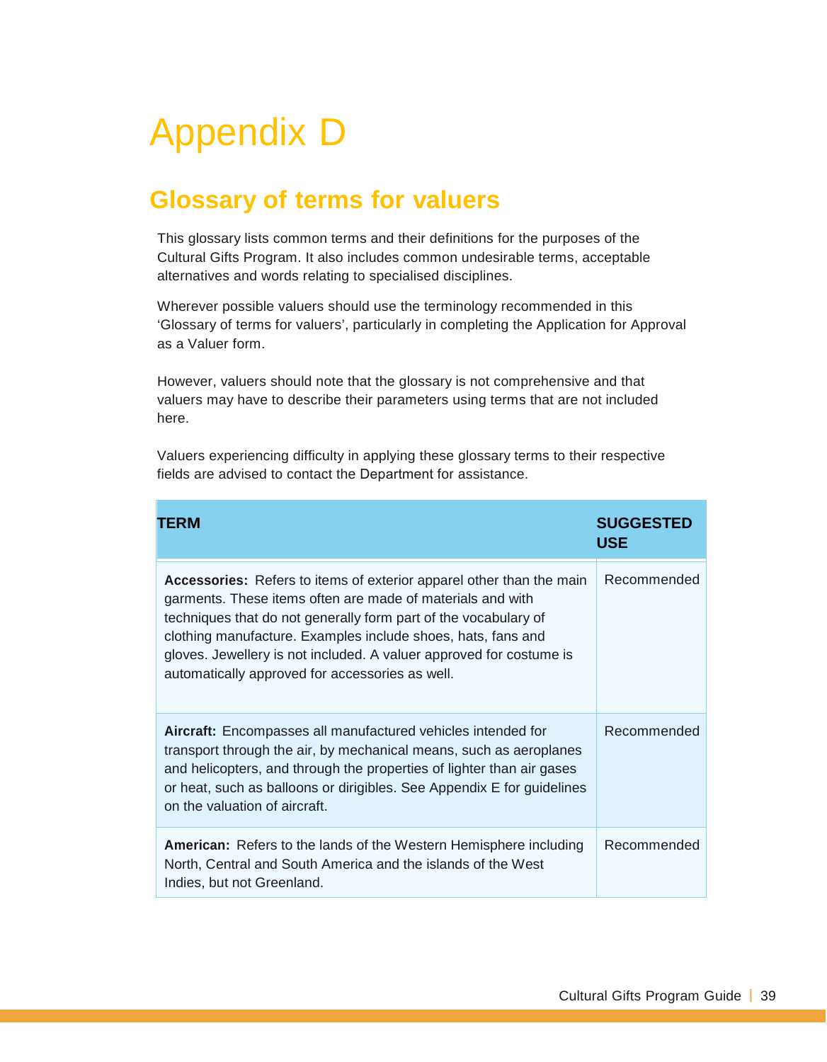# Appendix D

## Glossary of terms for valuers

This glossary lists common terms and their definitions for the purposes of the Cultural Gifts Program. It also includes common undesirable terms, acceptable alternatives and words relating to specialised disciplines.

Wherever possible valuers should use the terminology recommended in this 'Glossary of terms for valuers', particularly in completing the Application for Approval as a Valuer form.

However, valuers should note that the glossary is not comprehensive and that valuers may have to describe their parameters using terms that are not included here.

Valuers experiencing difficulty in applying these glossary terms to their respective fields are advised to contact the Department for assistance.

| TERM | SUGGESTED USE |
|---|---|
| **Accessories:** Refers to items of exterior apparel other than the main garments. These items often are made of materials and with techniques that do not generally form part of the vocabulary of clothing manufacture. Examples include shoes, hats, fans and gloves. Jewellery is not included. A valuer approved for costume is automatically approved for accessories as well. | Recommended |
| **Aircraft:** Encompasses all manufactured vehicles intended for transport through the air, by mechanical means, such as aeroplanes and helicopters, and through the properties of lighter than air gases or heat, such as balloons or dirigibles. See Appendix E for guidelines on the valuation of aircraft. | Recommended |
| **American:** Refers to the lands of the Western Hemisphere including North, Central and South America and the islands of the West Indies, but not Greenland. | Recommended |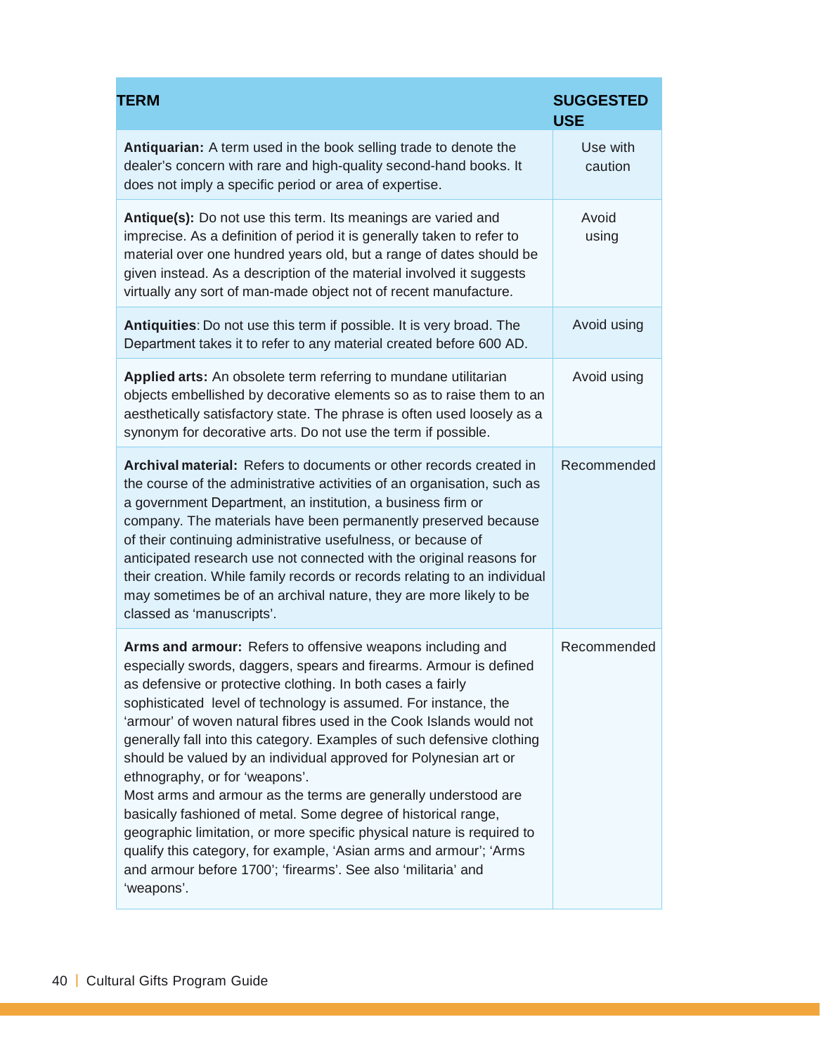| TERM | SUGGESTED USE |
| --- | --- |
| **Antiquarian:** A term used in the book selling trade to denote the dealer's concern with rare and high-quality second-hand books. It does not imply a specific period or area of expertise. | Use with caution |
| **Antique(s):** Do not use this term. Its meanings are varied and imprecise. As a definition of period it is generally taken to refer to material over one hundred years old, but a range of dates should be given instead. As a description of the material involved it suggests virtually any sort of man-made object not of recent manufacture. | Avoid using |
| **Antiquities**: Do not use this term if possible. It is very broad. The Department takes it to refer to any material created before 600 AD. | Avoid using |
| **Applied arts:** An obsolete term referring to mundane utilitarian objects embellished by decorative elements so as to raise them to an aesthetically satisfactory state. The phrase is often used loosely as a synonym for decorative arts. Do not use the term if possible. | Avoid using |
| **Archival material:** Refers to documents or other records created in the course of the administrative activities of an organisation, such as a government Department, an institution, a business firm or company. The materials have been permanently preserved because of their continuing administrative usefulness, or because of anticipated research use not connected with the original reasons for their creation. While family records or records relating to an individual may sometimes be of an archival nature, they are more likely to be classed as 'manuscripts'. | Recommended |
| **Arms and armour:** Refers to offensive weapons including and especially swords, daggers, spears and firearms. Armour is defined as defensive or protective clothing. In both cases a fairly sophisticated level of technology is assumed. For instance, the 'armour' of woven natural fibres used in the Cook Islands would not generally fall into this category. Examples of such defensive clothing should be valued by an individual approved for Polynesian art or ethnography, or for 'weapons'.<br>Most arms and armour as the terms are generally understood are basically fashioned of metal. Some degree of historical range, geographic limitation, or more specific physical nature is required to qualify this category, for example, 'Asian arms and armour'; 'Arms and armour before 1700'; 'firearms'. See also 'militaria' and 'weapons'. | Recommended |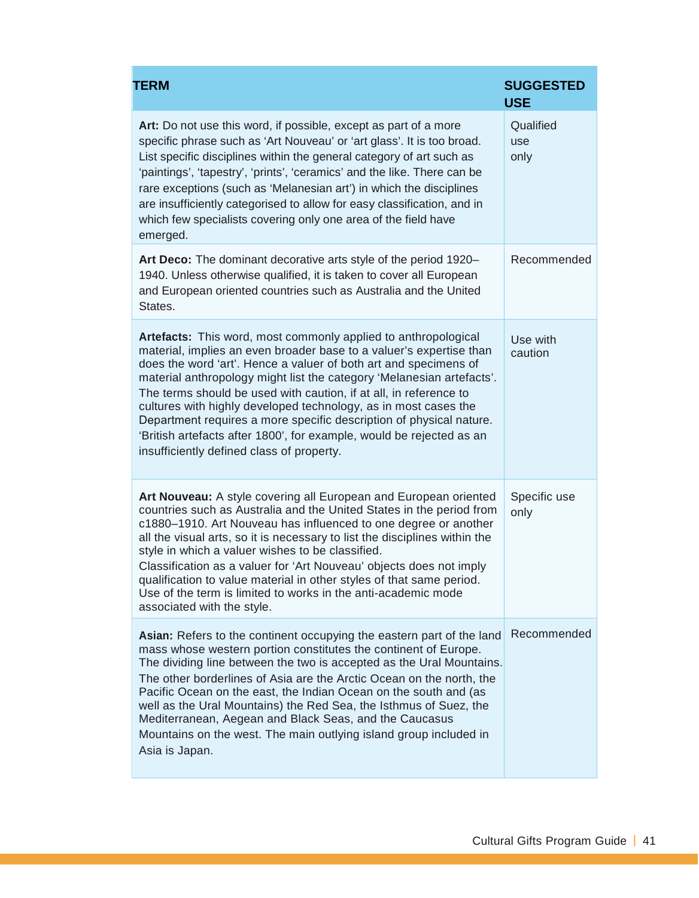| TERM | SUGGESTED USE |
| --- | --- |
| **Art:** Do not use this word, if possible, except as part of a more specific phrase such as 'Art Nouveau' or 'art glass'. It is too broad. List specific disciplines within the general category of art such as 'paintings', 'tapestry', 'prints', 'ceramics' and the like. There can be rare exceptions (such as 'Melanesian art') in which the disciplines are insufficiently categorised to allow for easy classification, and in which few specialists covering only one area of the field have emerged. | Qualified use only |
| **Art Deco:** The dominant decorative arts style of the period 1920–1940. Unless otherwise qualified, it is taken to cover all European and European oriented countries such as Australia and the United States. | Recommended |
| **Artefacts:** This word, most commonly applied to anthropological material, implies an even broader base to a valuer's expertise than does the word 'art'. Hence a valuer of both art and specimens of material anthropology might list the category 'Melanesian artefacts'. The terms should be used with caution, if at all, in reference to cultures with highly developed technology, as in most cases the Department requires a more specific description of physical nature. 'British artefacts after 1800', for example, would be rejected as an insufficiently defined class of property. | Use with caution |
| **Art Nouveau:** A style covering all European and European oriented countries such as Australia and the United States in the period from c1880–1910. Art Nouveau has influenced to one degree or another all the visual arts, so it is necessary to list the disciplines within the style in which a valuer wishes to be classified. Classification as a valuer for 'Art Nouveau' objects does not imply qualification to value material in other styles of that same period. Use of the term is limited to works in the anti-academic mode associated with the style. | Specific use only |
| **Asian:** Refers to the continent occupying the eastern part of the land mass whose western portion constitutes the continent of Europe. The dividing line between the two is accepted as the Ural Mountains. The other borderlines of Asia are the Arctic Ocean on the north, the Pacific Ocean on the east, the Indian Ocean on the south and (as well as the Ural Mountains) the Red Sea, the Isthmus of Suez, the Mediterranean, Aegean and Black Seas, and the Caucasus Mountains on the west. The main outlying island group included in Asia is Japan. | Recommended |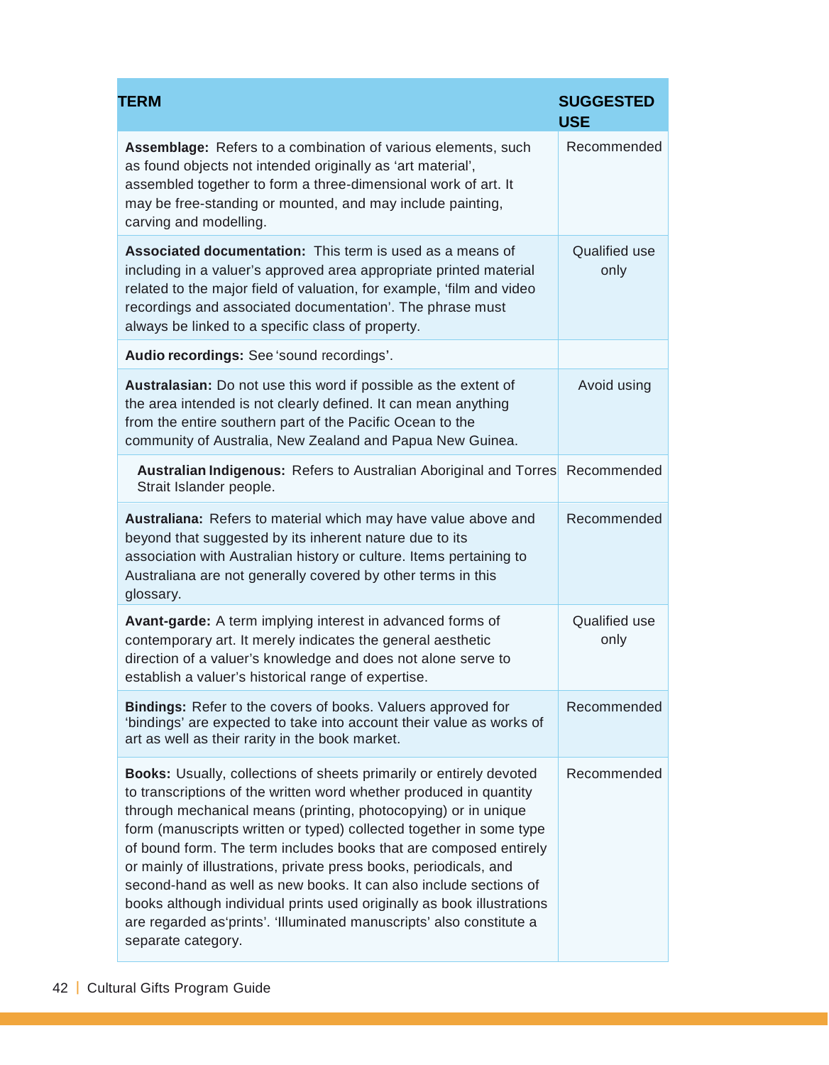| TERM | SUGGESTED USE |
|---|---|
| **Assemblage:** Refers to a combination of various elements, such as found objects not intended originally as 'art material', assembled together to form a three-dimensional work of art. It may be free-standing or mounted, and may include painting, carving and modelling. | Recommended |
| **Associated documentation:** This term is used as a means of including in a valuer's approved area appropriate printed material related to the major field of valuation, for example, 'film and video recordings and associated documentation'. The phrase must always be linked to a specific class of property. | Qualified use only |
| **Audio recordings:** See 'sound recordings'. | |
| **Australasian:** Do not use this word if possible as the extent of the area intended is not clearly defined. It can mean anything from the entire southern part of the Pacific Ocean to the community of Australia, New Zealand and Papua New Guinea. | Avoid using |
| **Australian Indigenous:** Refers to Australian Aboriginal and Torres Strait Islander people. | Recommended |
| **Australiana:** Refers to material which may have value above and beyond that suggested by its inherent nature due to its association with Australian history or culture. Items pertaining to Australiana are not generally covered by other terms in this glossary. | Recommended |
| **Avant-garde:** A term implying interest in advanced forms of contemporary art. It merely indicates the general aesthetic direction of a valuer's knowledge and does not alone serve to establish a valuer's historical range of expertise. | Qualified use only |
| **Bindings:** Refer to the covers of books. Valuers approved for 'bindings' are expected to take into account their value as works of art as well as their rarity in the book market. | Recommended |
| **Books:** Usually, collections of sheets primarily or entirely devoted to transcriptions of the written word whether produced in quantity through mechanical means (printing, photocopying) or in unique form (manuscripts written or typed) collected together in some type of bound form. The term includes books that are composed entirely or mainly of illustrations, private press books, periodicals, and second-hand as well as new books. It can also include sections of books although individual prints used originally as book illustrations are regarded as'prints'. 'Illuminated manuscripts' also constitute a separate category. | Recommended |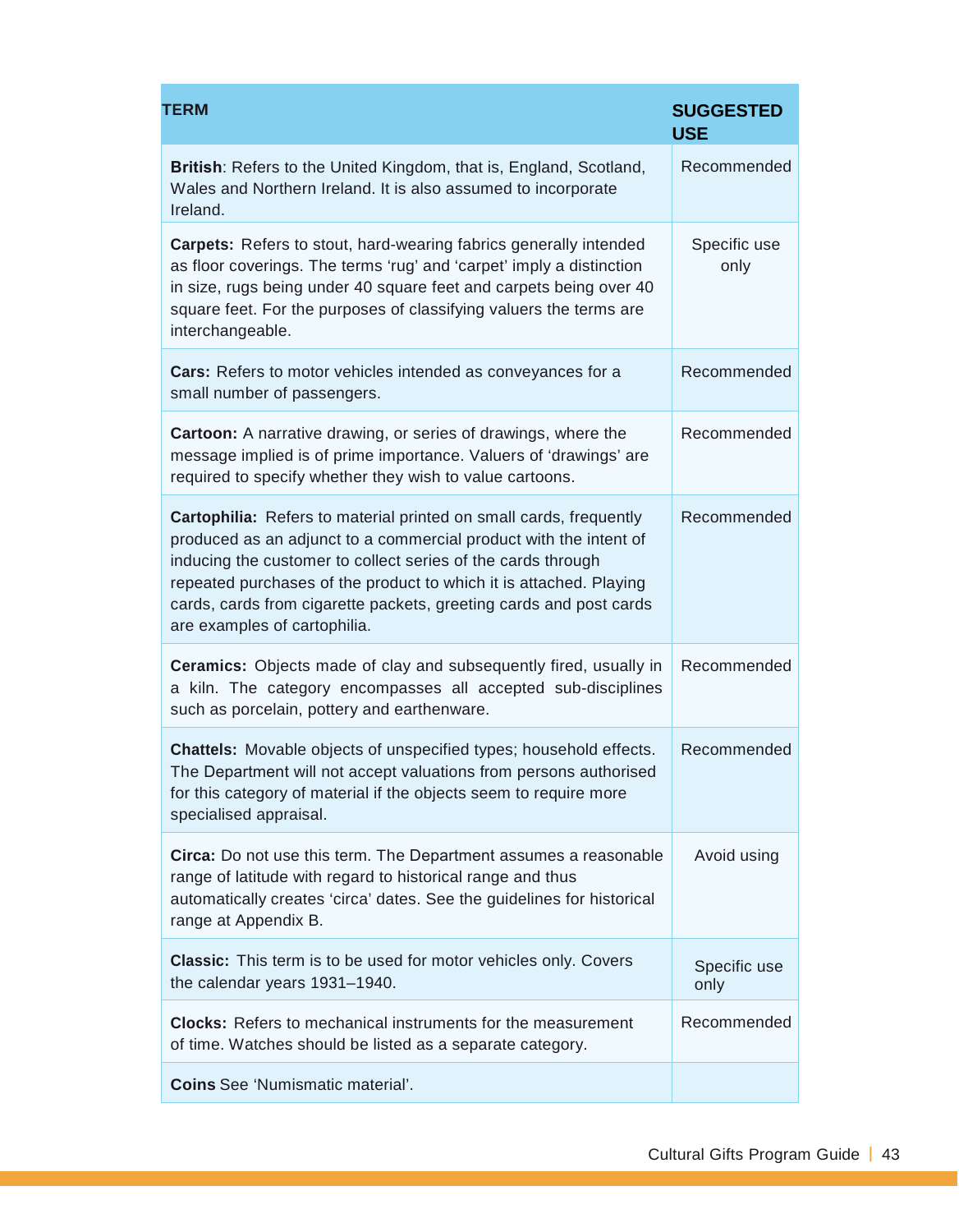| TERM | SUGGESTED USE |
|---|---|
| **British**: Refers to the United Kingdom, that is, England, Scotland, Wales and Northern Ireland. It is also assumed to incorporate Ireland. | Recommended |
| **Carpets:** Refers to stout, hard-wearing fabrics generally intended as floor coverings. The terms 'rug' and 'carpet' imply a distinction in size, rugs being under 40 square feet and carpets being over 40 square feet. For the purposes of classifying valuers the terms are interchangeable. | Specific use only |
| **Cars:** Refers to motor vehicles intended as conveyances for a small number of passengers. | Recommended |
| **Cartoon:** A narrative drawing, or series of drawings, where the message implied is of prime importance. Valuers of 'drawings' are required to specify whether they wish to value cartoons. | Recommended |
| **Cartophilia:** Refers to material printed on small cards, frequently produced as an adjunct to a commercial product with the intent of inducing the customer to collect series of the cards through repeated purchases of the product to which it is attached. Playing cards, cards from cigarette packets, greeting cards and post cards are examples of cartophilia. | Recommended |
| **Ceramics:** Objects made of clay and subsequently fired, usually in a kiln. The category encompasses all accepted sub-disciplines such as porcelain, pottery and earthenware. | Recommended |
| **Chattels:** Movable objects of unspecified types; household effects. The Department will not accept valuations from persons authorised for this category of material if the objects seem to require more specialised appraisal. | Recommended |
| **Circa:** Do not use this term. The Department assumes a reasonable range of latitude with regard to historical range and thus automatically creates 'circa' dates. See the guidelines for historical range at Appendix B. | Avoid using |
| **Classic:** This term is to be used for motor vehicles only. Covers the calendar years 1931–1940. | Specific use only |
| **Clocks:** Refers to mechanical instruments for the measurement of time. Watches should be listed as a separate category. | Recommended |
| **Coins** See 'Numismatic material'. | |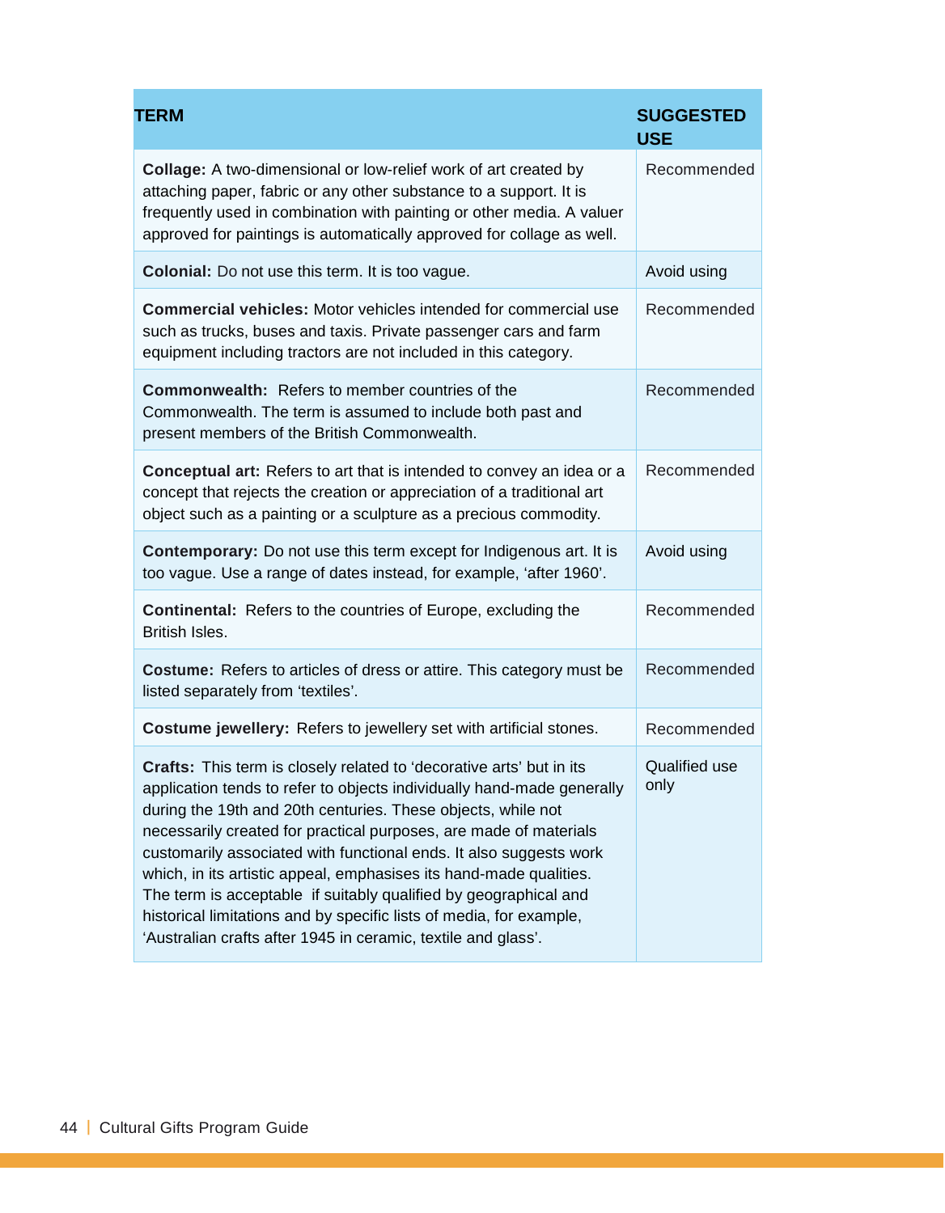| TERM | SUGGESTED USE |
|---|---|
| **Collage:** A two-dimensional or low-relief work of art created by attaching paper, fabric or any other substance to a support. It is frequently used in combination with painting or other media. A valuer approved for paintings is automatically approved for collage as well. | Recommended |
| **Colonial:** Do not use this term. It is too vague. | Avoid using |
| **Commercial vehicles:** Motor vehicles intended for commercial use such as trucks, buses and taxis. Private passenger cars and farm equipment including tractors are not included in this category. | Recommended |
| **Commonwealth:** Refers to member countries of the Commonwealth. The term is assumed to include both past and present members of the British Commonwealth. | Recommended |
| **Conceptual art:** Refers to art that is intended to convey an idea or a concept that rejects the creation or appreciation of a traditional art object such as a painting or a sculpture as a precious commodity. | Recommended |
| **Contemporary:** Do not use this term except for Indigenous art. It is too vague. Use a range of dates instead, for example, 'after 1960'. | Avoid using |
| **Continental:** Refers to the countries of Europe, excluding the British Isles. | Recommended |
| **Costume:** Refers to articles of dress or attire. This category must be listed separately from 'textiles'. | Recommended |
| **Costume jewellery:** Refers to jewellery set with artificial stones. | Recommended |
| **Crafts:** This term is closely related to 'decorative arts' but in its application tends to refer to objects individually hand-made generally during the 19th and 20th centuries. These objects, while not necessarily created for practical purposes, are made of materials customarily associated with functional ends. It also suggests work which, in its artistic appeal, emphasises its hand-made qualities. The term is acceptable if suitably qualified by geographical and historical limitations and by specific lists of media, for example, 'Australian crafts after 1945 in ceramic, textile and glass'. | Qualified use only |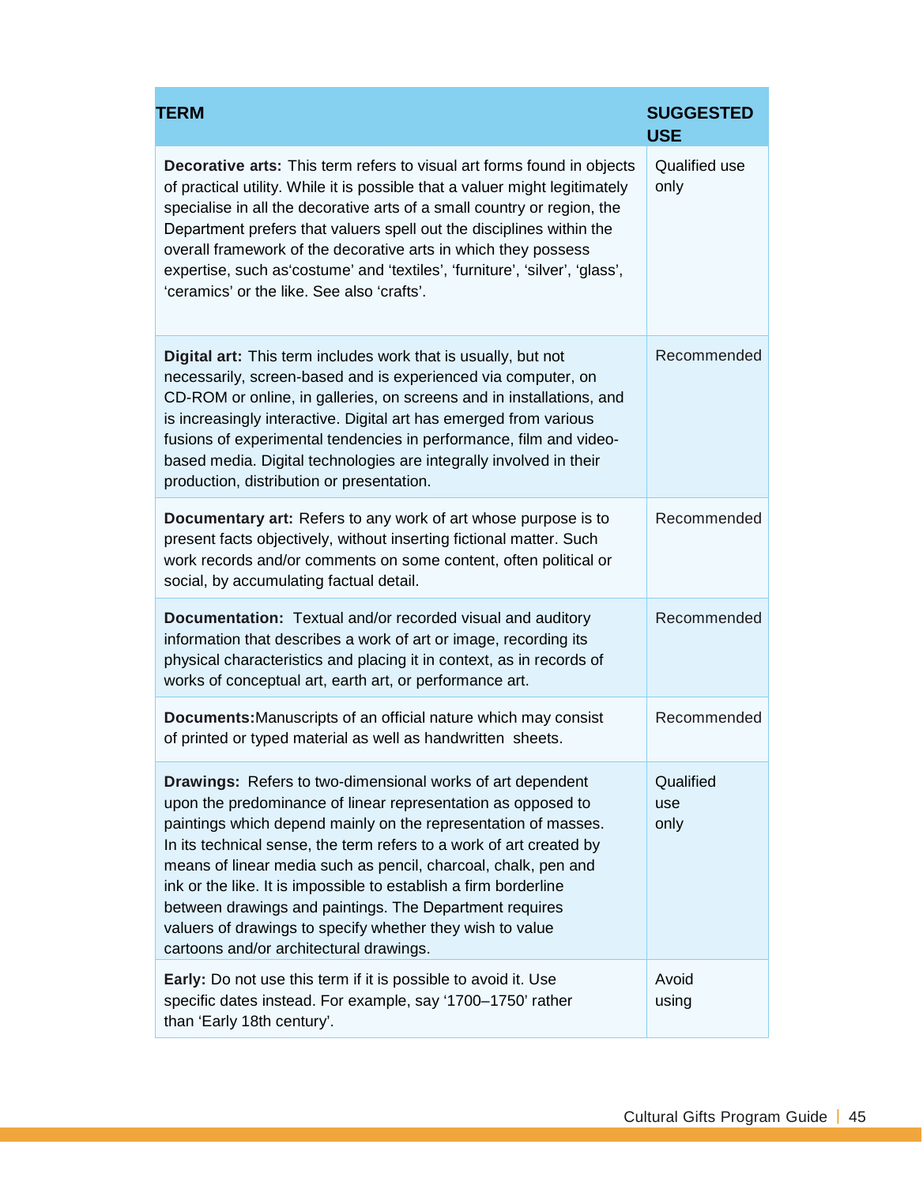| TERM | SUGGESTED USE |
|---|---|
| **Decorative arts:** This term refers to visual art forms found in objects of practical utility. While it is possible that a valuer might legitimately specialise in all the decorative arts of a small country or region, the Department prefers that valuers spell out the disciplines within the overall framework of the decorative arts in which they possess expertise, such as'costume' and 'textiles', 'furniture', 'silver', 'glass', 'ceramics' or the like. See also 'crafts'. | Qualified use only |
| **Digital art:** This term includes work that is usually, but not necessarily, screen-based and is experienced via computer, on CD-ROM or online, in galleries, on screens and in installations, and is increasingly interactive. Digital art has emerged from various fusions of experimental tendencies in performance, film and video-based media. Digital technologies are integrally involved in their production, distribution or presentation. | Recommended |
| **Documentary art:** Refers to any work of art whose purpose is to present facts objectively, without inserting fictional matter. Such work records and/or comments on some content, often political or social, by accumulating factual detail. | Recommended |
| **Documentation:** Textual and/or recorded visual and auditory information that describes a work of art or image, recording its physical characteristics and placing it in context, as in records of works of conceptual art, earth art, or performance art. | Recommended |
| **Documents:** Manuscripts of an official nature which may consist of printed or typed material as well as handwritten sheets. | Recommended |
| **Drawings:** Refers to two-dimensional works of art dependent upon the predominance of linear representation as opposed to paintings which depend mainly on the representation of masses. In its technical sense, the term refers to a work of art created by means of linear media such as pencil, charcoal, chalk, pen and ink or the like. It is impossible to establish a firm borderline between drawings and paintings. The Department requires valuers of drawings to specify whether they wish to value cartoons and/or architectural drawings. | Qualified use only |
| **Early:** Do not use this term if it is possible to avoid it. Use specific dates instead. For example, say '1700–1750' rather than 'Early 18th century'. | Avoid using |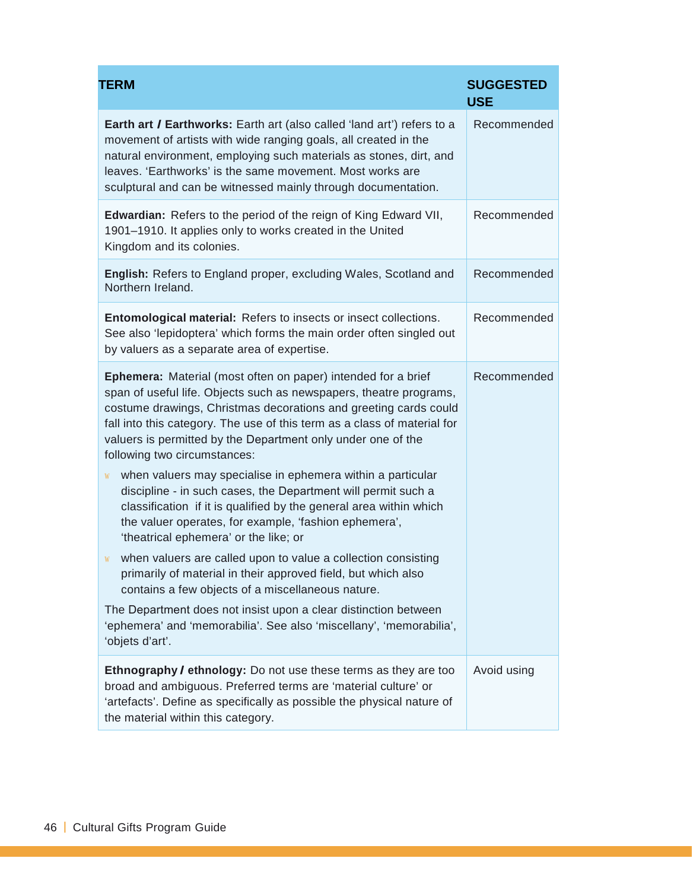| TERM | SUGGESTED USE |
| --- | --- |
| **Earth art / Earthworks:** Earth art (also called 'land art') refers to a movement of artists with wide ranging goals, all created in the natural environment, employing such materials as stones, dirt, and leaves. 'Earthworks' is the same movement. Most works are sculptural and can be witnessed mainly through documentation. | Recommended |
| **Edwardian:** Refers to the period of the reign of King Edward VII, 1901–1910. It applies only to works created in the United Kingdom and its colonies. | Recommended |
| **English:** Refers to England proper, excluding Wales, Scotland and Northern Ireland. | Recommended |
| **Entomological material:** Refers to insects or insect collections. See also 'lepidoptera' which forms the main order often singled out by valuers as a separate area of expertise. | Recommended |
| **Ephemera:** Material (most often on paper) intended for a brief span of useful life. Objects such as newspapers, theatre programs, costume drawings, Christmas decorations and greeting cards could fall into this category. The use of this term as a class of material for valuers is permitted by the Department only under one of the following two circumstances:<br>- when valuers may specialise in ephemera within a particular discipline - in such cases, the Department will permit such a classification if it is qualified by the general area within which the valuer operates, for example, 'fashion ephemera', 'theatrical ephemera' or the like; or<br>- when valuers are called upon to value a collection consisting primarily of material in their approved field, but which also contains a few objects of a miscellaneous nature.<br>The Department does not insist upon a clear distinction between 'ephemera' and 'memorabilia'. See also 'miscellany', 'memorabilia', 'objets d'art'. | Recommended |
| **Ethnography / ethnology:** Do not use these terms as they are too broad and ambiguous. Preferred terms are 'material culture' or 'artefacts'. Define as specifically as possible the physical nature of the material within this category. | Avoid using |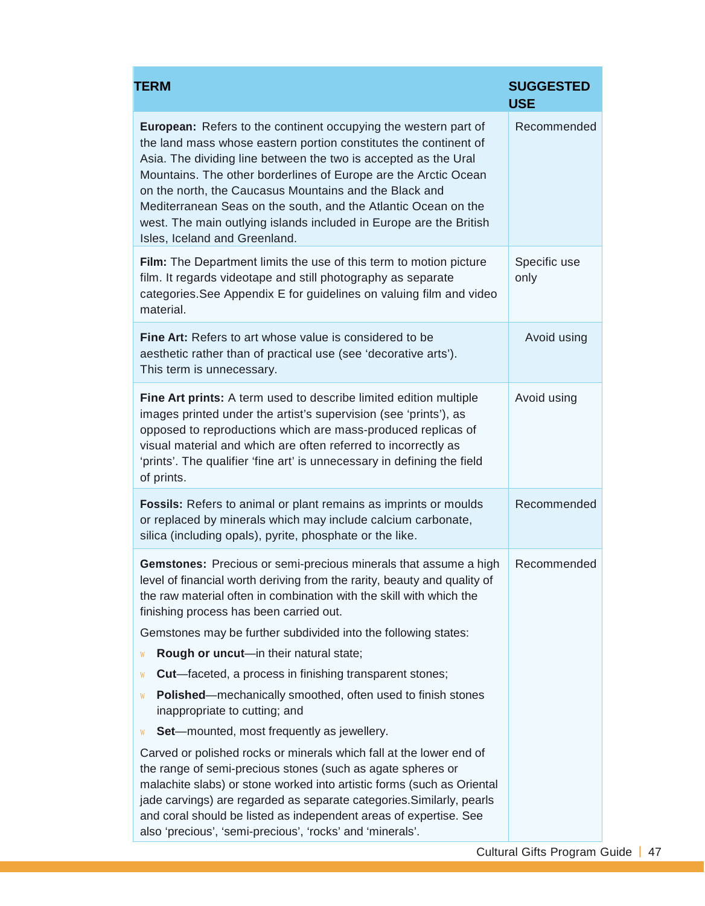| TERM | SUGGESTED USE |
|---|---|
| **European:** Refers to the continent occupying the western part of the land mass whose eastern portion constitutes the continent of Asia. The dividing line between the two is accepted as the Ural Mountains. The other borderlines of Europe are the Arctic Ocean on the north, the Caucasus Mountains and the Black and Mediterranean Seas on the south, and the Atlantic Ocean on the west. The main outlying islands included in Europe are the British Isles, Iceland and Greenland. | Recommended |
| **Film:** The Department limits the use of this term to motion picture film. It regards videotape and still photography as separate categories.See Appendix E for guidelines on valuing film and video material. | Specific use only |
| **Fine Art:** Refers to art whose value is considered to be aesthetic rather than of practical use (see 'decorative arts'). This term is unnecessary. | Avoid using |
| **Fine Art prints:** A term used to describe limited edition multiple images printed under the artist's supervision (see 'prints'), as opposed to reproductions which are mass-produced replicas of visual material and which are often referred to incorrectly as 'prints'. The qualifier 'fine art' is unnecessary in defining the field of prints. | Avoid using |
| **Fossils:** Refers to animal or plant remains as imprints or moulds or replaced by minerals which may include calcium carbonate, silica (including opals), pyrite, phosphate or the like. | Recommended |
| **Gemstones:** Precious or semi-precious minerals that assume a high level of financial worth deriving from the rarity, beauty and quality of the raw material often in combination with the skill with which the finishing process has been carried out.<br><br>Gemstones may be further subdivided into the following states:<br>- **Rough or uncut**—in their natural state;<br>- **Cut**—faceted, a process in finishing transparent stones;<br>- **Polished**—mechanically smoothed, often used to finish stones inappropriate to cutting; and<br>- **Set**—mounted, most frequently as jewellery.<br><br>Carved or polished rocks or minerals which fall at the lower end of the range of semi-precious stones (such as agate spheres or malachite slabs) or stone worked into artistic forms (such as Oriental jade carvings) are regarded as separate categories.Similarly, pearls and coral should be listed as independent areas of expertise. See also 'precious', 'semi-precious', 'rocks' and 'minerals'. | Recommended |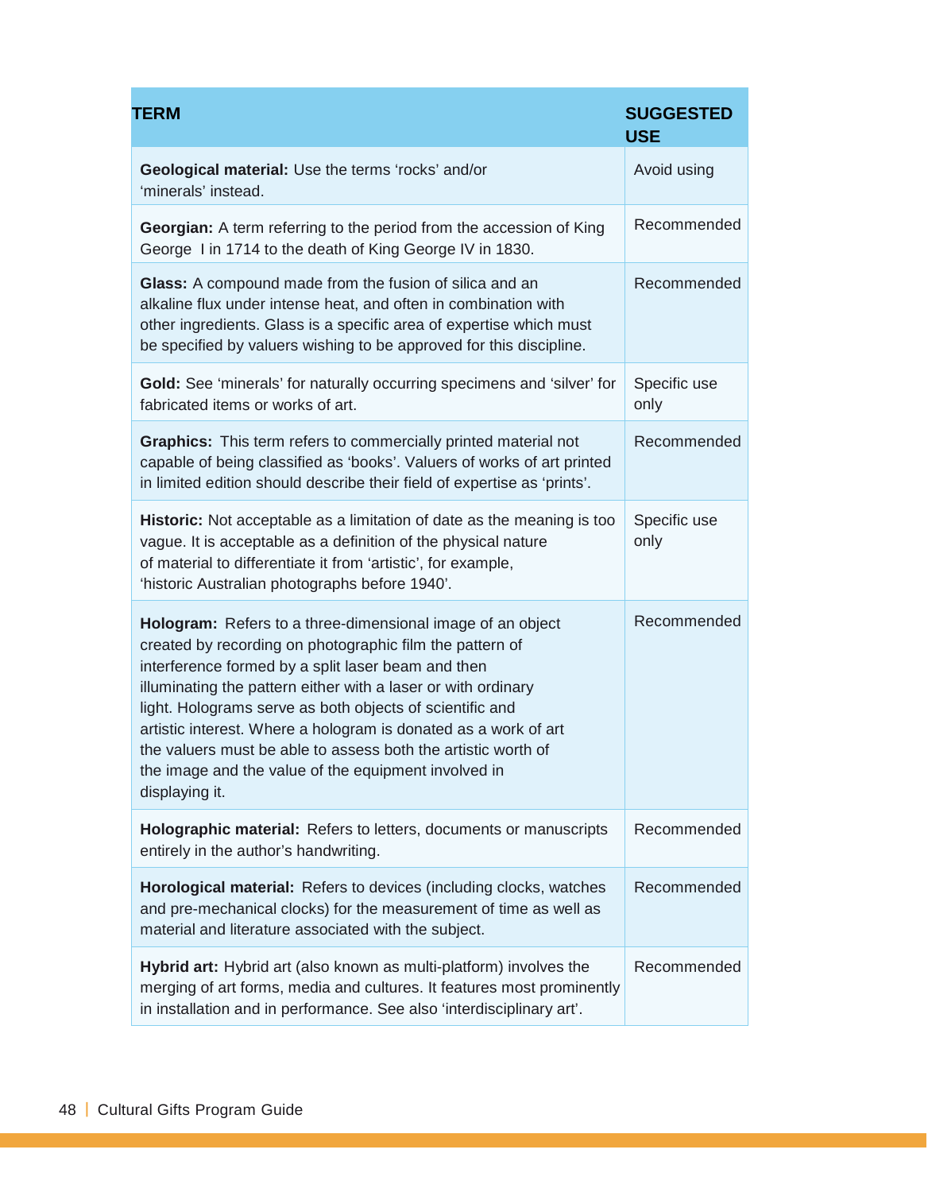| TERM | SUGGESTED USE |
|---|---|
| **Geological material:** Use the terms 'rocks' and/or 'minerals' instead. | Avoid using |
| **Georgian:** A term referring to the period from the accession of King George I in 1714 to the death of King George IV in 1830. | Recommended |
| **Glass:** A compound made from the fusion of silica and an alkaline flux under intense heat, and often in combination with other ingredients. Glass is a specific area of expertise which must be specified by valuers wishing to be approved for this discipline. | Recommended |
| **Gold:** See 'minerals' for naturally occurring specimens and 'silver' for fabricated items or works of art. | Specific use only |
| **Graphics:** This term refers to commercially printed material not capable of being classified as 'books'. Valuers of works of art printed in limited edition should describe their field of expertise as 'prints'. | Recommended |
| **Historic:** Not acceptable as a limitation of date as the meaning is too vague. It is acceptable as a definition of the physical nature of material to differentiate it from 'artistic', for example, 'historic Australian photographs before 1940'. | Specific use only |
| **Hologram:** Refers to a three-dimensional image of an object created by recording on photographic film the pattern of interference formed by a split laser beam and then illuminating the pattern either with a laser or with ordinary light. Holograms serve as both objects of scientific and artistic interest. Where a hologram is donated as a work of art the valuers must be able to assess both the artistic worth of the image and the value of the equipment involved in displaying it. | Recommended |
| **Holographic material:** Refers to letters, documents or manuscripts entirely in the author's handwriting. | Recommended |
| **Horological material:** Refers to devices (including clocks, watches and pre-mechanical clocks) for the measurement of time as well as material and literature associated with the subject. | Recommended |
| **Hybrid art:** Hybrid art (also known as multi-platform) involves the merging of art forms, media and cultures. It features most prominently in installation and in performance. See also 'interdisciplinary art'. | Recommended |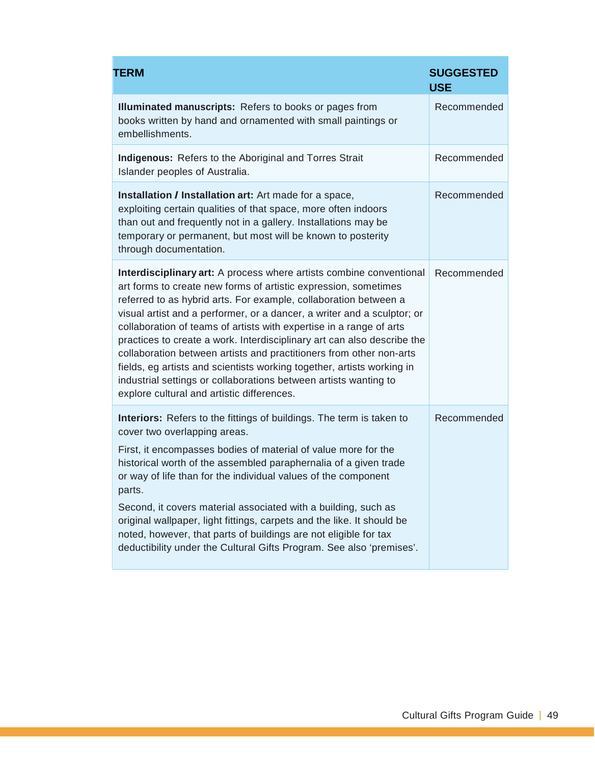| TERM | SUGGESTED USE |
|---|---|
| **Illuminated manuscripts:** Refers to books or pages from books written by hand and ornamented with small paintings or embellishments. | Recommended |
| **Indigenous:** Refers to the Aboriginal and Torres Strait Islander peoples of Australia. | Recommended |
| **Installation / Installation art:** Art made for a space, exploiting certain qualities of that space, more often indoors than out and frequently not in a gallery. Installations may be temporary or permanent, but most will be known to posterity through documentation. | Recommended |
| **Interdisciplinary art:** A process where artists combine conventional art forms to create new forms of artistic expression, sometimes referred to as hybrid arts. For example, collaboration between a visual artist and a performer, or a dancer, a writer and a sculptor; or collaboration of teams of artists with expertise in a range of arts practices to create a work. Interdisciplinary art can also describe the collaboration between artists and practitioners from other non-arts fields, eg artists and scientists working together, artists working in industrial settings or collaborations between artists wanting to explore cultural and artistic differences. | Recommended |
| **Interiors:** Refers to the fittings of buildings. The term is taken to cover two overlapping areas.<br><br>First, it encompasses bodies of material of value more for the historical worth of the assembled paraphernalia of a given trade or way of life than for the individual values of the component parts.<br><br>Second, it covers material associated with a building, such as original wallpaper, light fittings, carpets and the like. It should be noted, however, that parts of buildings are not eligible for tax deductibility under the Cultural Gifts Program. See also 'premises'. | Recommended |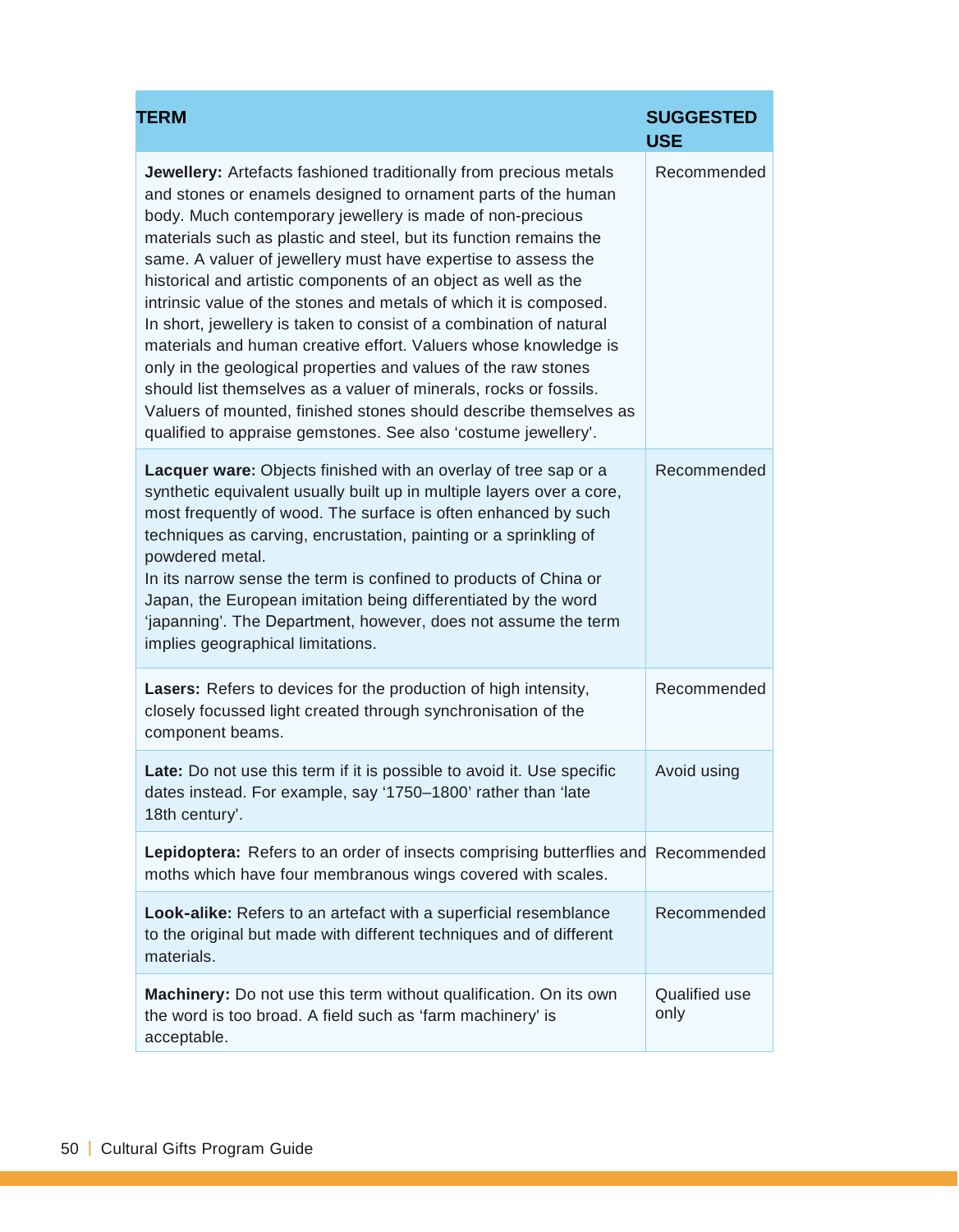| TERM | SUGGESTED USE |
|---|---|
| **Jewellery:** Artefacts fashioned traditionally from precious metals and stones or enamels designed to ornament parts of the human body. Much contemporary jewellery is made of non-precious materials such as plastic and steel, but its function remains the same. A valuer of jewellery must have expertise to assess the historical and artistic components of an object as well as the intrinsic value of the stones and metals of which it is composed. In short, jewellery is taken to consist of a combination of natural materials and human creative effort. Valuers whose knowledge is only in the geological properties and values of the raw stones should list themselves as a valuer of minerals, rocks or fossils. Valuers of mounted, finished stones should describe themselves as qualified to appraise gemstones. See also 'costume jewellery'. | Recommended |
| **Lacquer ware:** Objects finished with an overlay of tree sap or a synthetic equivalent usually built up in multiple layers over a core, most frequently of wood. The surface is often enhanced by such techniques as carving, encrustation, painting or a sprinkling of powdered metal. In its narrow sense the term is confined to products of China or Japan, the European imitation being differentiated by the word 'japanning'. The Department, however, does not assume the term implies geographical limitations. | Recommended |
| **Lasers:** Refers to devices for the production of high intensity, closely focussed light created through synchronisation of the component beams. | Recommended |
| **Late:** Do not use this term if it is possible to avoid it. Use specific dates instead. For example, say '1750–1800' rather than 'late 18th century'. | Avoid using |
| **Lepidoptera:** Refers to an order of insects comprising butterflies and moths which have four membranous wings covered with scales. | Recommended |
| **Look-alike:** Refers to an artefact with a superficial resemblance to the original but made with different techniques and of different materials. | Recommended |
| **Machinery:** Do not use this term without qualification. On its own the word is too broad. A field such as 'farm machinery' is acceptable. | Qualified use only |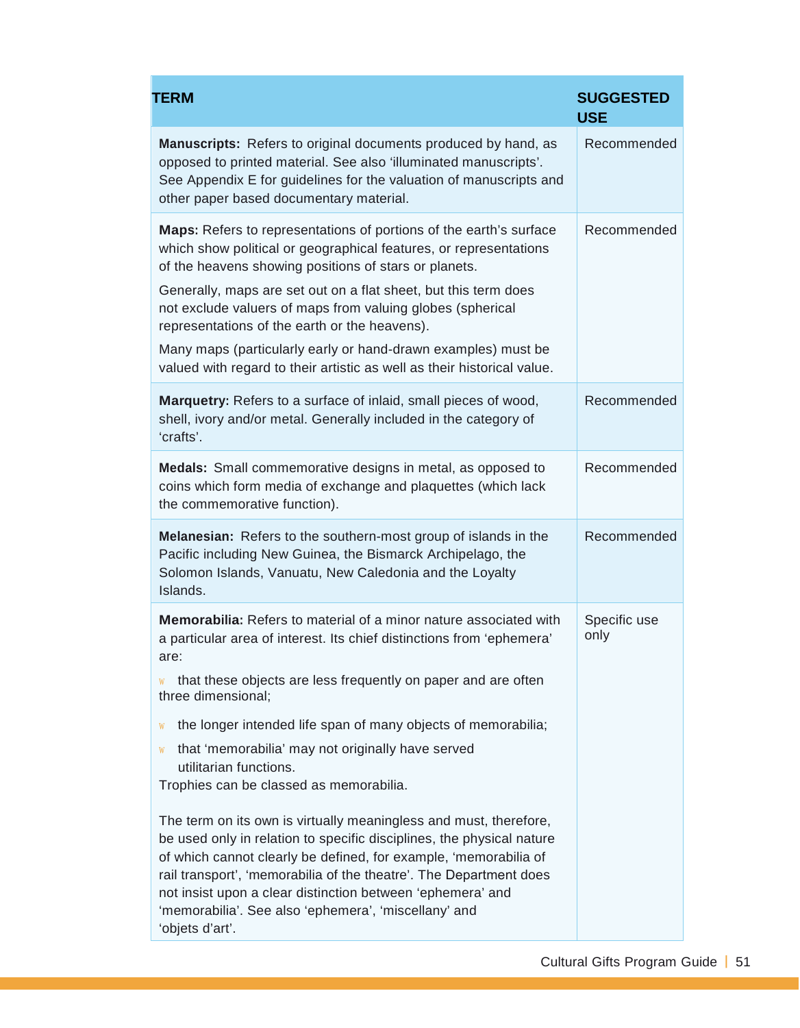| TERM | SUGGESTED USE |
| --- | --- |
| **Manuscripts:** Refers to original documents produced by hand, as opposed to printed material. See also 'illuminated manuscripts'. See Appendix E for guidelines for the valuation of manuscripts and other paper based documentary material. | Recommended |
| **Maps:** Refers to representations of portions of the earth's surface which show political or geographical features, or representations of the heavens showing positions of stars or planets.<br><br>Generally, maps are set out on a flat sheet, but this term does not exclude valuers of maps from valuing globes (spherical representations of the earth or the heavens).<br><br>Many maps (particularly early or hand-drawn examples) must be valued with regard to their artistic as well as their historical value. | Recommended |
| **Marquetry:** Refers to a surface of inlaid, small pieces of wood, shell, ivory and/or metal. Generally included in the category of 'crafts'. | Recommended |
| **Medals:** Small commemorative designs in metal, as opposed to coins which form media of exchange and plaquettes (which lack the commemorative function). | Recommended |
| **Melanesian:** Refers to the southern-most group of islands in the Pacific including New Guinea, the Bismarck Archipelago, the Solomon Islands, Vanuatu, New Caledonia and the Loyalty Islands. | Recommended |
| **Memorabilia:** Refers to material of a minor nature associated with a particular area of interest. Its chief distinctions from 'ephemera' are:<br>- that these objects are less frequently on paper and are often three dimensional;<br>- the longer intended life span of many objects of memorabilia;<br>- that 'memorabilia' may not originally have served utilitarian functions.<br><br>Trophies can be classed as memorabilia.<br><br>The term on its own is virtually meaningless and must, therefore, be used only in relation to specific disciplines, the physical nature of which cannot clearly be defined, for example, 'memorabilia of rail transport', 'memorabilia of the theatre'. The Department does not insist upon a clear distinction between 'ephemera' and 'memorabilia'. See also 'ephemera', 'miscellany' and 'objets d'art'. | Specific use only |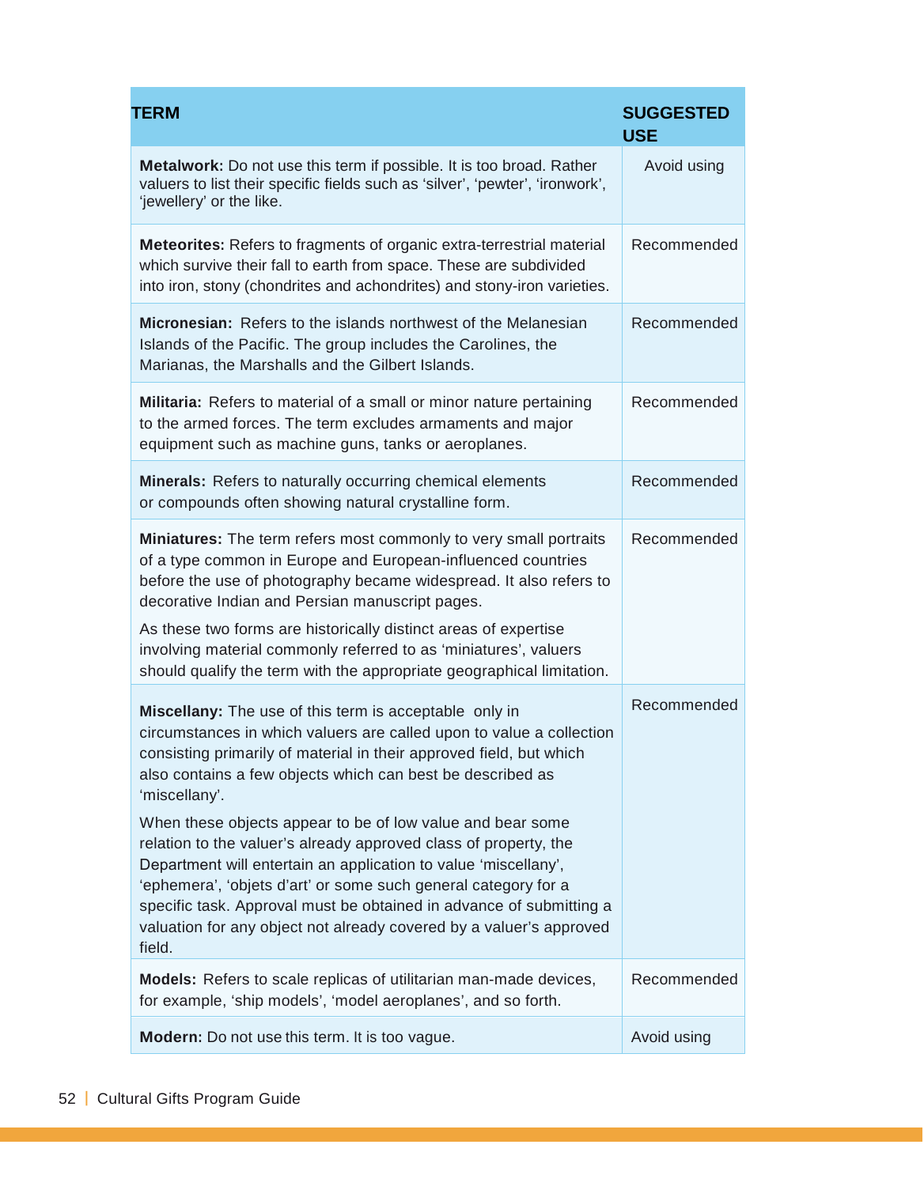| TERM | SUGGESTED USE |
|---|---|
| **Metalwork:** Do not use this term if possible. It is too broad. Rather valuers to list their specific fields such as 'silver', 'pewter', 'ironwork', 'jewellery' or the like. | Avoid using |
| **Meteorites:** Refers to fragments of organic extra-terrestrial material which survive their fall to earth from space. These are subdivided into iron, stony (chondrites and achondrites) and stony-iron varieties. | Recommended |
| **Micronesian:** Refers to the islands northwest of the Melanesian Islands of the Pacific. The group includes the Carolines, the Marianas, the Marshalls and the Gilbert Islands. | Recommended |
| **Militaria:** Refers to material of a small or minor nature pertaining to the armed forces. The term excludes armaments and major equipment such as machine guns, tanks or aeroplanes. | Recommended |
| **Minerals:** Refers to naturally occurring chemical elements or compounds often showing natural crystalline form. | Recommended |
| **Miniatures:** The term refers most commonly to very small portraits of a type common in Europe and European-influenced countries before the use of photography became widespread. It also refers to decorative Indian and Persian manuscript pages.<br><br>As these two forms are historically distinct areas of expertise involving material commonly referred to as 'miniatures', valuers should qualify the term with the appropriate geographical limitation. | Recommended |
| **Miscellany:** The use of this term is acceptable only in circumstances in which valuers are called upon to value a collection consisting primarily of material in their approved field, but which also contains a few objects which can best be described as 'miscellany'.<br><br>When these objects appear to be of low value and bear some relation to the valuer's already approved class of property, the Department will entertain an application to value 'miscellany', 'ephemera', 'objets d'art' or some such general category for a specific task. Approval must be obtained in advance of submitting a valuation for any object not already covered by a valuer's approved field. | Recommended |
| **Models:** Refers to scale replicas of utilitarian man-made devices, for example, 'ship models', 'model aeroplanes', and so forth. | Recommended |
| **Modern:** Do not use this term. It is too vague. | Avoid using |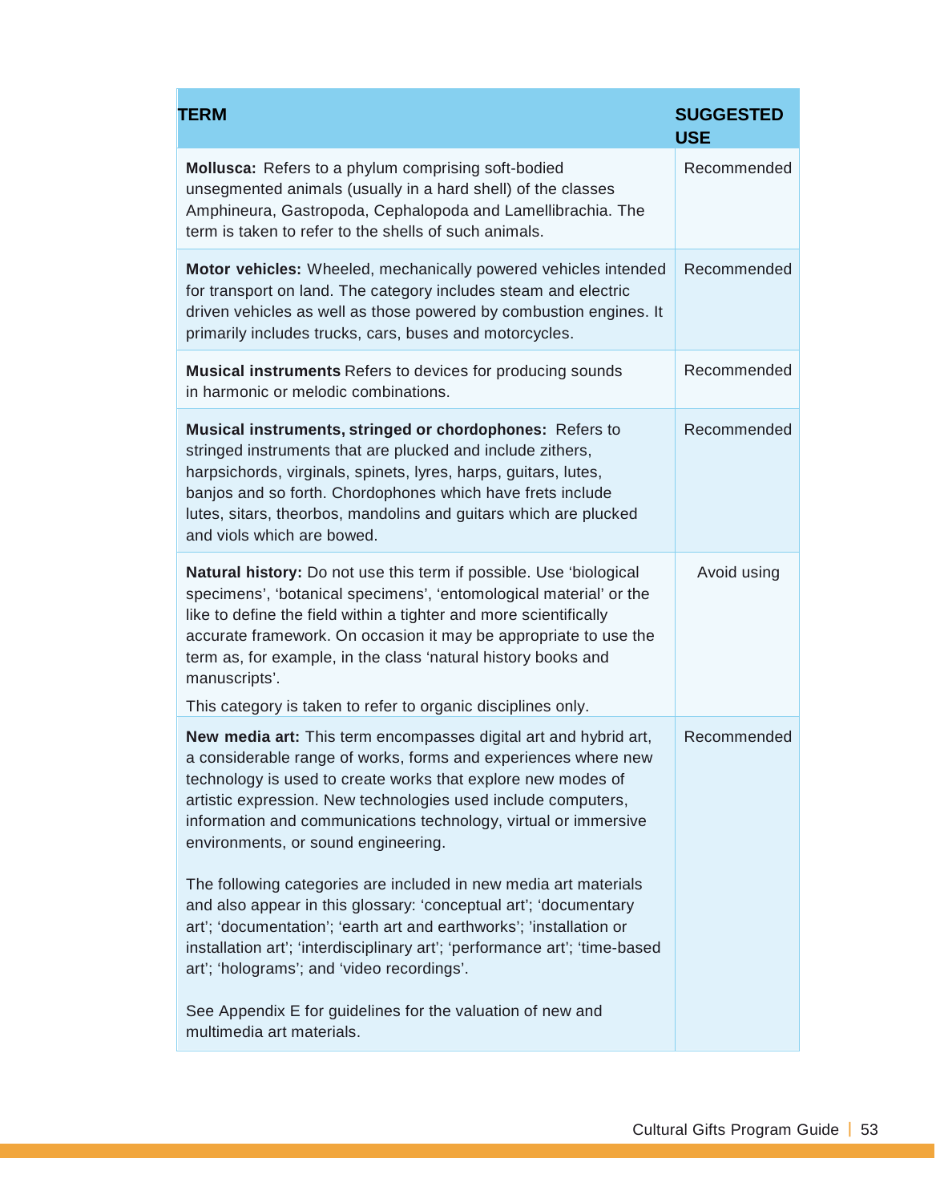| TERM | SUGGESTED USE |
|---|---|
| **Mollusca:** Refers to a phylum comprising soft-bodied unsegmented animals (usually in a hard shell) of the classes Amphineura, Gastropoda, Cephalopoda and Lamellibrachia. The term is taken to refer to the shells of such animals. | Recommended |
| **Motor vehicles:** Wheeled, mechanically powered vehicles intended for transport on land. The category includes steam and electric driven vehicles as well as those powered by combustion engines. It primarily includes trucks, cars, buses and motorcycles. | Recommended |
| **Musical instruments** Refers to devices for producing sounds in harmonic or melodic combinations. | Recommended |
| **Musical instruments, stringed or chordophones:** Refers to stringed instruments that are plucked and include zithers, harpsichords, virginals, spinets, lyres, harps, guitars, lutes, banjos and so forth. Chordophones which have frets include lutes, sitars, theorbos, mandolins and guitars which are plucked and viols which are bowed. | Recommended |
| **Natural history:** Do not use this term if possible. Use 'biological specimens', 'botanical specimens', 'entomological material' or the like to define the field within a tighter and more scientifically accurate framework. On occasion it may be appropriate to use the term as, for example, in the class 'natural history books and manuscripts'. <br><br> This category is taken to refer to organic disciplines only. | Avoid using |
| **New media art:** This term encompasses digital art and hybrid art, a considerable range of works, forms and experiences where new technology is used to create works that explore new modes of artistic expression. New technologies used include computers, information and communications technology, virtual or immersive environments, or sound engineering. <br><br> The following categories are included in new media art materials and also appear in this glossary: 'conceptual art'; 'documentary art'; 'documentation'; 'earth art and earthworks'; 'installation or installation art'; 'interdisciplinary art'; 'performance art'; 'time-based art'; 'holograms'; and 'video recordings'. <br><br> See Appendix E for guidelines for the valuation of new and multimedia art materials. | Recommended |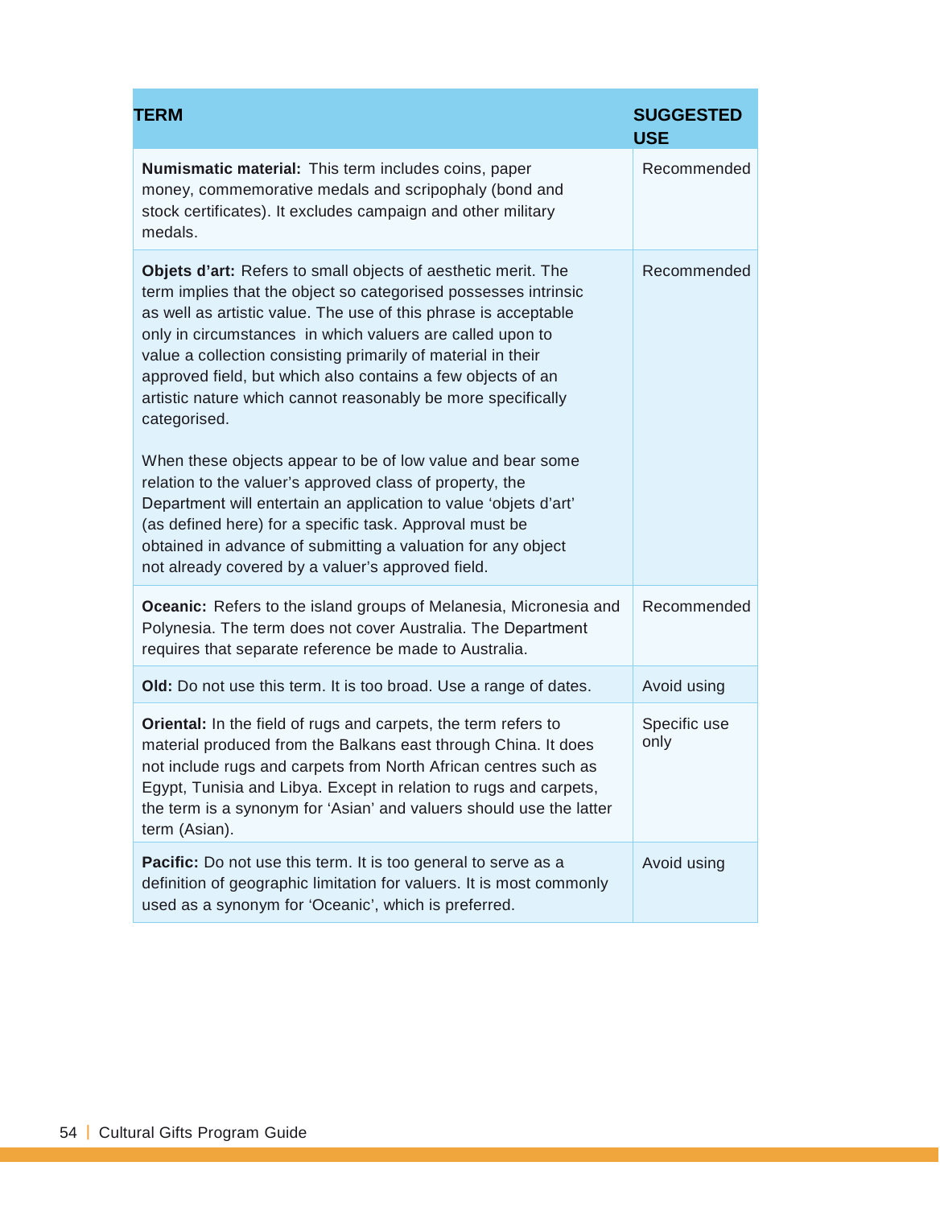| TERM | SUGGESTED USE |
|---|---|
| **Numismatic material:** This term includes coins, paper money, commemorative medals and scripophaly (bond and stock certificates). It excludes campaign and other military medals. | Recommended |
| **Objets d'art:** Refers to small objects of aesthetic merit. The term implies that the object so categorised possesses intrinsic as well as artistic value. The use of this phrase is acceptable only in circumstances in which valuers are called upon to value a collection consisting primarily of material in their approved field, but which also contains a few objects of an artistic nature which cannot reasonably be more specifically categorised.<br><br>When these objects appear to be of low value and bear some relation to the valuer's approved class of property, the Department will entertain an application to value 'objets d'art' (as defined here) for a specific task. Approval must be obtained in advance of submitting a valuation for any object not already covered by a valuer's approved field. | Recommended |
| **Oceanic:** Refers to the island groups of Melanesia, Micronesia and Polynesia. The term does not cover Australia. The Department requires that separate reference be made to Australia. | Recommended |
| **Old:** Do not use this term. It is too broad. Use a range of dates. | Avoid using |
| **Oriental:** In the field of rugs and carpets, the term refers to material produced from the Balkans east through China. It does not include rugs and carpets from North African centres such as Egypt, Tunisia and Libya. Except in relation to rugs and carpets, the term is a synonym for 'Asian' and valuers should use the latter term (Asian). | Specific use only |
| **Pacific:** Do not use this term. It is too general to serve as a definition of geographic limitation for valuers. It is most commonly used as a synonym for 'Oceanic', which is preferred. | Avoid using |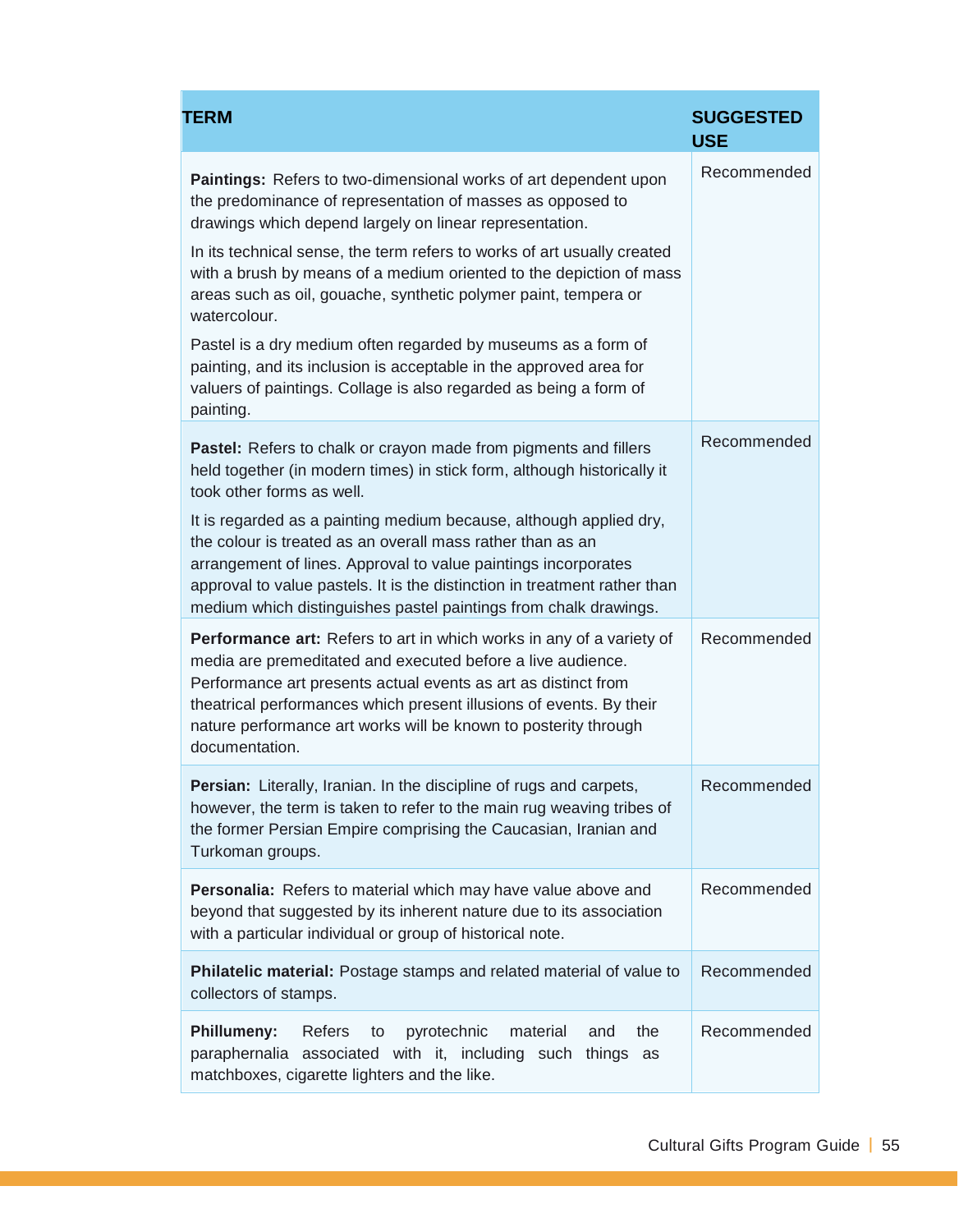| TERM | SUGGESTED USE |
|---|---|
| **Paintings:** Refers to two-dimensional works of art dependent upon the predominance of representation of masses as opposed to drawings which depend largely on linear representation.<br><br>In its technical sense, the term refers to works of art usually created with a brush by means of a medium oriented to the depiction of mass areas such as oil, gouache, synthetic polymer paint, tempera or watercolour.<br><br>Pastel is a dry medium often regarded by museums as a form of painting, and its inclusion is acceptable in the approved area for valuers of paintings. Collage is also regarded as being a form of painting. | Recommended |
| **Pastel:** Refers to chalk or crayon made from pigments and fillers held together (in modern times) in stick form, although historically it took other forms as well.<br><br>It is regarded as a painting medium because, although applied dry, the colour is treated as an overall mass rather than as an arrangement of lines. Approval to value paintings incorporates approval to value pastels. It is the distinction in treatment rather than medium which distinguishes pastel paintings from chalk drawings. | Recommended |
| **Performance art:** Refers to art in which works in any of a variety of media are premeditated and executed before a live audience. Performance art presents actual events as art as distinct from theatrical performances which present illusions of events. By their nature performance art works will be known to posterity through documentation. | Recommended |
| **Persian:** Literally, Iranian. In the discipline of rugs and carpets, however, the term is taken to refer to the main rug weaving tribes of the former Persian Empire comprising the Caucasian, Iranian and Turkoman groups. | Recommended |
| **Personalia:** Refers to material which may have value above and beyond that suggested by its inherent nature due to its association with a particular individual or group of historical note. | Recommended |
| **Philatelic material:** Postage stamps and related material of value to collectors of stamps. | Recommended |
| **Phillumeny:** Refers to pyrotechnic material and the paraphernalia associated with it, including such things as matchboxes, cigarette lighters and the like. | Recommended |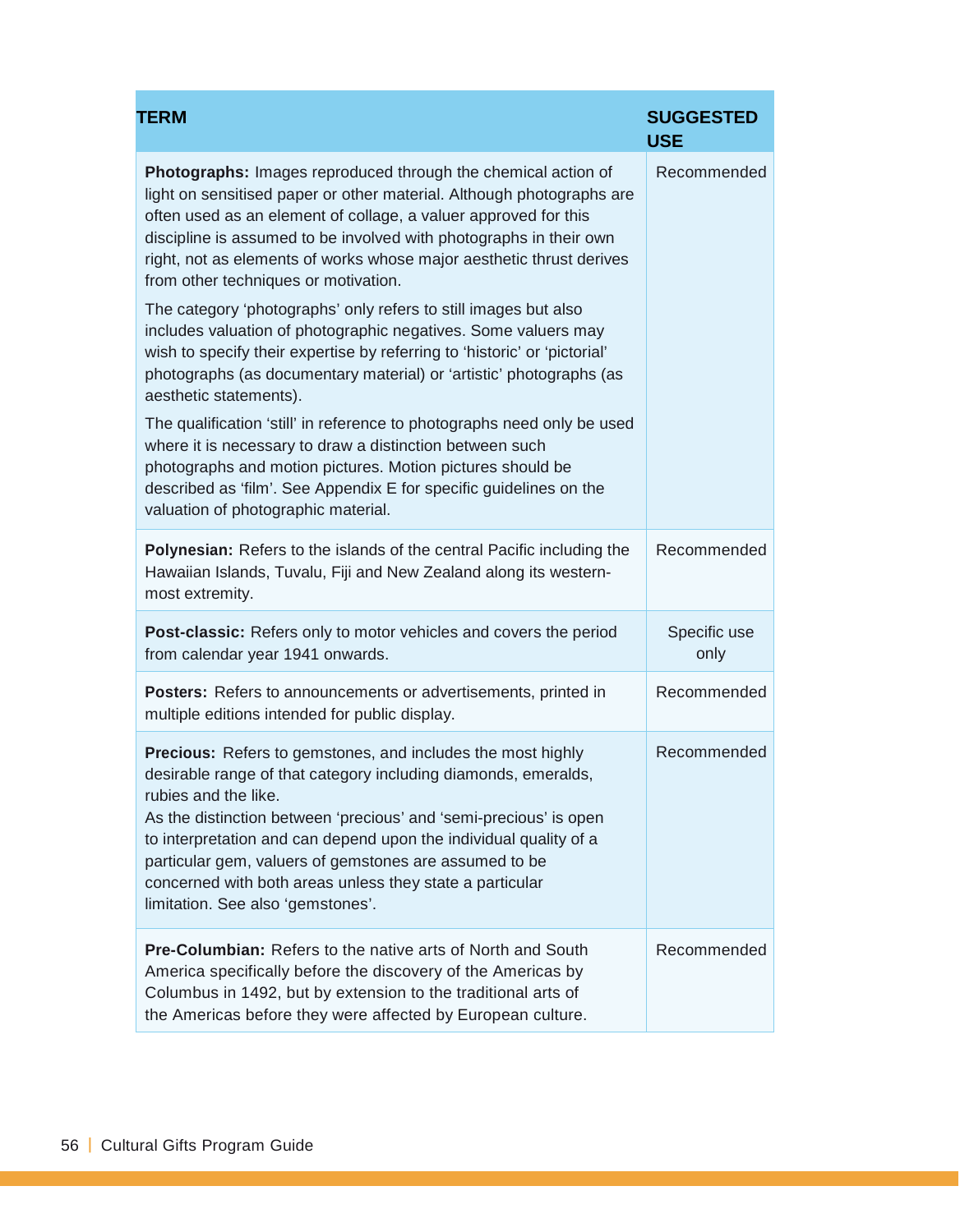| TERM | SUGGESTED USE |
|---|---|
| **Photographs:** Images reproduced through the chemical action of light on sensitised paper or other material. Although photographs are often used as an element of collage, a valuer approved for this discipline is assumed to be involved with photographs in their own right, not as elements of works whose major aesthetic thrust derives from other techniques or motivation.<br><br>The category 'photographs' only refers to still images but also includes valuation of photographic negatives. Some valuers may wish to specify their expertise by referring to 'historic' or 'pictorial' photographs (as documentary material) or 'artistic' photographs (as aesthetic statements).<br><br>The qualification 'still' in reference to photographs need only be used where it is necessary to draw a distinction between such photographs and motion pictures. Motion pictures should be described as 'film'. See Appendix E for specific guidelines on the valuation of photographic material. | Recommended |
| **Polynesian:** Refers to the islands of the central Pacific including the Hawaiian Islands, Tuvalu, Fiji and New Zealand along its western-most extremity. | Recommended |
| **Post-classic:** Refers only to motor vehicles and covers the period from calendar year 1941 onwards. | Specific use only |
| **Posters:** Refers to announcements or advertisements, printed in multiple editions intended for public display. | Recommended |
| **Precious:** Refers to gemstones, and includes the most highly desirable range of that category including diamonds, emeralds, rubies and the like.<br>As the distinction between 'precious' and 'semi-precious' is open to interpretation and can depend upon the individual quality of a particular gem, valuers of gemstones are assumed to be concerned with both areas unless they state a particular limitation. See also 'gemstones'. | Recommended |
| **Pre-Columbian:** Refers to the native arts of North and South America specifically before the discovery of the Americas by Columbus in 1492, but by extension to the traditional arts of the Americas before they were affected by European culture. | Recommended |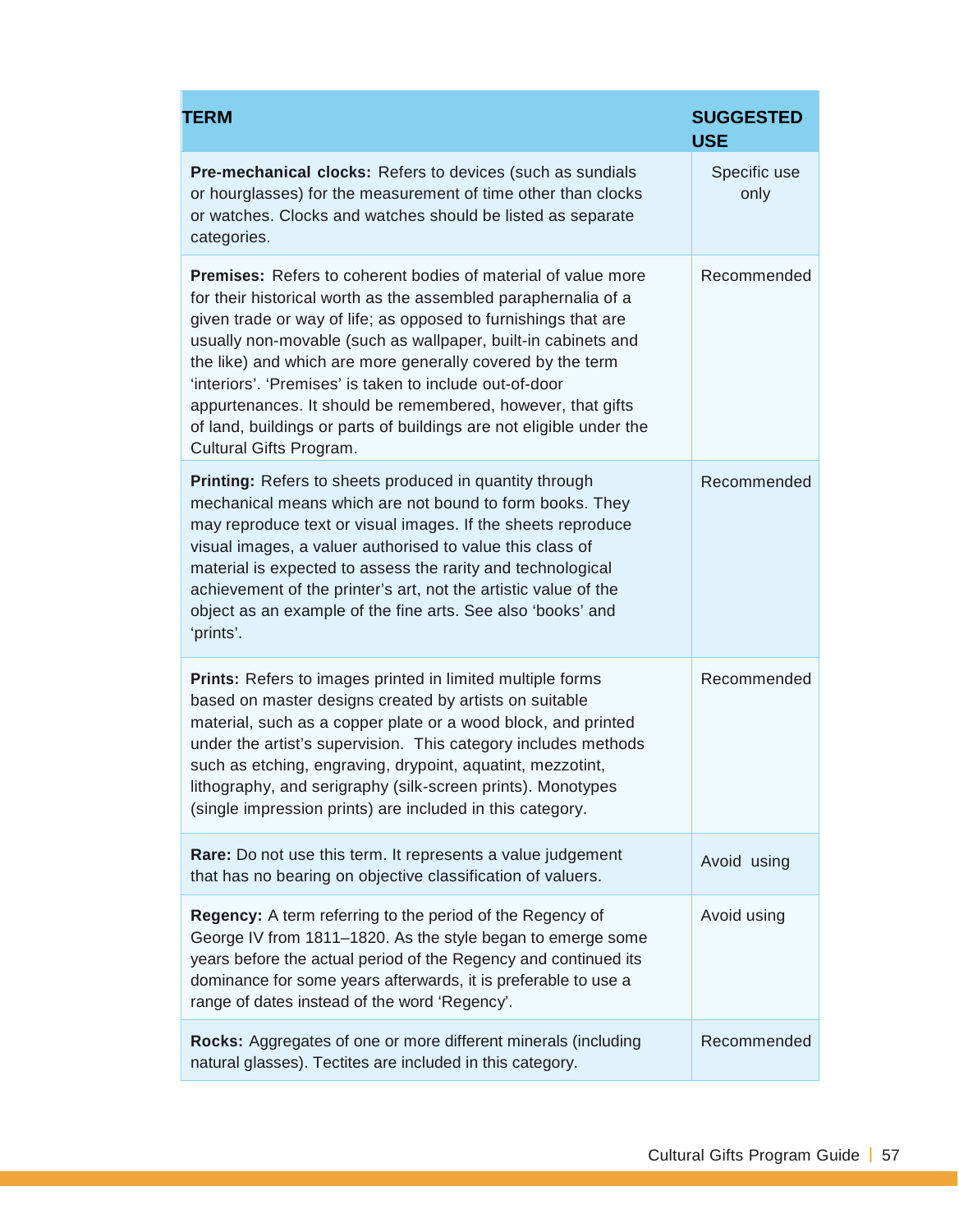| TERM | SUGGESTED USE |
|---|---|
| **Pre-mechanical clocks:** Refers to devices (such as sundials or hourglasses) for the measurement of time other than clocks or watches. Clocks and watches should be listed as separate categories. | Specific use only |
| **Premises:** Refers to coherent bodies of material of value more for their historical worth as the assembled paraphernalia of a given trade or way of life; as opposed to furnishings that are usually non-movable (such as wallpaper, built-in cabinets and the like) and which are more generally covered by the term 'interiors'. 'Premises' is taken to include out-of-door appurtenances. It should be remembered, however, that gifts of land, buildings or parts of buildings are not eligible under the Cultural Gifts Program. | Recommended |
| **Printing:** Refers to sheets produced in quantity through mechanical means which are not bound to form books. They may reproduce text or visual images. If the sheets reproduce visual images, a valuer authorised to value this class of material is expected to assess the rarity and technological achievement of the printer's art, not the artistic value of the object as an example of the fine arts. See also 'books' and 'prints'. | Recommended |
| **Prints:** Refers to images printed in limited multiple forms based on master designs created by artists on suitable material, such as a copper plate or a wood block, and printed under the artist's supervision. This category includes methods such as etching, engraving, drypoint, aquatint, mezzotint, lithography, and serigraphy (silk-screen prints). Monotypes (single impression prints) are included in this category. | Recommended |
| **Rare:** Do not use this term. It represents a value judgement that has no bearing on objective classification of valuers. | Avoid using |
| **Regency:** A term referring to the period of the Regency of George IV from 1811–1820. As the style began to emerge some years before the actual period of the Regency and continued its dominance for some years afterwards, it is preferable to use a range of dates instead of the word 'Regency'. | Avoid using |
| **Rocks:** Aggregates of one or more different minerals (including natural glasses). Tectites are included in this category. | Recommended |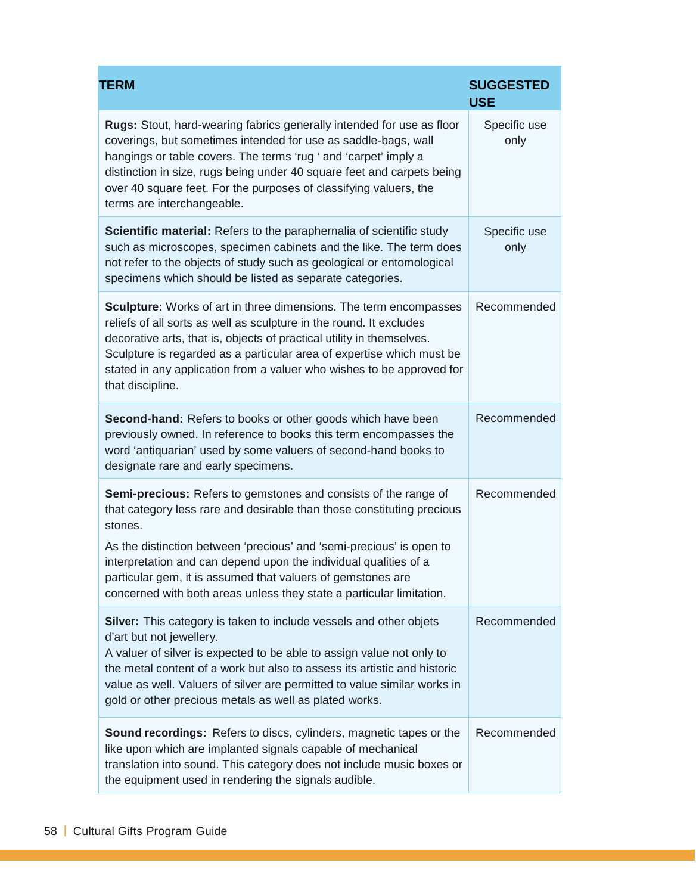| TERM | SUGGESTED USE |
| --- | --- |
| **Rugs:** Stout, hard-wearing fabrics generally intended for use as floor coverings, but sometimes intended for use as saddle-bags, wall hangings or table covers. The terms 'rug ' and 'carpet' imply a distinction in size, rugs being under 40 square feet and carpets being over 40 square feet. For the purposes of classifying valuers, the terms are interchangeable. | Specific use only |
| **Scientific material:** Refers to the paraphernalia of scientific study such as microscopes, specimen cabinets and the like. The term does not refer to the objects of study such as geological or entomological specimens which should be listed as separate categories. | Specific use only |
| **Sculpture:** Works of art in three dimensions. The term encompasses reliefs of all sorts as well as sculpture in the round. It excludes decorative arts, that is, objects of practical utility in themselves. Sculpture is regarded as a particular area of expertise which must be stated in any application from a valuer who wishes to be approved for that discipline. | Recommended |
| **Second-hand:** Refers to books or other goods which have been previously owned. In reference to books this term encompasses the word 'antiquarian' used by some valuers of second-hand books to designate rare and early specimens. | Recommended |
| **Semi-precious:** Refers to gemstones and consists of the range of that category less rare and desirable than those constituting precious stones.<br><br>As the distinction between 'precious' and 'semi-precious' is open to interpretation and can depend upon the individual qualities of a particular gem, it is assumed that valuers of gemstones are concerned with both areas unless they state a particular limitation. | Recommended |
| **Silver:** This category is taken to include vessels and other objets d'art but not jewellery.<br>A valuer of silver is expected to be able to assign value not only to the metal content of a work but also to assess its artistic and historic value as well. Valuers of silver are permitted to value similar works in gold or other precious metals as well as plated works. | Recommended |
| **Sound recordings:** Refers to discs, cylinders, magnetic tapes or the like upon which are implanted signals capable of mechanical translation into sound. This category does not include music boxes or the equipment used in rendering the signals audible. | Recommended |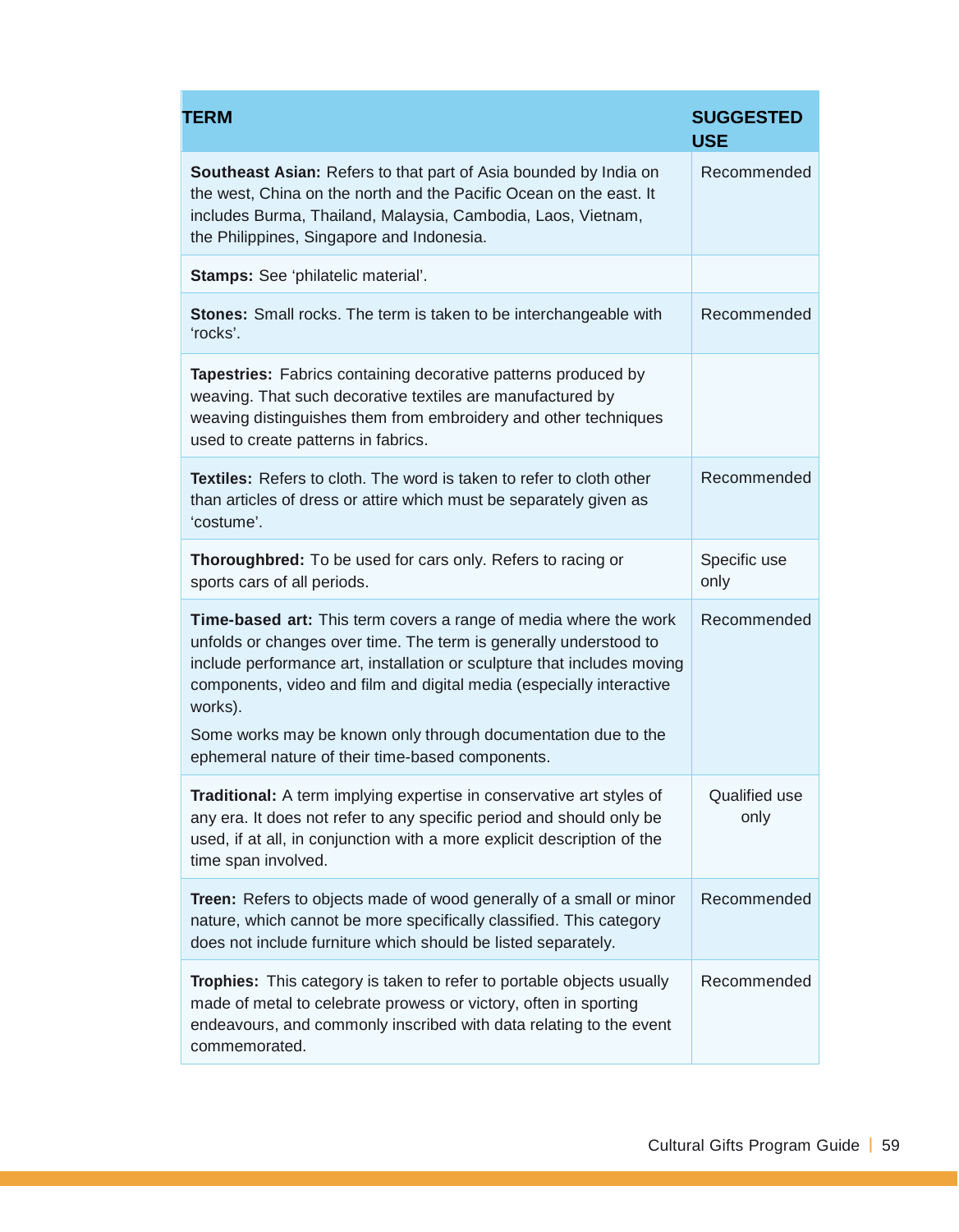| TERM | SUGGESTED USE |
|---|---|
| **Southeast Asian:** Refers to that part of Asia bounded by India on the west, China on the north and the Pacific Ocean on the east. It includes Burma, Thailand, Malaysia, Cambodia, Laos, Vietnam, the Philippines, Singapore and Indonesia. | Recommended |
| **Stamps:** See 'philatelic material'. | |
| **Stones:** Small rocks. The term is taken to be interchangeable with 'rocks'. | Recommended |
| **Tapestries:** Fabrics containing decorative patterns produced by weaving. That such decorative textiles are manufactured by weaving distinguishes them from embroidery and other techniques used to create patterns in fabrics. | |
| **Textiles:** Refers to cloth. The word is taken to refer to cloth other than articles of dress or attire which must be separately given as 'costume'. | Recommended |
| **Thoroughbred:** To be used for cars only. Refers to racing or sports cars of all periods. | Specific use only |
| **Time-based art:** This term covers a range of media where the work unfolds or changes over time. The term is generally understood to include performance art, installation or sculpture that includes moving components, video and film and digital media (especially interactive works).<br><br>Some works may be known only through documentation due to the ephemeral nature of their time-based components. | Recommended |
| **Traditional:** A term implying expertise in conservative art styles of any era. It does not refer to any specific period and should only be used, if at all, in conjunction with a more explicit description of the time span involved. | Qualified use only |
| **Treen:** Refers to objects made of wood generally of a small or minor nature, which cannot be more specifically classified. This category does not include furniture which should be listed separately. | Recommended |
| **Trophies:** This category is taken to refer to portable objects usually made of metal to celebrate prowess or victory, often in sporting endeavours, and commonly inscribed with data relating to the event commemorated. | Recommended |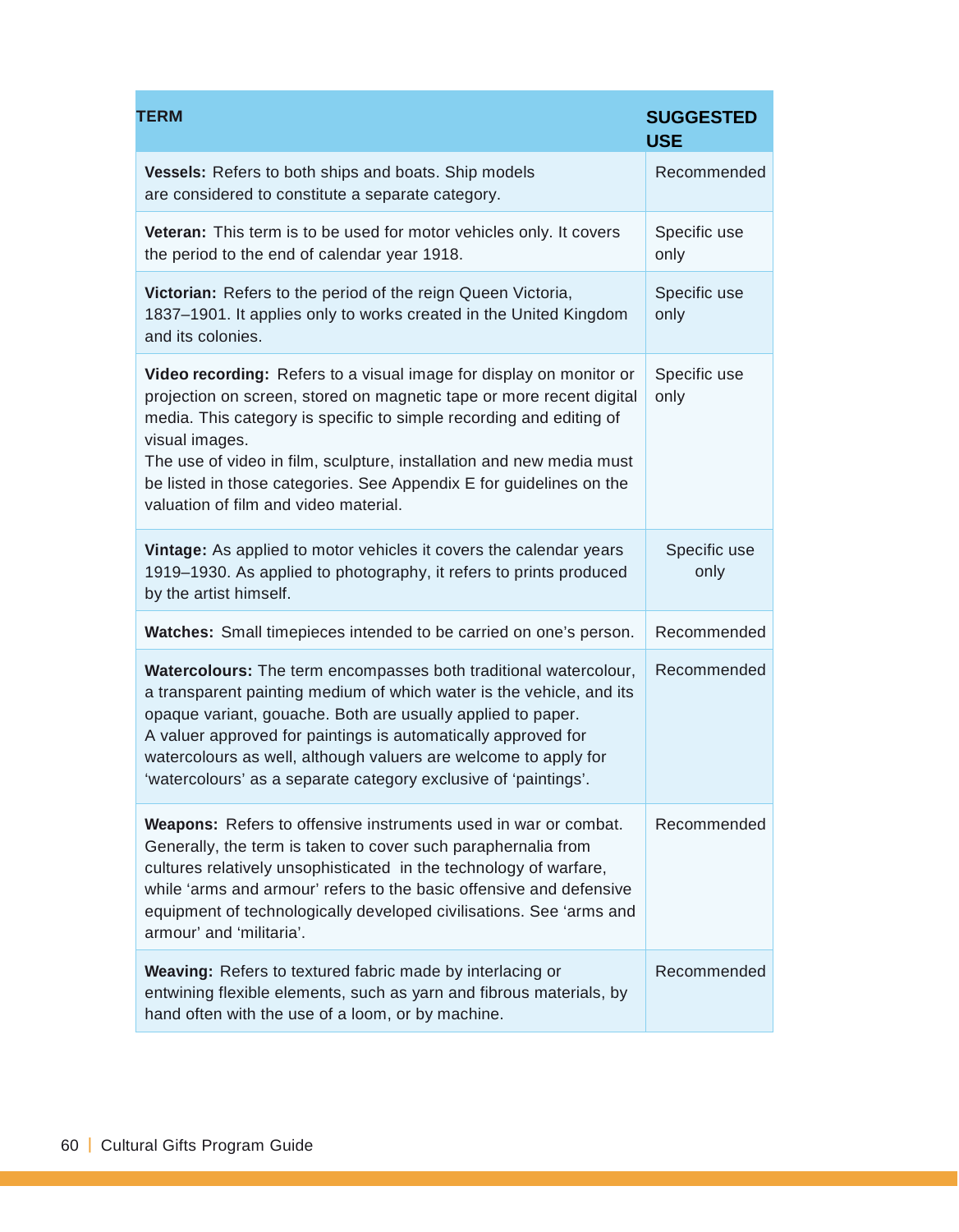| TERM | SUGGESTED USE |
|---|---|
| **Vessels:** Refers to both ships and boats. Ship models are considered to constitute a separate category. | Recommended |
| **Veteran:** This term is to be used for motor vehicles only. It covers the period to the end of calendar year 1918. | Specific use only |
| **Victorian:** Refers to the period of the reign Queen Victoria, 1837–1901. It applies only to works created in the United Kingdom and its colonies. | Specific use only |
| **Video recording:** Refers to a visual image for display on monitor or projection on screen, stored on magnetic tape or more recent digital media. This category is specific to simple recording and editing of visual images.<br>The use of video in film, sculpture, installation and new media must be listed in those categories. See Appendix E for guidelines on the valuation of film and video material. | Specific use only |
| **Vintage:** As applied to motor vehicles it covers the calendar years 1919–1930. As applied to photography, it refers to prints produced by the artist himself. | Specific use only |
| **Watches:** Small timepieces intended to be carried on one's person. | Recommended |
| **Watercolours:** The term encompasses both traditional watercolour, a transparent painting medium of which water is the vehicle, and its opaque variant, gouache. Both are usually applied to paper.<br>A valuer approved for paintings is automatically approved for watercolours as well, although valuers are welcome to apply for 'watercolours' as a separate category exclusive of 'paintings'. | Recommended |
| **Weapons:** Refers to offensive instruments used in war or combat. Generally, the term is taken to cover such paraphernalia from cultures relatively unsophisticated in the technology of warfare, while 'arms and armour' refers to the basic offensive and defensive equipment of technologically developed civilisations. See 'arms and armour' and 'militaria'. | Recommended |
| **Weaving:** Refers to textured fabric made by interlacing or entwining flexible elements, such as yarn and fibrous materials, by hand often with the use of a loom, or by machine. | Recommended |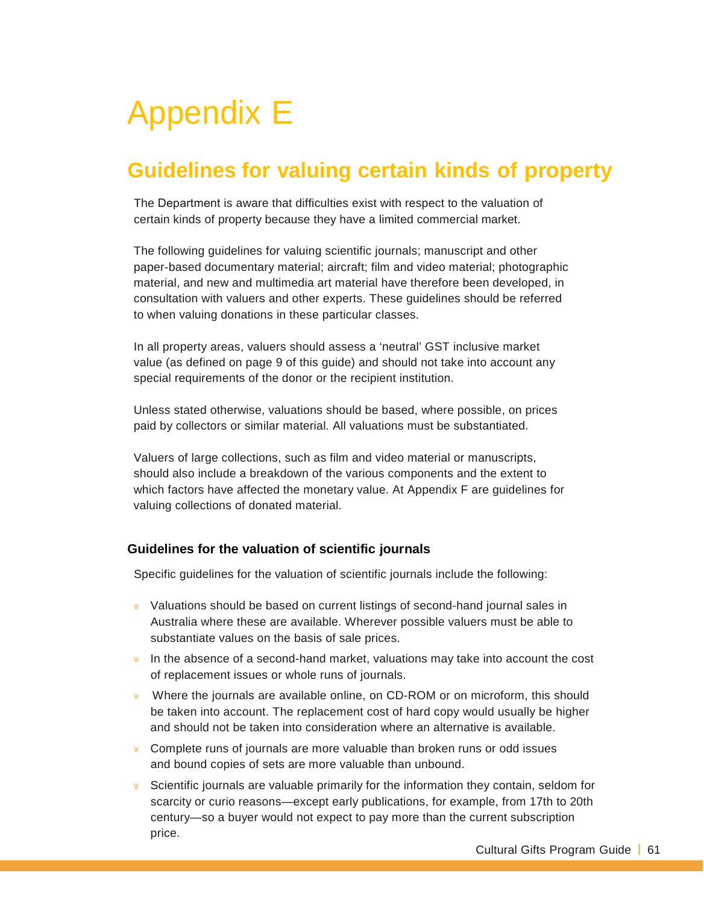# Appendix E

## Guidelines for valuing certain kinds of property

The Department is aware that difficulties exist with respect to the valuation of certain kinds of property because they have a limited commercial market.

The following guidelines for valuing scientific journals; manuscript and other paper-based documentary material; aircraft; film and video material; photographic material, and new and multimedia art material have therefore been developed, in consultation with valuers and other experts. These guidelines should be referred to when valuing donations in these particular classes.

In all property areas, valuers should assess a 'neutral' GST inclusive market value (as defined on page 9 of this guide) and should not take into account any special requirements of the donor or the recipient institution.

Unless stated otherwise, valuations should be based, where possible, on prices paid by collectors or similar material. All valuations must be substantiated.

Valuers of large collections, such as film and video material or manuscripts, should also include a breakdown of the various components and the extent to which factors have affected the monetary value. At Appendix F are guidelines for valuing collections of donated material.

### Guidelines for the valuation of scientific journals

Specific guidelines for the valuation of scientific journals include the following:

- Valuations should be based on current listings of second-hand journal sales in Australia where these are available. Wherever possible valuers must be able to substantiate values on the basis of sale prices.
- In the absence of a second-hand market, valuations may take into account the cost of replacement issues or whole runs of journals.
- Where the journals are available online, on CD-ROM or on microform, this should be taken into account. The replacement cost of hard copy would usually be higher and should not be taken into consideration where an alternative is available.
- Complete runs of journals are more valuable than broken runs or odd issues and bound copies of sets are more valuable than unbound.
- Scientific journals are valuable primarily for the information they contain, seldom for scarcity or curio reasons—except early publications, for example, from 17th to 20th century—so a buyer would not expect to pay more than the current subscription price.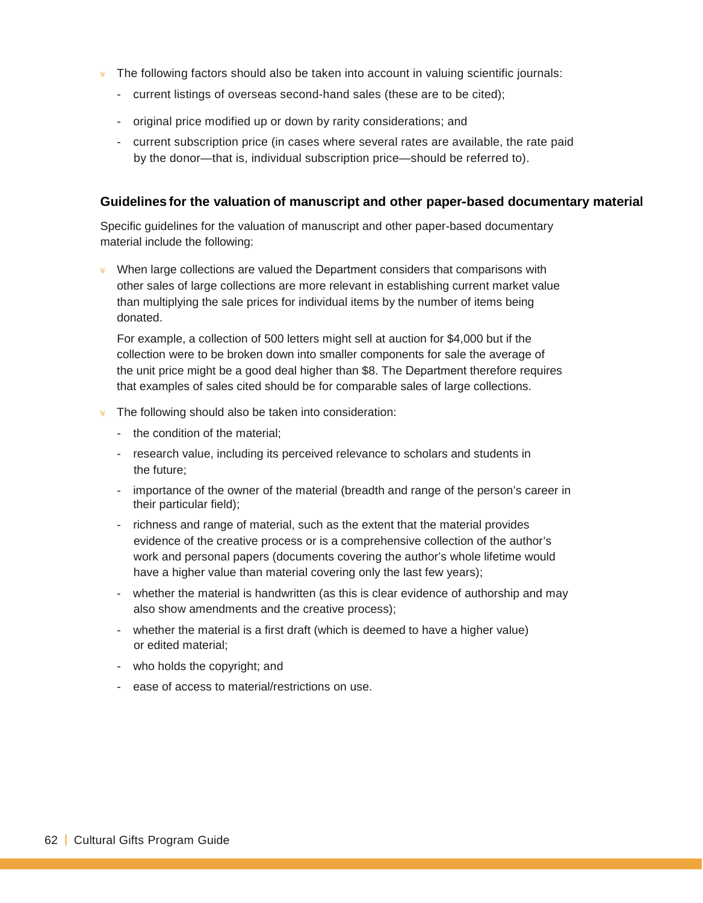- The following factors should also be taken into account in valuing scientific journals:
  - current listings of overseas second-hand sales (these are to be cited);
  - original price modified up or down by rarity considerations; and
  - current subscription price (in cases where several rates are available, the rate paid by the donor—that is, individual subscription price—should be referred to).

### Guidelines for the valuation of manuscript and other paper-based documentary material

Specific guidelines for the valuation of manuscript and other paper-based documentary material include the following:

- When large collections are valued the Department considers that comparisons with other sales of large collections are more relevant in establishing current market value than multiplying the sale prices for individual items by the number of items being donated.

  For example, a collection of 500 letters might sell at auction for $4,000 but if the collection were to be broken down into smaller components for sale the average of the unit price might be a good deal higher than $8. The Department therefore requires that examples of sales cited should be for comparable sales of large collections.

- The following should also be taken into consideration:
  - the condition of the material;
  - research value, including its perceived relevance to scholars and students in the future;
  - importance of the owner of the material (breadth and range of the person's career in their particular field);
  - richness and range of material, such as the extent that the material provides evidence of the creative process or is a comprehensive collection of the author's work and personal papers (documents covering the author's whole lifetime would have a higher value than material covering only the last few years);
  - whether the material is handwritten (as this is clear evidence of authorship and may also show amendments and the creative process);
  - whether the material is a first draft (which is deemed to have a higher value) or edited material;
  - who holds the copyright; and
  - ease of access to material/restrictions on use.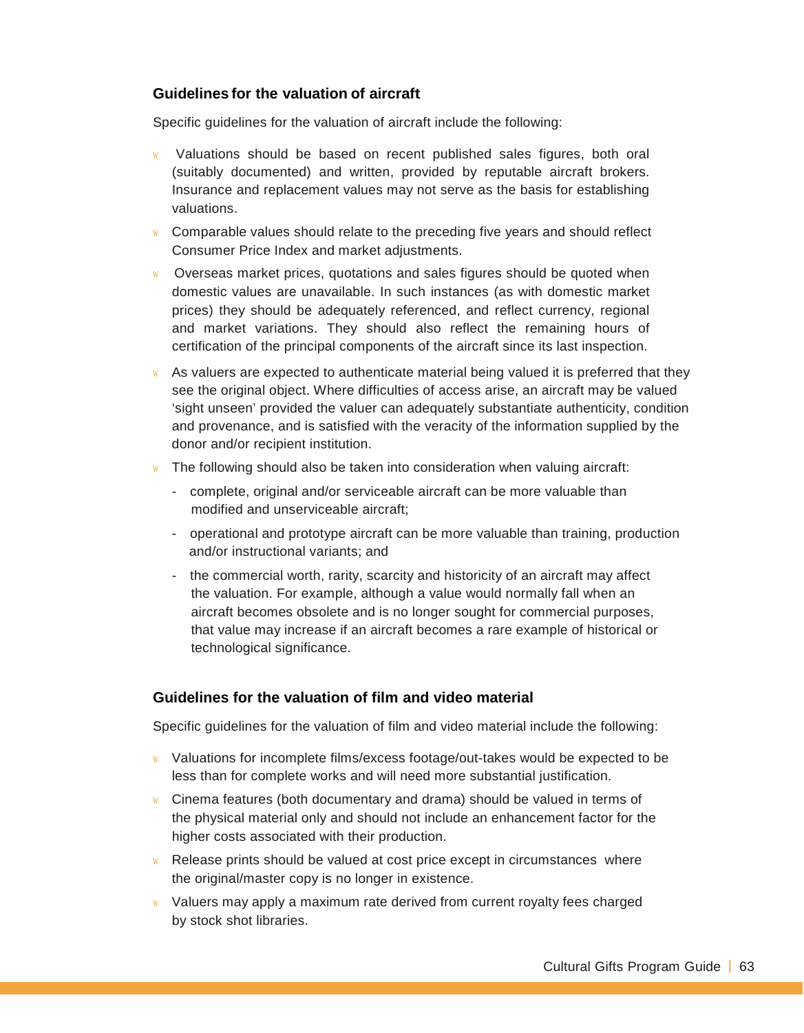### Guidelines for the valuation of aircraft

Specific guidelines for the valuation of aircraft include the following:

- Valuations should be based on recent published sales figures, both oral (suitably documented) and written, provided by reputable aircraft brokers. Insurance and replacement values may not serve as the basis for establishing valuations.
- Comparable values should relate to the preceding five years and should reflect Consumer Price Index and market adjustments.
- Overseas market prices, quotations and sales figures should be quoted when domestic values are unavailable. In such instances (as with domestic market prices) they should be adequately referenced, and reflect currency, regional and market variations. They should also reflect the remaining hours of certification of the principal components of the aircraft since its last inspection.
- As valuers are expected to authenticate material being valued it is preferred that they see the original object. Where difficulties of access arise, an aircraft may be valued 'sight unseen' provided the valuer can adequately substantiate authenticity, condition and provenance, and is satisfied with the veracity of the information supplied by the donor and/or recipient institution.
- The following should also be taken into consideration when valuing aircraft:
  - complete, original and/or serviceable aircraft can be more valuable than modified and unserviceable aircraft;
  - operational and prototype aircraft can be more valuable than training, production and/or instructional variants; and
  - the commercial worth, rarity, scarcity and historicity of an aircraft may affect the valuation. For example, although a value would normally fall when an aircraft becomes obsolete and is no longer sought for commercial purposes, that value may increase if an aircraft becomes a rare example of historical or technological significance.

### Guidelines for the valuation of film and video material

Specific guidelines for the valuation of film and video material include the following:

- Valuations for incomplete films/excess footage/out-takes would be expected to be less than for complete works and will need more substantial justification.
- Cinema features (both documentary and drama) should be valued in terms of the physical material only and should not include an enhancement factor for the higher costs associated with their production.
- Release prints should be valued at cost price except in circumstances where the original/master copy is no longer in existence.
- Valuers may apply a maximum rate derived from current royalty fees charged by stock shot libraries.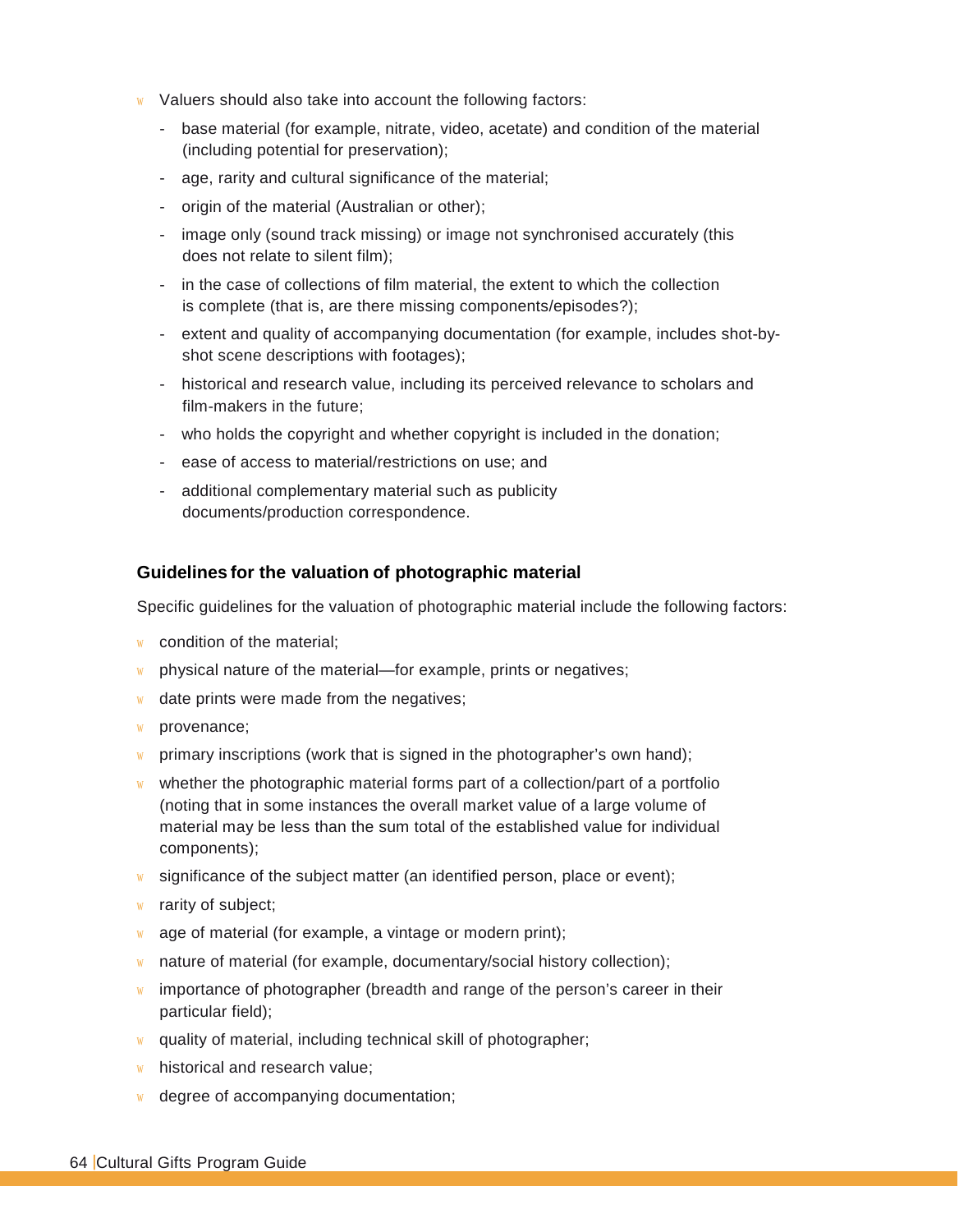- Valuers should also take into account the following factors:
  - base material (for example, nitrate, video, acetate) and condition of the material (including potential for preservation);
  - age, rarity and cultural significance of the material;
  - origin of the material (Australian or other);
  - image only (sound track missing) or image not synchronised accurately (this does not relate to silent film);
  - in the case of collections of film material, the extent to which the collection is complete (that is, are there missing components/episodes?);
  - extent and quality of accompanying documentation (for example, includes shot-by-shot scene descriptions with footages);
  - historical and research value, including its perceived relevance to scholars and film-makers in the future;
  - who holds the copyright and whether copyright is included in the donation;
  - ease of access to material/restrictions on use; and
  - additional complementary material such as publicity documents/production correspondence.

### Guidelines for the valuation of photographic material

Specific guidelines for the valuation of photographic material include the following factors:

- condition of the material;
- physical nature of the material—for example, prints or negatives;
- date prints were made from the negatives;
- provenance;
- primary inscriptions (work that is signed in the photographer's own hand);
- whether the photographic material forms part of a collection/part of a portfolio (noting that in some instances the overall market value of a large volume of material may be less than the sum total of the established value for individual components);
- significance of the subject matter (an identified person, place or event);
- rarity of subject;
- age of material (for example, a vintage or modern print);
- nature of material (for example, documentary/social history collection);
- importance of photographer (breadth and range of the person's career in their particular field);
- quality of material, including technical skill of photographer;
- historical and research value;
- degree of accompanying documentation;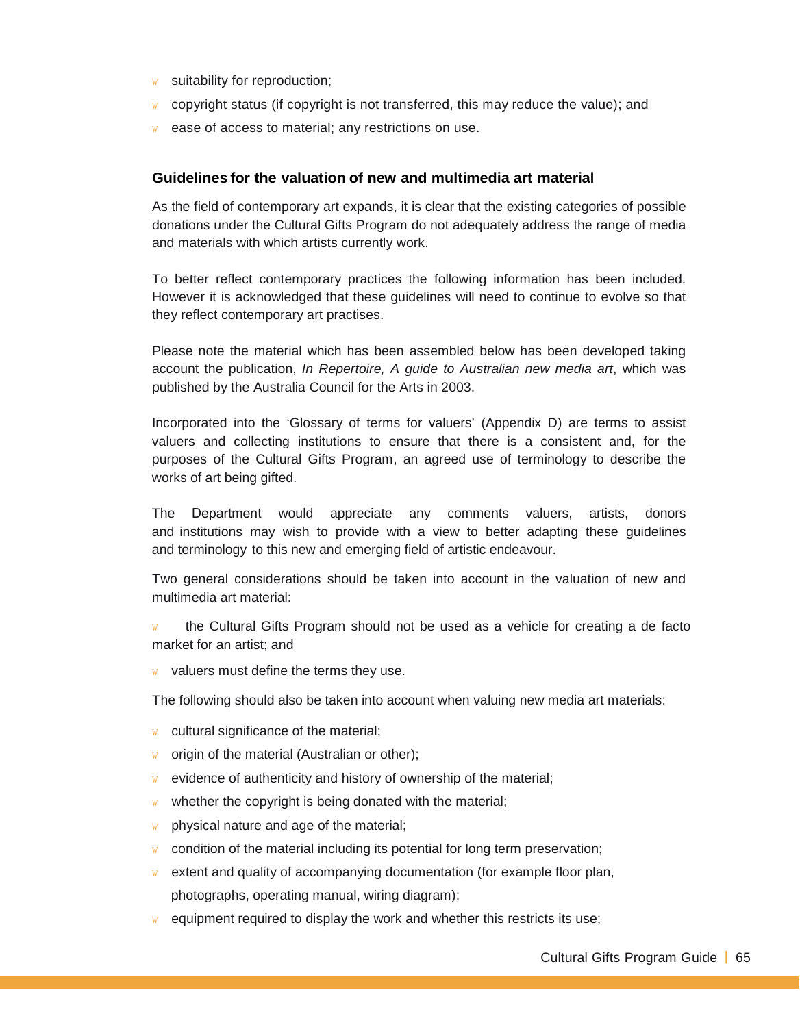- suitability for reproduction;
- copyright status (if copyright is not transferred, this may reduce the value); and
- ease of access to material; any restrictions on use.

### Guidelines for the valuation of new and multimedia art material

As the field of contemporary art expands, it is clear that the existing categories of possible donations under the Cultural Gifts Program do not adequately address the range of media and materials with which artists currently work.

To better reflect contemporary practices the following information has been included. However it is acknowledged that these guidelines will need to continue to evolve so that they reflect contemporary art practises.

Please note the material which has been assembled below has been developed taking account the publication, *In Repertoire, A guide to Australian new media art*, which was published by the Australia Council for the Arts in 2003.

Incorporated into the 'Glossary of terms for valuers' (Appendix D) are terms to assist valuers and collecting institutions to ensure that there is a consistent and, for the purposes of the Cultural Gifts Program, an agreed use of terminology to describe the works of art being gifted.

The Department would appreciate any comments valuers, artists, donors and institutions may wish to provide with a view to better adapting these guidelines and terminology to this new and emerging field of artistic endeavour.

Two general considerations should be taken into account in the valuation of new and multimedia art material:

- the Cultural Gifts Program should not be used as a vehicle for creating a de facto market for an artist; and
- valuers must define the terms they use.

The following should also be taken into account when valuing new media art materials:

- cultural significance of the material;
- origin of the material (Australian or other);
- evidence of authenticity and history of ownership of the material;
- whether the copyright is being donated with the material;
- physical nature and age of the material;
- condition of the material including its potential for long term preservation;
- extent and quality of accompanying documentation (for example floor plan, photographs, operating manual, wiring diagram);
- equipment required to display the work and whether this restricts its use;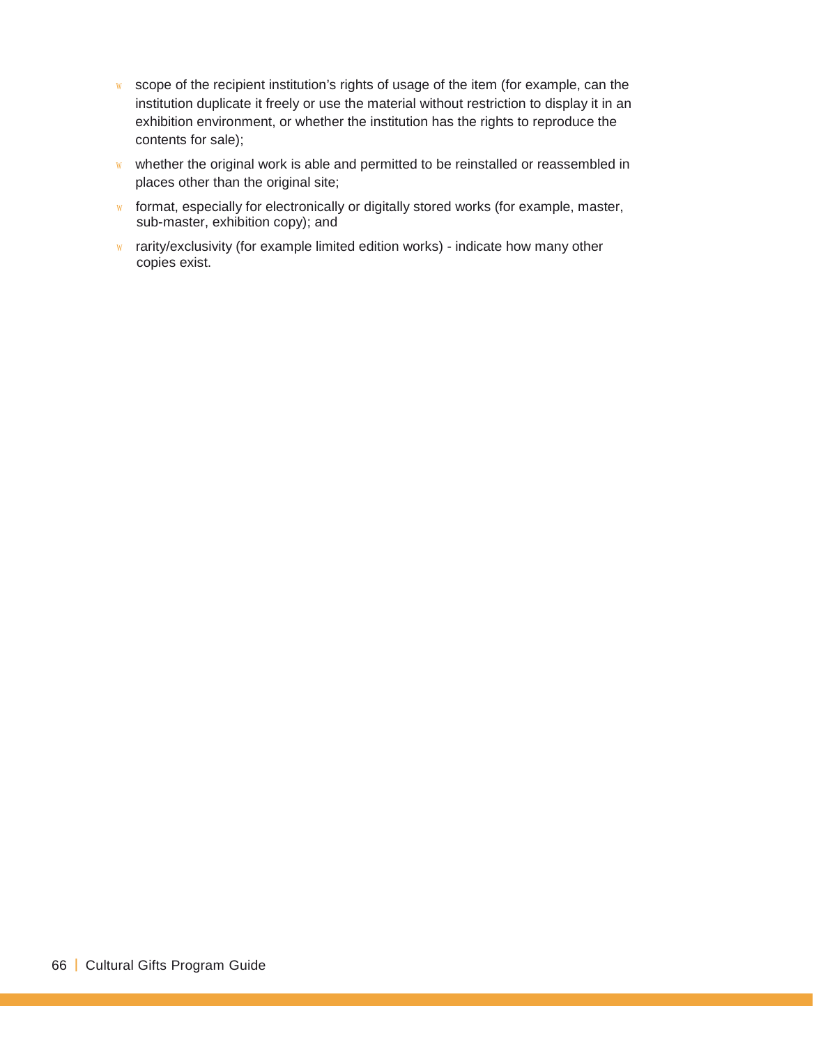- scope of the recipient institution's rights of usage of the item (for example, can the institution duplicate it freely or use the material without restriction to display it in an exhibition environment, or whether the institution has the rights to reproduce the contents for sale);
- whether the original work is able and permitted to be reinstalled or reassembled in places other than the original site;
- format, especially for electronically or digitally stored works (for example, master, sub-master, exhibition copy); and
- rarity/exclusivity (for example limited edition works) - indicate how many other copies exist.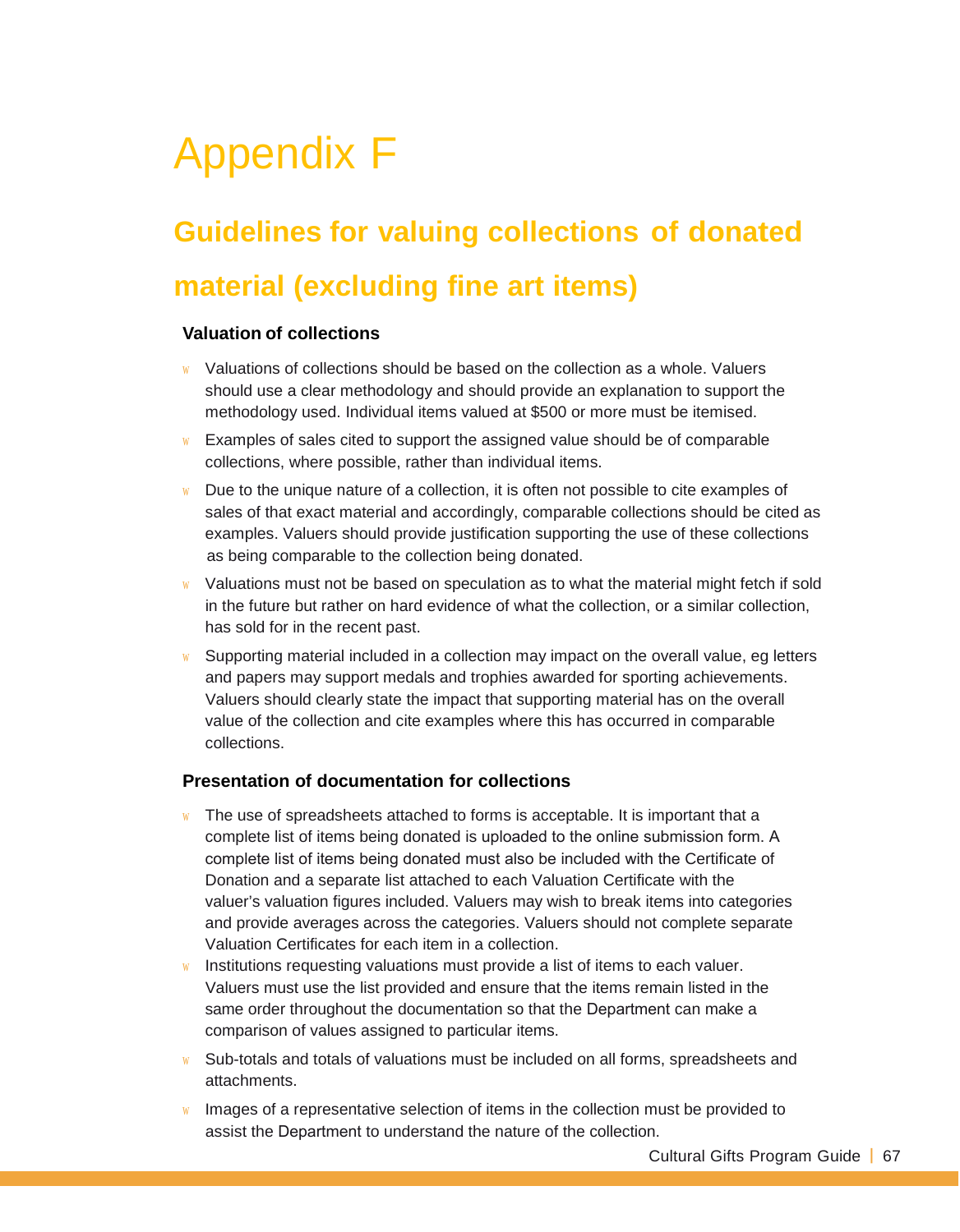# Appendix F

## Guidelines for valuing collections of donated material (excluding fine art items)

### Valuation of collections

- Valuations of collections should be based on the collection as a whole. Valuers should use a clear methodology and should provide an explanation to support the methodology used. Individual items valued at $500 or more must be itemised.
- Examples of sales cited to support the assigned value should be of comparable collections, where possible, rather than individual items.
- Due to the unique nature of a collection, it is often not possible to cite examples of sales of that exact material and accordingly, comparable collections should be cited as examples. Valuers should provide justification supporting the use of these collections as being comparable to the collection being donated.
- Valuations must not be based on speculation as to what the material might fetch if sold in the future but rather on hard evidence of what the collection, or a similar collection, has sold for in the recent past.
- Supporting material included in a collection may impact on the overall value, eg letters and papers may support medals and trophies awarded for sporting achievements. Valuers should clearly state the impact that supporting material has on the overall value of the collection and cite examples where this has occurred in comparable collections.

### Presentation of documentation for collections

- The use of spreadsheets attached to forms is acceptable. It is important that a complete list of items being donated is uploaded to the online submission form. A complete list of items being donated must also be included with the Certificate of Donation and a separate list attached to each Valuation Certificate with the valuer's valuation figures included. Valuers may wish to break items into categories and provide averages across the categories. Valuers should not complete separate Valuation Certificates for each item in a collection.
- Institutions requesting valuations must provide a list of items to each valuer. Valuers must use the list provided and ensure that the items remain listed in the same order throughout the documentation so that the Department can make a comparison of values assigned to particular items.
- Sub-totals and totals of valuations must be included on all forms, spreadsheets and attachments.
- Images of a representative selection of items in the collection must be provided to assist the Department to understand the nature of the collection.